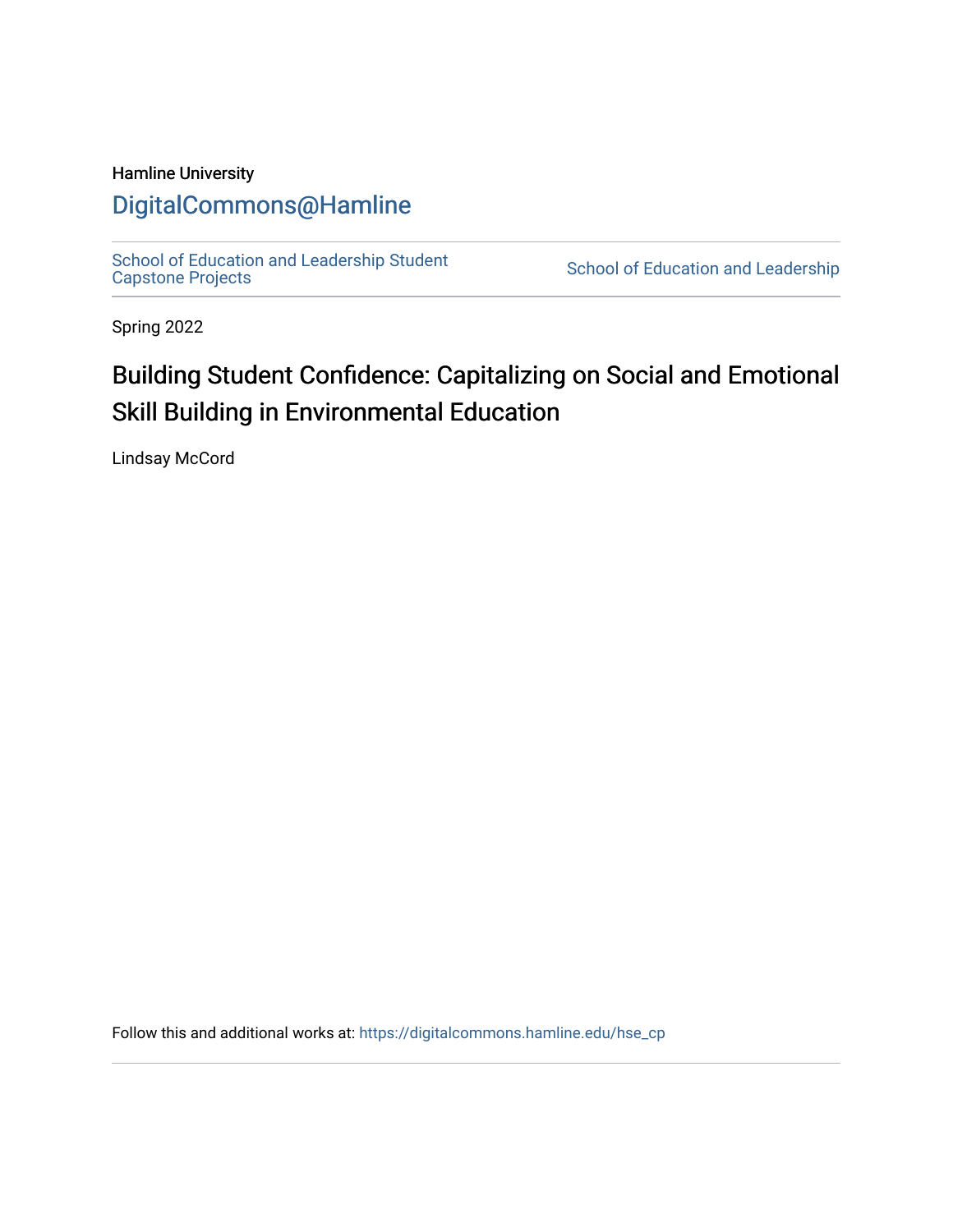Hamline University

DigitalCommons@Hamline

School of Education and Leadership Student Capstone Projects | School of Education and Leadership

Spring 2022

# Building Student Confidence: Capitalizing on Social and Emotional Skill Building in Environmental Education

Lindsay McCord

Follow this and additional works at: https://digitalcommons.hamline.edu/hse_cp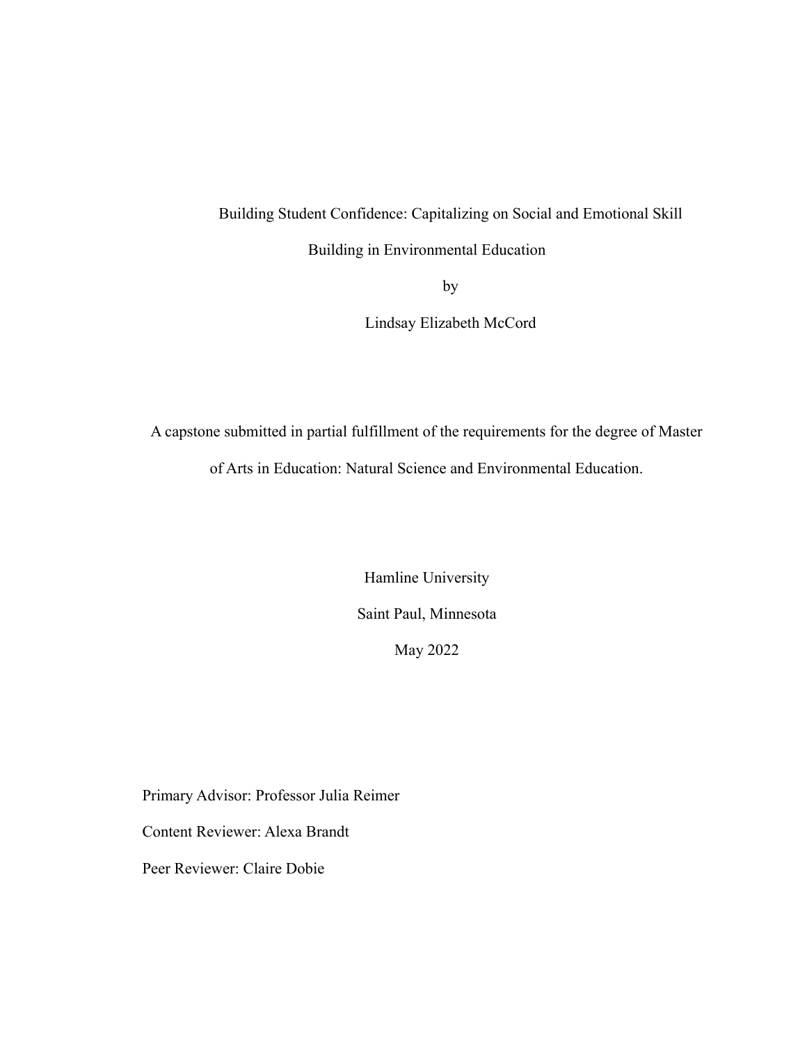# Building Student Confidence: Capitalizing on Social and Emotional Skill Building in Environmental Education

by

Lindsay Elizabeth McCord

A capstone submitted in partial fulfillment of the requirements for the degree of Master of Arts in Education: Natural Science and Environmental Education.

Hamline University

Saint Paul, Minnesota

May 2022

Primary Advisor: Professor Julia Reimer

Content Reviewer: Alexa Brandt

Peer Reviewer: Claire Dobie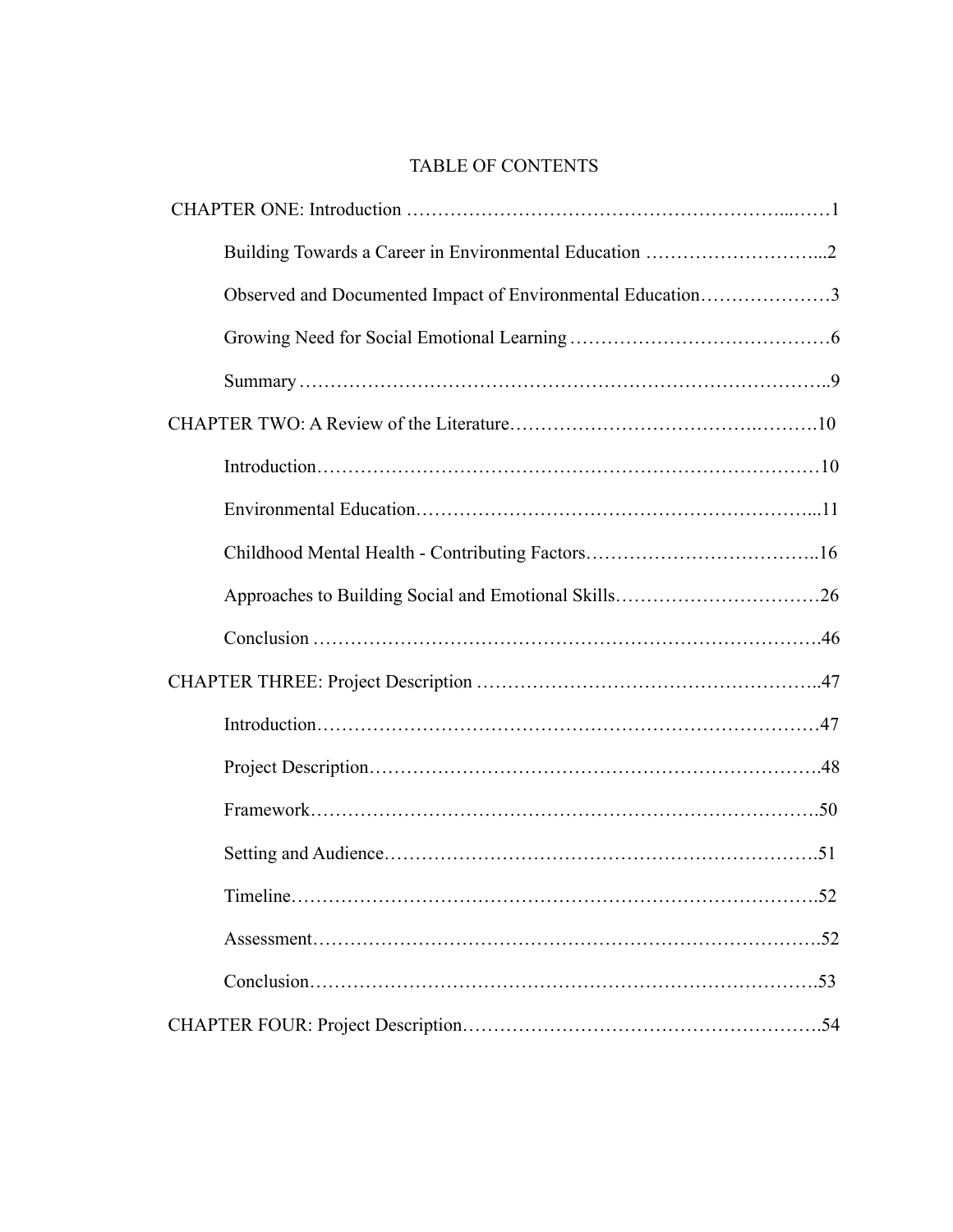# TABLE OF CONTENTS

CHAPTER ONE: Introduction ……………………………………………………...……1

- Building Towards a Career in Environmental Education ………………………...2
- Observed and Documented Impact of Environmental Education…………………3
- Growing Need for Social Emotional Learning……………………………………6
- Summary…………………………………………………………………………..9

CHAPTER TWO: A Review of the Literature…………………………………….……….10

- Introduction………………………………………………………………………10
- Environmental Education………………………………………………………...11
- Childhood Mental Health - Contributing Factors………………………………..16
- Approaches to Building Social and Emotional Skills……………………………26
- Conclusion ………………………………………………………………………46

CHAPTER THREE: Project Description ……………………………………………..47

- Introduction………………………………………………………………………47
- Project Description……………………………………………………………….48
- Framework……………………………………………………………………….50
- Setting and Audience…………………………………………………………….51
- Timeline………………………………………………………………………….52
- Assessment……………………………………………………………………….52
- Conclusion……………………………………………………………………….53

CHAPTER FOUR: Project Description………………………………………………….54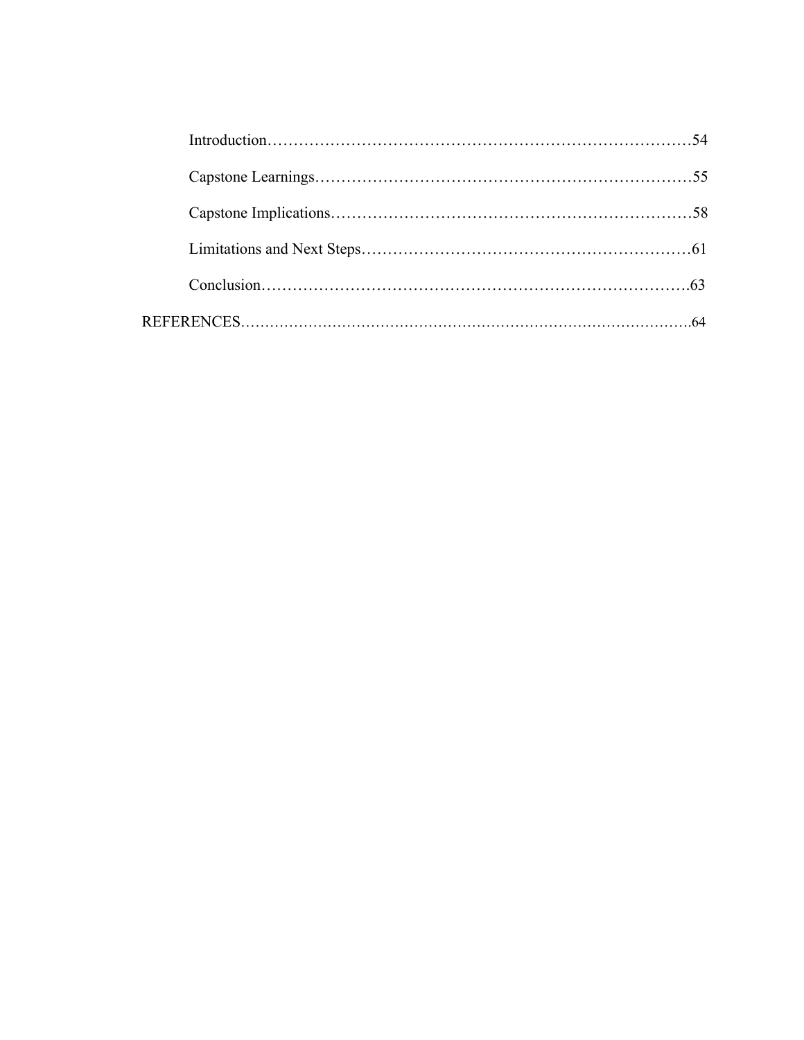Introduction……………………………………………………………………54

Capstone Learnings………………………………………………………………55

Capstone Implications……………………………………………………………58

Limitations and Next Steps………………………………………………………61

Conclusion……………………………………………………………………….63

REFERENCES……………………………………………………………………….64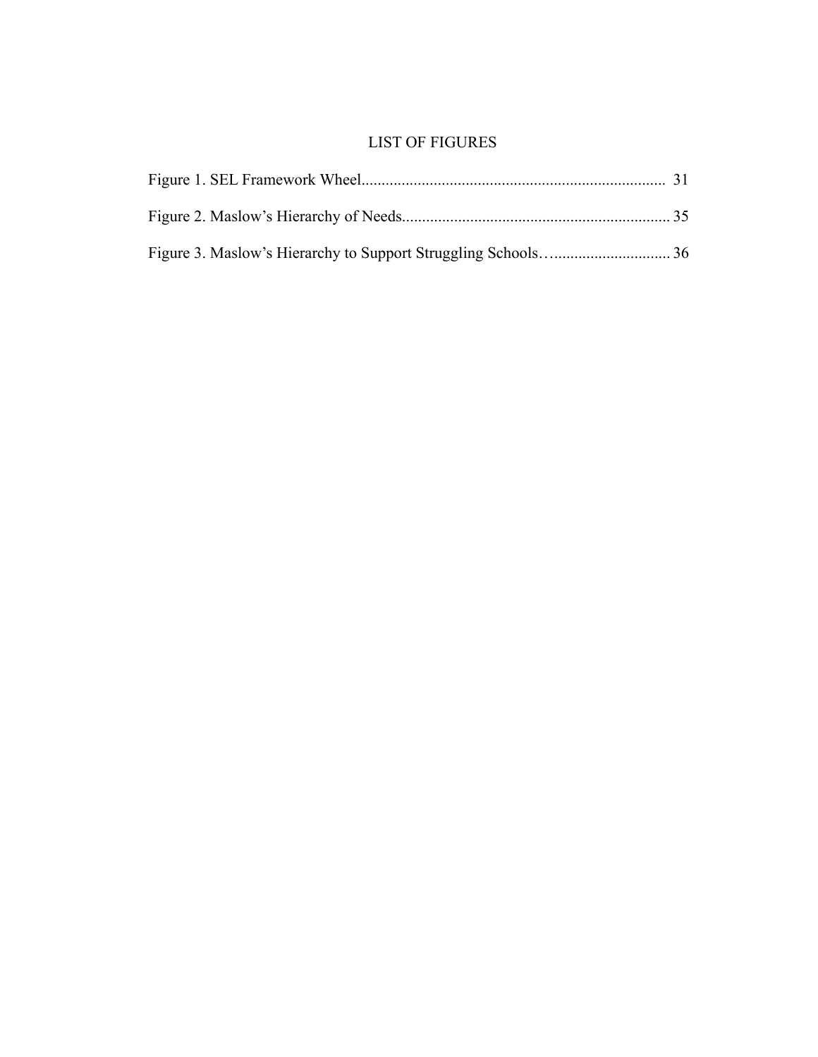# LIST OF FIGURES

Figure 1. SEL Framework Wheel........................................................................... 31

Figure 2. Maslow's Hierarchy of Needs.................................................................. 35

Figure 3. Maslow's Hierarchy to Support Struggling Schools…............................. 36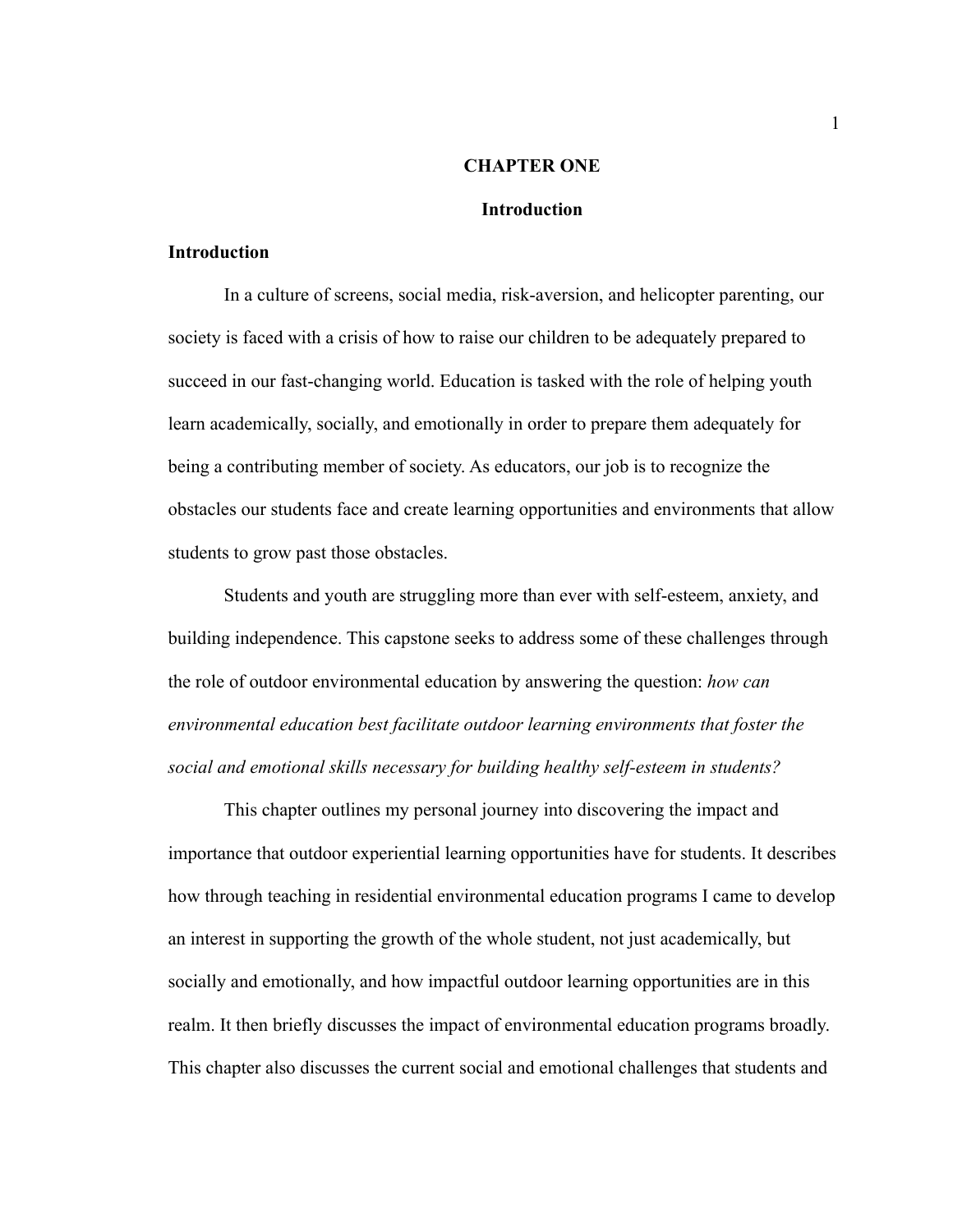# CHAPTER ONE

## Introduction

### Introduction

In a culture of screens, social media, risk-aversion, and helicopter parenting, our society is faced with a crisis of how to raise our children to be adequately prepared to succeed in our fast-changing world. Education is tasked with the role of helping youth learn academically, socially, and emotionally in order to prepare them adequately for being a contributing member of society. As educators, our job is to recognize the obstacles our students face and create learning opportunities and environments that allow students to grow past those obstacles.

Students and youth are struggling more than ever with self-esteem, anxiety, and building independence. This capstone seeks to address some of these challenges through the role of outdoor environmental education by answering the question: *how can environmental education best facilitate outdoor learning environments that foster the social and emotional skills necessary for building healthy self-esteem in students?*

This chapter outlines my personal journey into discovering the impact and importance that outdoor experiential learning opportunities have for students. It describes how through teaching in residential environmental education programs I came to develop an interest in supporting the growth of the whole student, not just academically, but socially and emotionally, and how impactful outdoor learning opportunities are in this realm. It then briefly discusses the impact of environmental education programs broadly. This chapter also discusses the current social and emotional challenges that students and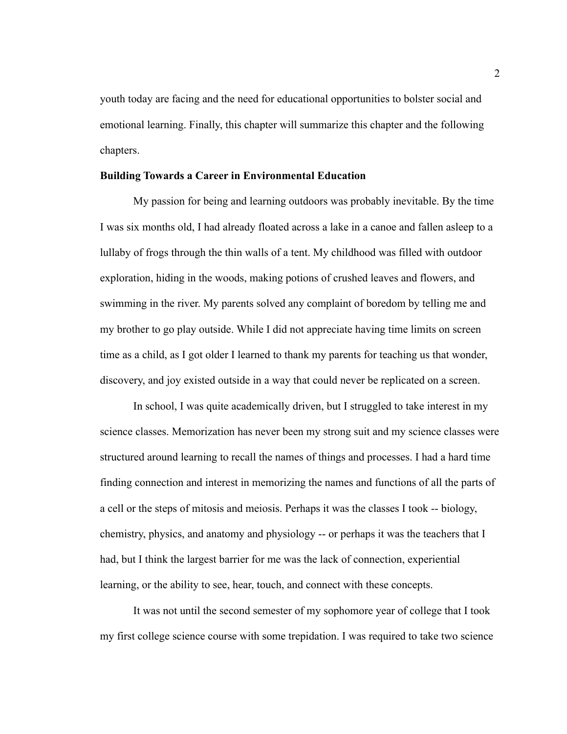youth today are facing and the need for educational opportunities to bolster social and emotional learning. Finally, this chapter will summarize this chapter and the following chapters.

**Building Towards a Career in Environmental Education**

My passion for being and learning outdoors was probably inevitable. By the time I was six months old, I had already floated across a lake in a canoe and fallen asleep to a lullaby of frogs through the thin walls of a tent. My childhood was filled with outdoor exploration, hiding in the woods, making potions of crushed leaves and flowers, and swimming in the river. My parents solved any complaint of boredom by telling me and my brother to go play outside. While I did not appreciate having time limits on screen time as a child, as I got older I learned to thank my parents for teaching us that wonder, discovery, and joy existed outside in a way that could never be replicated on a screen.

In school, I was quite academically driven, but I struggled to take interest in my science classes. Memorization has never been my strong suit and my science classes were structured around learning to recall the names of things and processes. I had a hard time finding connection and interest in memorizing the names and functions of all the parts of a cell or the steps of mitosis and meiosis. Perhaps it was the classes I took -- biology, chemistry, physics, and anatomy and physiology -- or perhaps it was the teachers that I had, but I think the largest barrier for me was the lack of connection, experiential learning, or the ability to see, hear, touch, and connect with these concepts.

It was not until the second semester of my sophomore year of college that I took my first college science course with some trepidation. I was required to take two science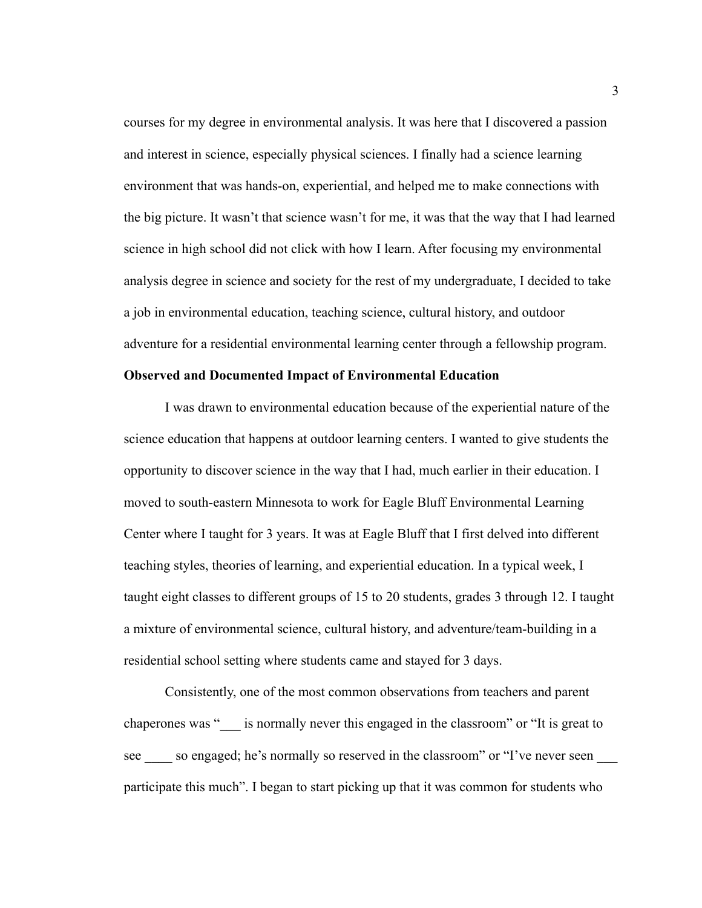courses for my degree in environmental analysis. It was here that I discovered a passion and interest in science, especially physical sciences. I finally had a science learning environment that was hands-on, experiential, and helped me to make connections with the big picture. It wasn't that science wasn't for me, it was that the way that I had learned science in high school did not click with how I learn. After focusing my environmental analysis degree in science and society for the rest of my undergraduate, I decided to take a job in environmental education, teaching science, cultural history, and outdoor adventure for a residential environmental learning center through a fellowship program.

**Observed and Documented Impact of Environmental Education**

I was drawn to environmental education because of the experiential nature of the science education that happens at outdoor learning centers. I wanted to give students the opportunity to discover science in the way that I had, much earlier in their education. I moved to south-eastern Minnesota to work for Eagle Bluff Environmental Learning Center where I taught for 3 years. It was at Eagle Bluff that I first delved into different teaching styles, theories of learning, and experiential education. In a typical week, I taught eight classes to different groups of 15 to 20 students, grades 3 through 12. I taught a mixture of environmental science, cultural history, and adventure/team-building in a residential school setting where students came and stayed for 3 days.

Consistently, one of the most common observations from teachers and parent chaperones was "___ is normally never this engaged in the classroom" or "It is great to see ____ so engaged; he's normally so reserved in the classroom" or "I've never seen ___ participate this much". I began to start picking up that it was common for students who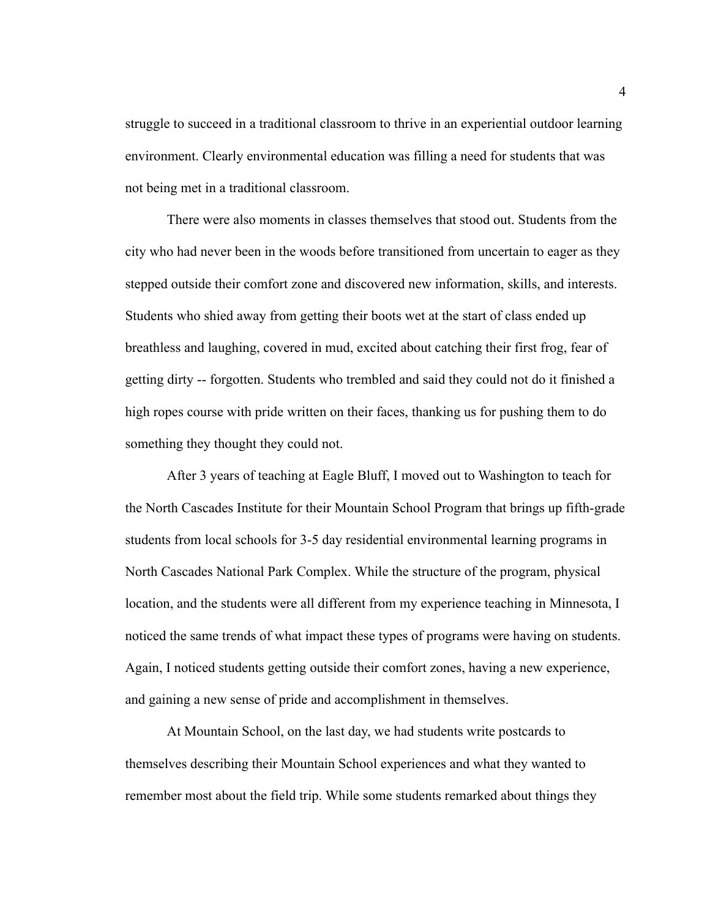struggle to succeed in a traditional classroom to thrive in an experiential outdoor learning environment. Clearly environmental education was filling a need for students that was not being met in a traditional classroom.

There were also moments in classes themselves that stood out. Students from the city who had never been in the woods before transitioned from uncertain to eager as they stepped outside their comfort zone and discovered new information, skills, and interests. Students who shied away from getting their boots wet at the start of class ended up breathless and laughing, covered in mud, excited about catching their first frog, fear of getting dirty -- forgotten. Students who trembled and said they could not do it finished a high ropes course with pride written on their faces, thanking us for pushing them to do something they thought they could not.

After 3 years of teaching at Eagle Bluff, I moved out to Washington to teach for the North Cascades Institute for their Mountain School Program that brings up fifth-grade students from local schools for 3-5 day residential environmental learning programs in North Cascades National Park Complex. While the structure of the program, physical location, and the students were all different from my experience teaching in Minnesota, I noticed the same trends of what impact these types of programs were having on students. Again, I noticed students getting outside their comfort zones, having a new experience, and gaining a new sense of pride and accomplishment in themselves.

At Mountain School, on the last day, we had students write postcards to themselves describing their Mountain School experiences and what they wanted to remember most about the field trip. While some students remarked about things they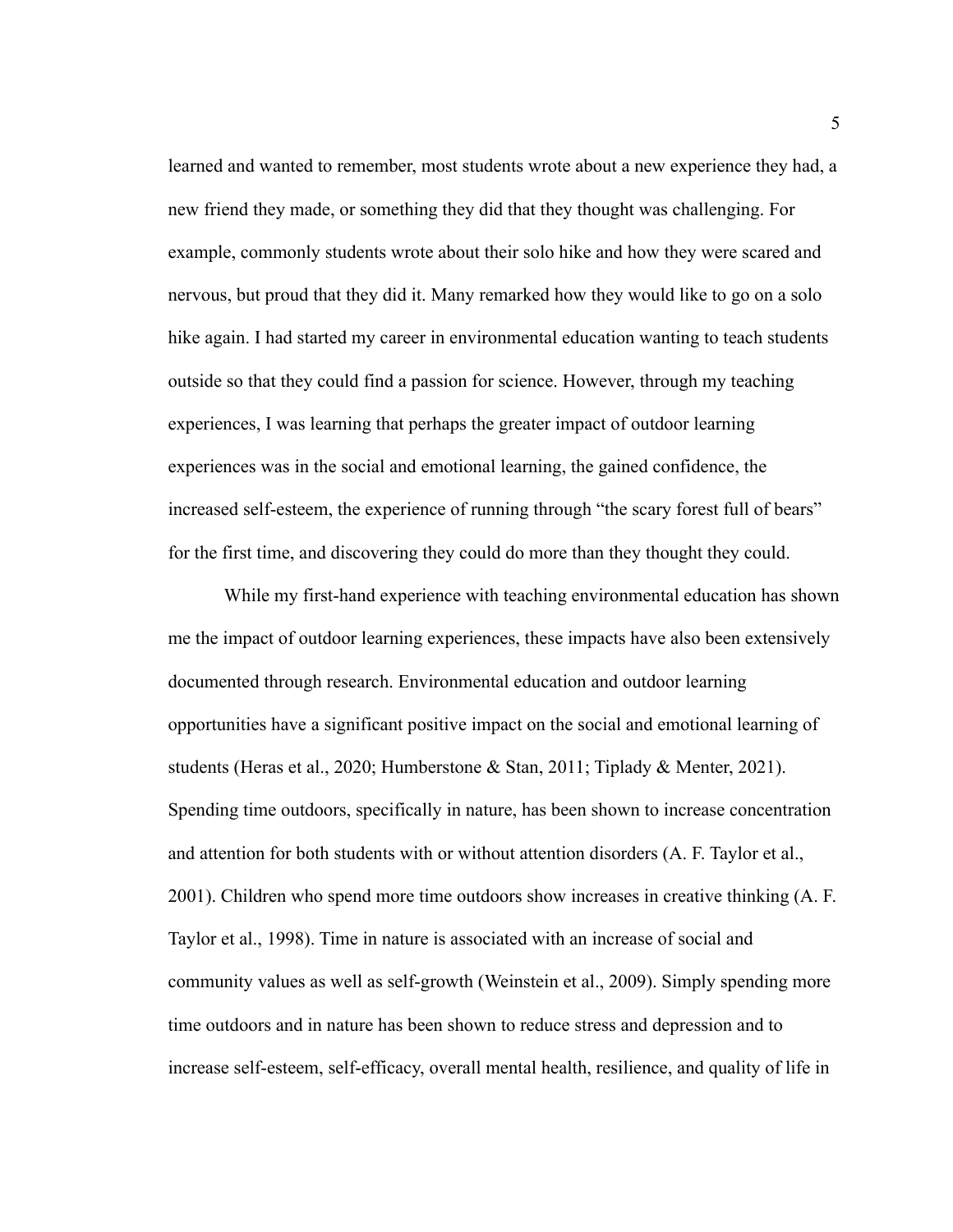learned and wanted to remember, most students wrote about a new experience they had, a new friend they made, or something they did that they thought was challenging. For example, commonly students wrote about their solo hike and how they were scared and nervous, but proud that they did it. Many remarked how they would like to go on a solo hike again. I had started my career in environmental education wanting to teach students outside so that they could find a passion for science. However, through my teaching experiences, I was learning that perhaps the greater impact of outdoor learning experiences was in the social and emotional learning, the gained confidence, the increased self-esteem, the experience of running through "the scary forest full of bears" for the first time, and discovering they could do more than they thought they could.

While my first-hand experience with teaching environmental education has shown me the impact of outdoor learning experiences, these impacts have also been extensively documented through research. Environmental education and outdoor learning opportunities have a significant positive impact on the social and emotional learning of students (Heras et al., 2020; Humberstone & Stan, 2011; Tiplady & Menter, 2021). Spending time outdoors, specifically in nature, has been shown to increase concentration and attention for both students with or without attention disorders (A. F. Taylor et al., 2001). Children who spend more time outdoors show increases in creative thinking (A. F. Taylor et al., 1998). Time in nature is associated with an increase of social and community values as well as self-growth (Weinstein et al., 2009). Simply spending more time outdoors and in nature has been shown to reduce stress and depression and to increase self-esteem, self-efficacy, overall mental health, resilience, and quality of life in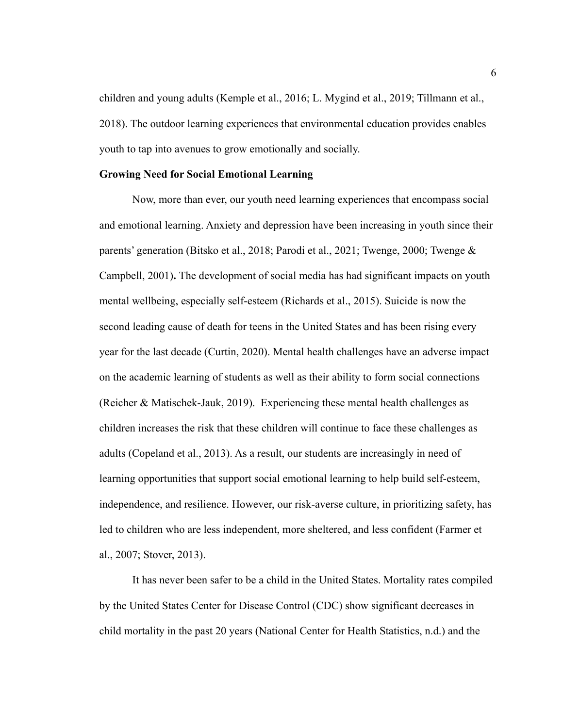children and young adults (Kemple et al., 2016; L. Mygind et al., 2019; Tillmann et al., 2018). The outdoor learning experiences that environmental education provides enables youth to tap into avenues to grow emotionally and socially.

**Growing Need for Social Emotional Learning**

Now, more than ever, our youth need learning experiences that encompass social and emotional learning. Anxiety and depression have been increasing in youth since their parents' generation (Bitsko et al., 2018; Parodi et al., 2021; Twenge, 2000; Twenge & Campbell, 2001)**.** The development of social media has had significant impacts on youth mental wellbeing, especially self-esteem (Richards et al., 2015). Suicide is now the second leading cause of death for teens in the United States and has been rising every year for the last decade (Curtin, 2020). Mental health challenges have an adverse impact on the academic learning of students as well as their ability to form social connections (Reicher & Matischek-Jauk, 2019). Experiencing these mental health challenges as children increases the risk that these children will continue to face these challenges as adults (Copeland et al., 2013). As a result, our students are increasingly in need of learning opportunities that support social emotional learning to help build self-esteem, independence, and resilience. However, our risk-averse culture, in prioritizing safety, has led to children who are less independent, more sheltered, and less confident (Farmer et al., 2007; Stover, 2013).

It has never been safer to be a child in the United States. Mortality rates compiled by the United States Center for Disease Control (CDC) show significant decreases in child mortality in the past 20 years (National Center for Health Statistics, n.d.) and the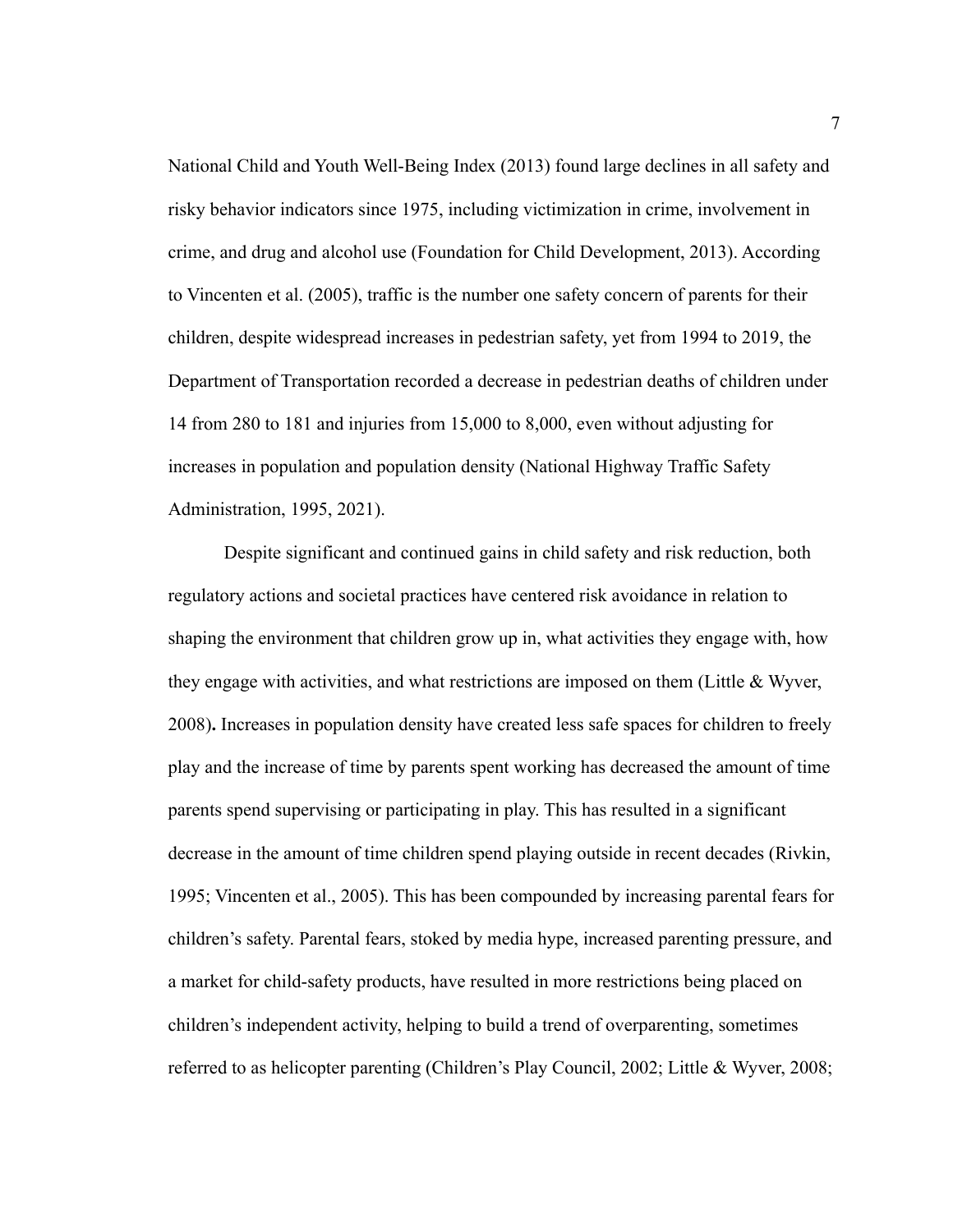National Child and Youth Well-Being Index (2013) found large declines in all safety and risky behavior indicators since 1975, including victimization in crime, involvement in crime, and drug and alcohol use (Foundation for Child Development, 2013). According to Vincenten et al. (2005), traffic is the number one safety concern of parents for their children, despite widespread increases in pedestrian safety, yet from 1994 to 2019, the Department of Transportation recorded a decrease in pedestrian deaths of children under 14 from 280 to 181 and injuries from 15,000 to 8,000, even without adjusting for increases in population and population density (National Highway Traffic Safety Administration, 1995, 2021).

Despite significant and continued gains in child safety and risk reduction, both regulatory actions and societal practices have centered risk avoidance in relation to shaping the environment that children grow up in, what activities they engage with, how they engage with activities, and what restrictions are imposed on them (Little & Wyver, 2008)**.** Increases in population density have created less safe spaces for children to freely play and the increase of time by parents spent working has decreased the amount of time parents spend supervising or participating in play. This has resulted in a significant decrease in the amount of time children spend playing outside in recent decades (Rivkin, 1995; Vincenten et al., 2005). This has been compounded by increasing parental fears for children's safety. Parental fears, stoked by media hype, increased parenting pressure, and a market for child-safety products, have resulted in more restrictions being placed on children's independent activity, helping to build a trend of overparenting, sometimes referred to as helicopter parenting (Children's Play Council, 2002; Little & Wyver, 2008;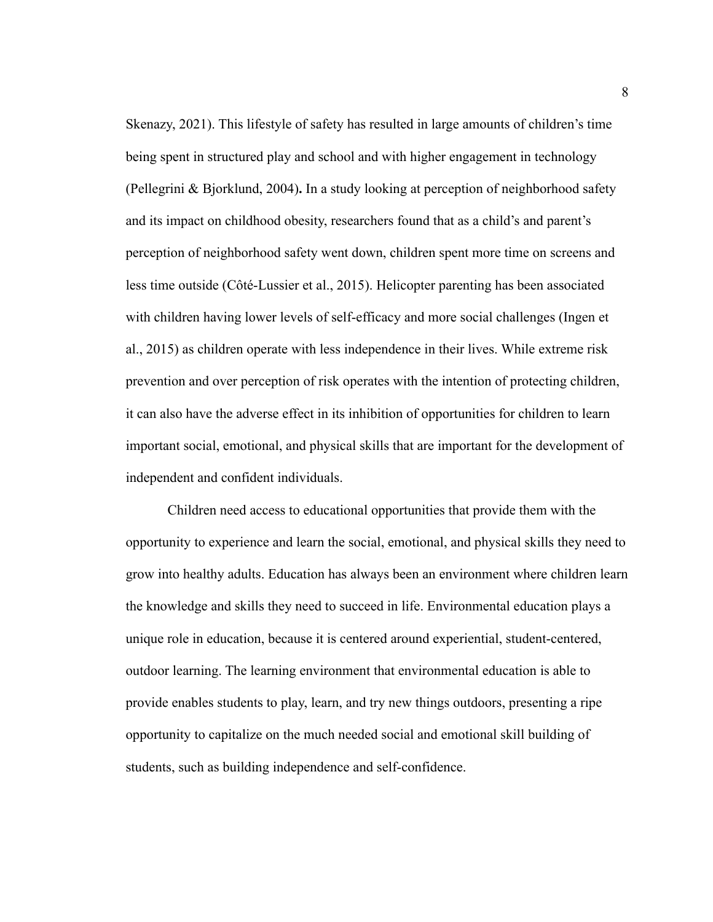Skenazy, 2021). This lifestyle of safety has resulted in large amounts of children's time being spent in structured play and school and with higher engagement in technology (Pellegrini & Bjorklund, 2004). In a study looking at perception of neighborhood safety and its impact on childhood obesity, researchers found that as a child's and parent's perception of neighborhood safety went down, children spent more time on screens and less time outside (Côté-Lussier et al., 2015). Helicopter parenting has been associated with children having lower levels of self-efficacy and more social challenges (Ingen et al., 2015) as children operate with less independence in their lives. While extreme risk prevention and over perception of risk operates with the intention of protecting children, it can also have the adverse effect in its inhibition of opportunities for children to learn important social, emotional, and physical skills that are important for the development of independent and confident individuals.

Children need access to educational opportunities that provide them with the opportunity to experience and learn the social, emotional, and physical skills they need to grow into healthy adults. Education has always been an environment where children learn the knowledge and skills they need to succeed in life. Environmental education plays a unique role in education, because it is centered around experiential, student-centered, outdoor learning. The learning environment that environmental education is able to provide enables students to play, learn, and try new things outdoors, presenting a ripe opportunity to capitalize on the much needed social and emotional skill building of students, such as building independence and self-confidence.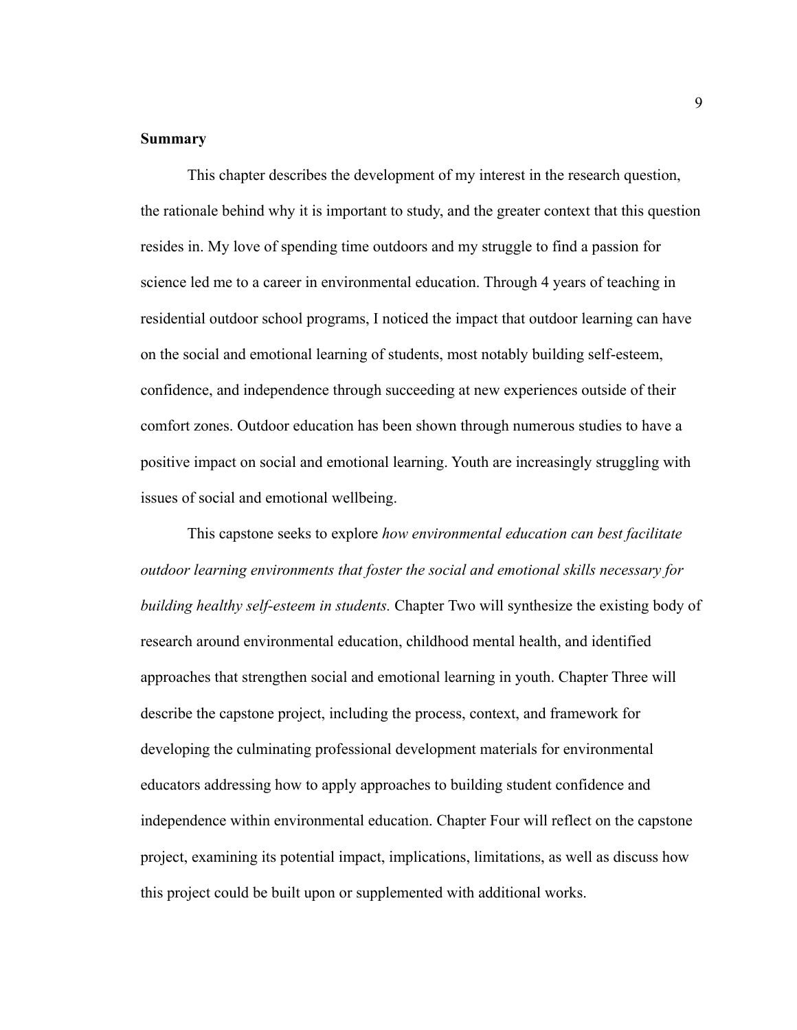## Summary

This chapter describes the development of my interest in the research question, the rationale behind why it is important to study, and the greater context that this question resides in. My love of spending time outdoors and my struggle to find a passion for science led me to a career in environmental education. Through 4 years of teaching in residential outdoor school programs, I noticed the impact that outdoor learning can have on the social and emotional learning of students, most notably building self-esteem, confidence, and independence through succeeding at new experiences outside of their comfort zones. Outdoor education has been shown through numerous studies to have a positive impact on social and emotional learning. Youth are increasingly struggling with issues of social and emotional wellbeing.

This capstone seeks to explore *how environmental education can best facilitate outdoor learning environments that foster the social and emotional skills necessary for building healthy self-esteem in students.* Chapter Two will synthesize the existing body of research around environmental education, childhood mental health, and identified approaches that strengthen social and emotional learning in youth. Chapter Three will describe the capstone project, including the process, context, and framework for developing the culminating professional development materials for environmental educators addressing how to apply approaches to building student confidence and independence within environmental education. Chapter Four will reflect on the capstone project, examining its potential impact, implications, limitations, as well as discuss how this project could be built upon or supplemented with additional works.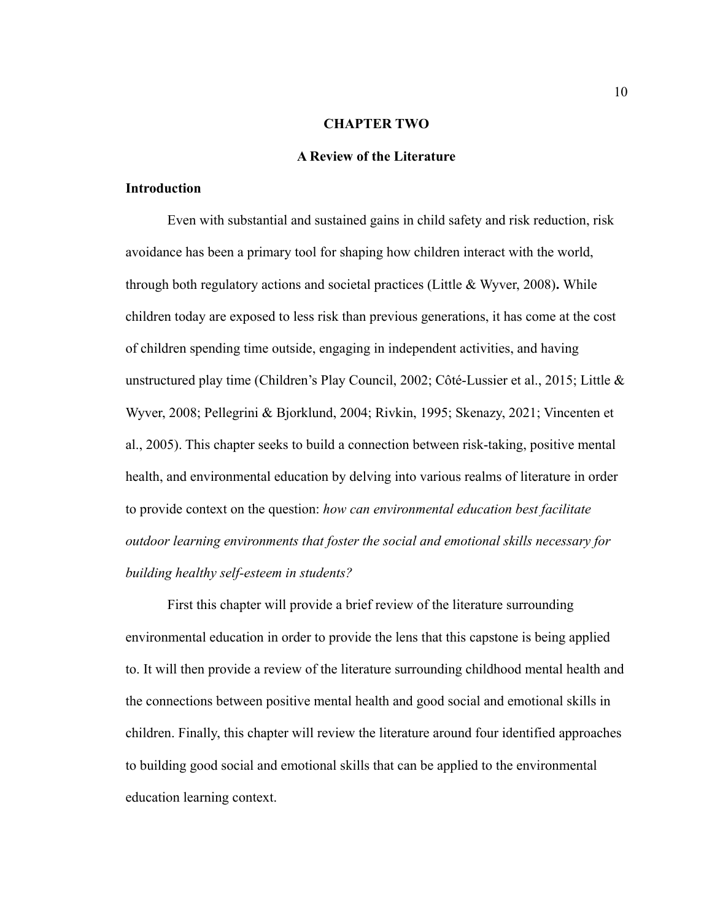# CHAPTER TWO

## A Review of the Literature

### Introduction

Even with substantial and sustained gains in child safety and risk reduction, risk avoidance has been a primary tool for shaping how children interact with the world, through both regulatory actions and societal practices (Little & Wyver, 2008)**.** While children today are exposed to less risk than previous generations, it has come at the cost of children spending time outside, engaging in independent activities, and having unstructured play time (Children's Play Council, 2002; Côté-Lussier et al., 2015; Little & Wyver, 2008; Pellegrini & Bjorklund, 2004; Rivkin, 1995; Skenazy, 2021; Vincenten et al., 2005). This chapter seeks to build a connection between risk-taking, positive mental health, and environmental education by delving into various realms of literature in order to provide context on the question: *how can environmental education best facilitate outdoor learning environments that foster the social and emotional skills necessary for building healthy self-esteem in students?*

First this chapter will provide a brief review of the literature surrounding environmental education in order to provide the lens that this capstone is being applied to. It will then provide a review of the literature surrounding childhood mental health and the connections between positive mental health and good social and emotional skills in children. Finally, this chapter will review the literature around four identified approaches to building good social and emotional skills that can be applied to the environmental education learning context.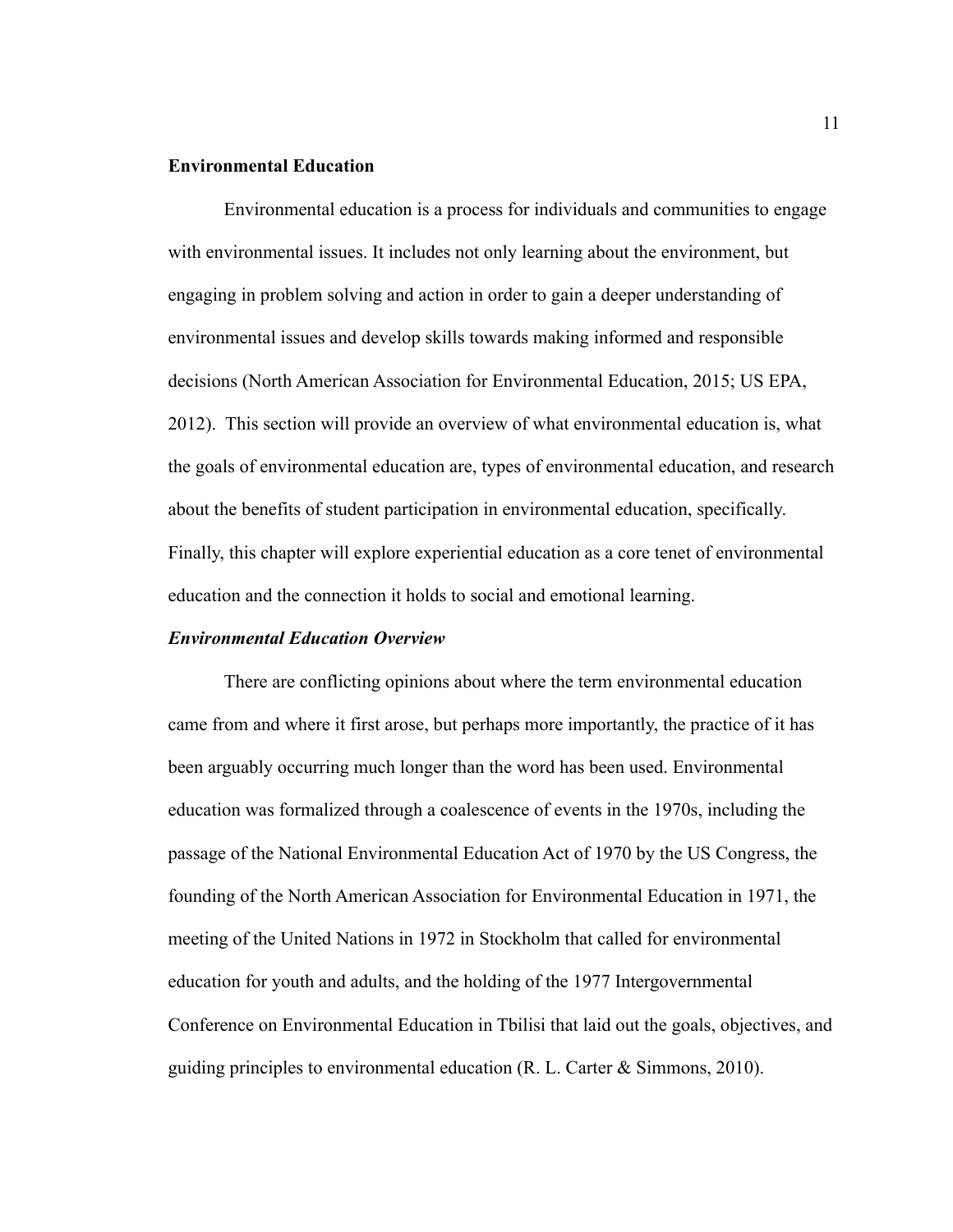## Environmental Education

Environmental education is a process for individuals and communities to engage with environmental issues. It includes not only learning about the environment, but engaging in problem solving and action in order to gain a deeper understanding of environmental issues and develop skills towards making informed and responsible decisions (North American Association for Environmental Education, 2015; US EPA, 2012). This section will provide an overview of what environmental education is, what the goals of environmental education are, types of environmental education, and research about the benefits of student participation in environmental education, specifically. Finally, this chapter will explore experiential education as a core tenet of environmental education and the connection it holds to social and emotional learning.

### *Environmental Education Overview*

There are conflicting opinions about where the term environmental education came from and where it first arose, but perhaps more importantly, the practice of it has been arguably occurring much longer than the word has been used. Environmental education was formalized through a coalescence of events in the 1970s, including the passage of the National Environmental Education Act of 1970 by the US Congress, the founding of the North American Association for Environmental Education in 1971, the meeting of the United Nations in 1972 in Stockholm that called for environmental education for youth and adults, and the holding of the 1977 Intergovernmental Conference on Environmental Education in Tbilisi that laid out the goals, objectives, and guiding principles to environmental education (R. L. Carter & Simmons, 2010).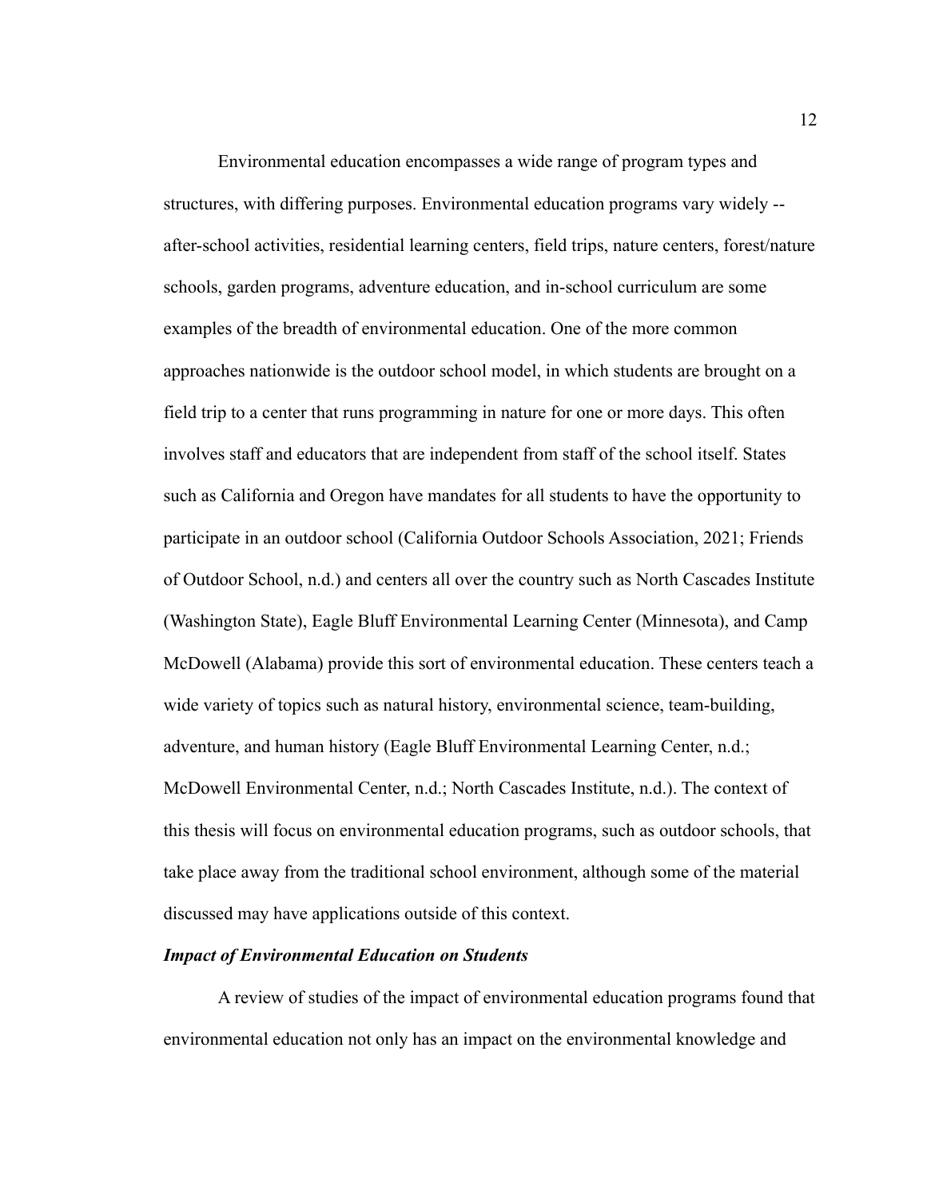Environmental education encompasses a wide range of program types and structures, with differing purposes. Environmental education programs vary widely -- after-school activities, residential learning centers, field trips, nature centers, forest/nature schools, garden programs, adventure education, and in-school curriculum are some examples of the breadth of environmental education. One of the more common approaches nationwide is the outdoor school model, in which students are brought on a field trip to a center that runs programming in nature for one or more days. This often involves staff and educators that are independent from staff of the school itself. States such as California and Oregon have mandates for all students to have the opportunity to participate in an outdoor school (California Outdoor Schools Association, 2021; Friends of Outdoor School, n.d.) and centers all over the country such as North Cascades Institute (Washington State), Eagle Bluff Environmental Learning Center (Minnesota), and Camp McDowell (Alabama) provide this sort of environmental education. These centers teach a wide variety of topics such as natural history, environmental science, team-building, adventure, and human history (Eagle Bluff Environmental Learning Center, n.d.; McDowell Environmental Center, n.d.; North Cascades Institute, n.d.). The context of this thesis will focus on environmental education programs, such as outdoor schools, that take place away from the traditional school environment, although some of the material discussed may have applications outside of this context.

***Impact of Environmental Education on Students***

A review of studies of the impact of environmental education programs found that environmental education not only has an impact on the environmental knowledge and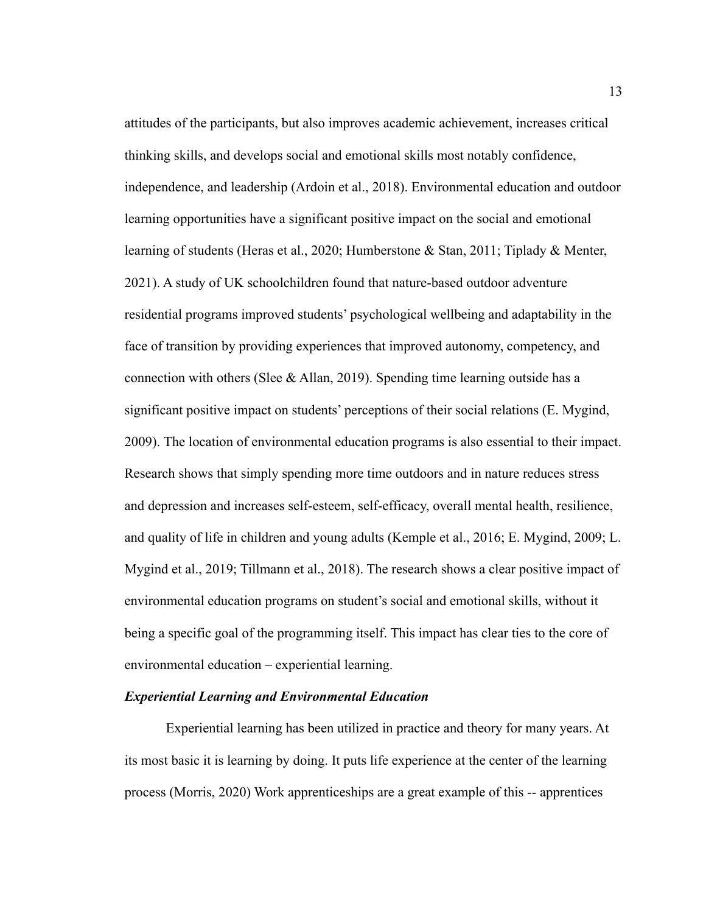attitudes of the participants, but also improves academic achievement, increases critical thinking skills, and develops social and emotional skills most notably confidence, independence, and leadership (Ardoin et al., 2018). Environmental education and outdoor learning opportunities have a significant positive impact on the social and emotional learning of students (Heras et al., 2020; Humberstone & Stan, 2011; Tiplady & Menter, 2021). A study of UK schoolchildren found that nature-based outdoor adventure residential programs improved students' psychological wellbeing and adaptability in the face of transition by providing experiences that improved autonomy, competency, and connection with others (Slee & Allan, 2019). Spending time learning outside has a significant positive impact on students' perceptions of their social relations (E. Mygind, 2009). The location of environmental education programs is also essential to their impact. Research shows that simply spending more time outdoors and in nature reduces stress and depression and increases self-esteem, self-efficacy, overall mental health, resilience, and quality of life in children and young adults (Kemple et al., 2016; E. Mygind, 2009; L. Mygind et al., 2019; Tillmann et al., 2018). The research shows a clear positive impact of environmental education programs on student's social and emotional skills, without it being a specific goal of the programming itself. This impact has clear ties to the core of environmental education – experiential learning.

### ***Experiential Learning and Environmental Education***

Experiential learning has been utilized in practice and theory for many years. At its most basic it is learning by doing. It puts life experience at the center of the learning process (Morris, 2020) Work apprenticeships are a great example of this -- apprentices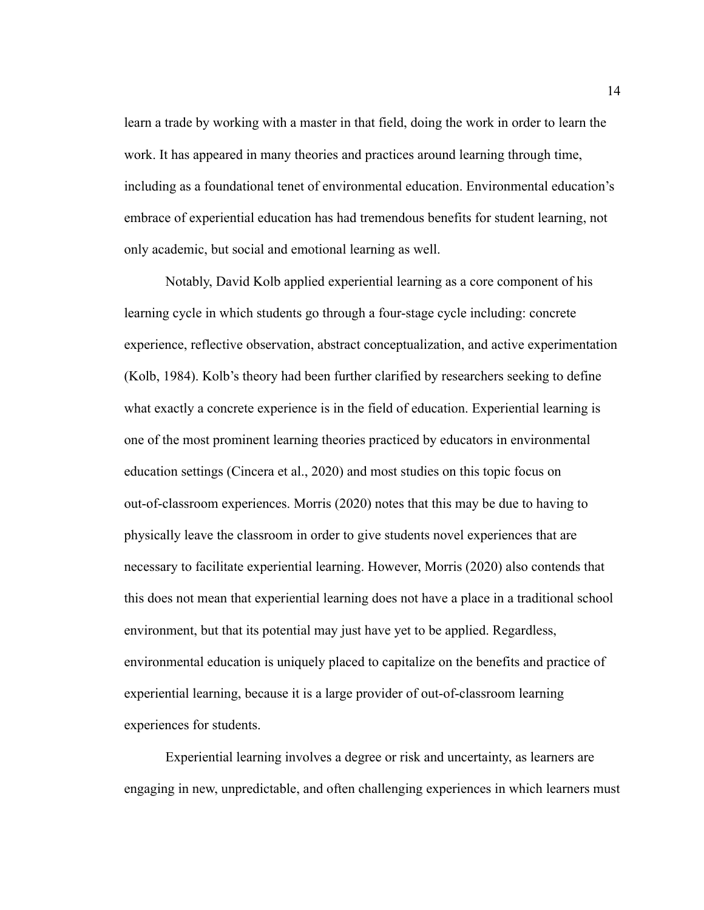learn a trade by working with a master in that field, doing the work in order to learn the work. It has appeared in many theories and practices around learning through time, including as a foundational tenet of environmental education. Environmental education's embrace of experiential education has had tremendous benefits for student learning, not only academic, but social and emotional learning as well.

Notably, David Kolb applied experiential learning as a core component of his learning cycle in which students go through a four-stage cycle including: concrete experience, reflective observation, abstract conceptualization, and active experimentation (Kolb, 1984). Kolb's theory had been further clarified by researchers seeking to define what exactly a concrete experience is in the field of education. Experiential learning is one of the most prominent learning theories practiced by educators in environmental education settings (Cincera et al., 2020) and most studies on this topic focus on out-of-classroom experiences. Morris (2020) notes that this may be due to having to physically leave the classroom in order to give students novel experiences that are necessary to facilitate experiential learning. However, Morris (2020) also contends that this does not mean that experiential learning does not have a place in a traditional school environment, but that its potential may just have yet to be applied. Regardless, environmental education is uniquely placed to capitalize on the benefits and practice of experiential learning, because it is a large provider of out-of-classroom learning experiences for students.

Experiential learning involves a degree or risk and uncertainty, as learners are engaging in new, unpredictable, and often challenging experiences in which learners must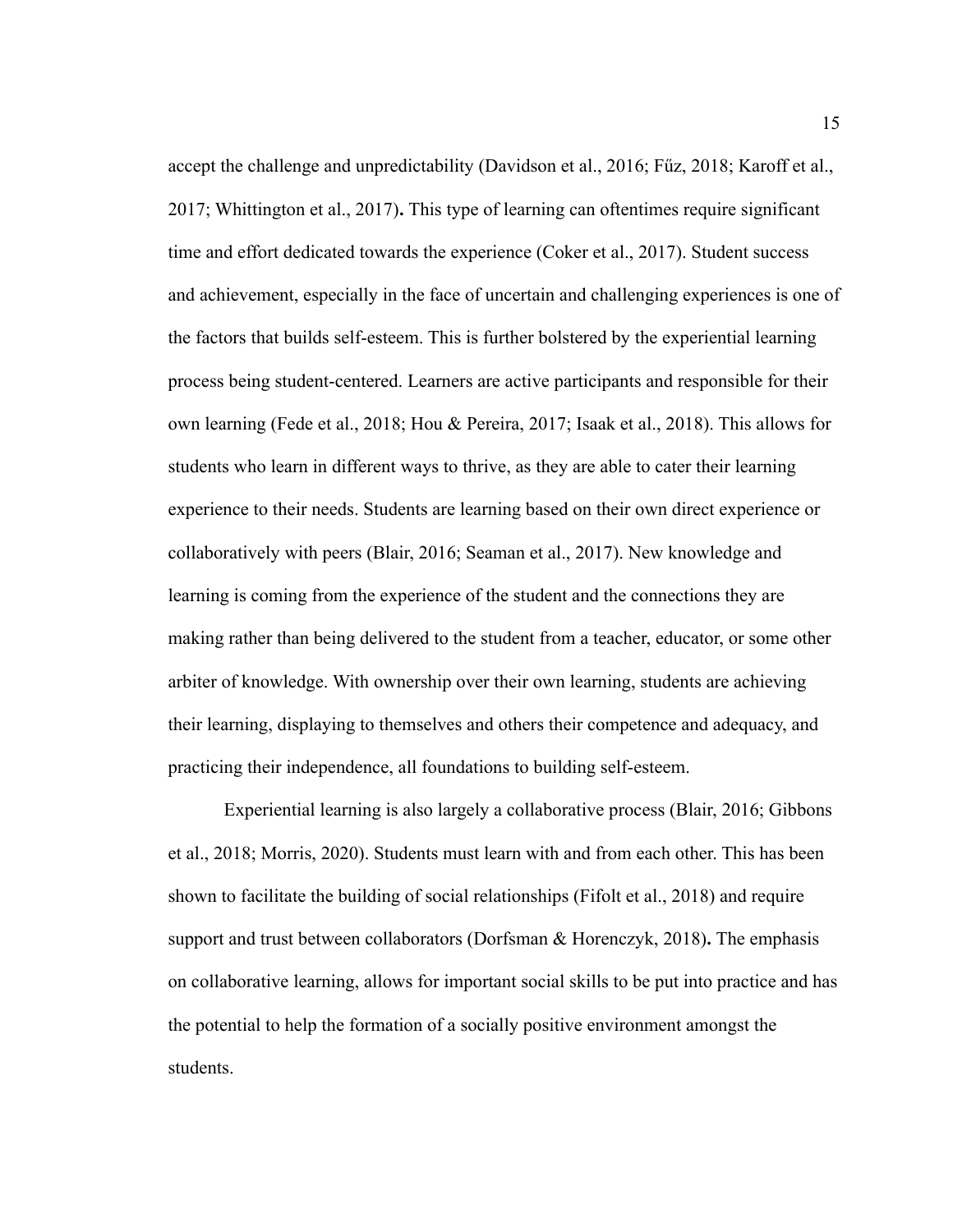accept the challenge and unpredictability (Davidson et al., 2016; Fűz, 2018; Karoff et al., 2017; Whittington et al., 2017). This type of learning can oftentimes require significant time and effort dedicated towards the experience (Coker et al., 2017). Student success and achievement, especially in the face of uncertain and challenging experiences is one of the factors that builds self-esteem. This is further bolstered by the experiential learning process being student-centered. Learners are active participants and responsible for their own learning (Fede et al., 2018; Hou & Pereira, 2017; Isaak et al., 2018). This allows for students who learn in different ways to thrive, as they are able to cater their learning experience to their needs. Students are learning based on their own direct experience or collaboratively with peers (Blair, 2016; Seaman et al., 2017). New knowledge and learning is coming from the experience of the student and the connections they are making rather than being delivered to the student from a teacher, educator, or some other arbiter of knowledge. With ownership over their own learning, students are achieving their learning, displaying to themselves and others their competence and adequacy, and practicing their independence, all foundations to building self-esteem.

Experiential learning is also largely a collaborative process (Blair, 2016; Gibbons et al., 2018; Morris, 2020). Students must learn with and from each other. This has been shown to facilitate the building of social relationships (Fifolt et al., 2018) and require support and trust between collaborators (Dorfsman & Horenczyk, 2018). The emphasis on collaborative learning, allows for important social skills to be put into practice and has the potential to help the formation of a socially positive environment amongst the students.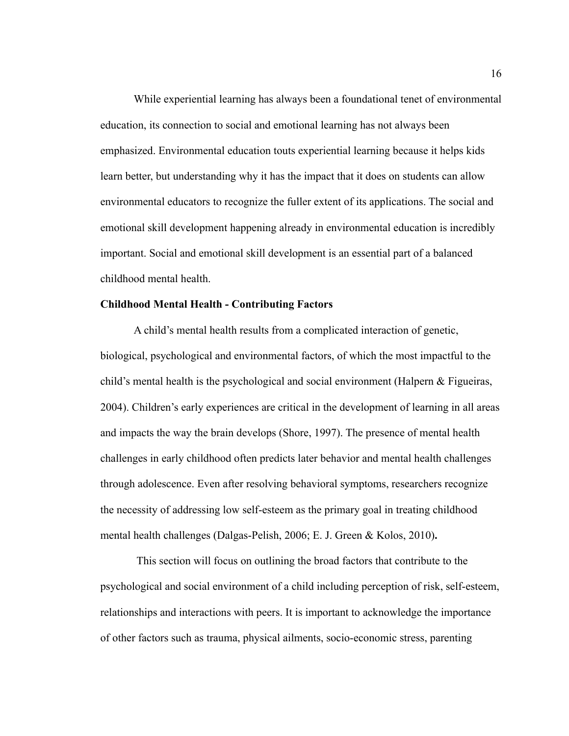While experiential learning has always been a foundational tenet of environmental education, its connection to social and emotional learning has not always been emphasized. Environmental education touts experiential learning because it helps kids learn better, but understanding why it has the impact that it does on students can allow environmental educators to recognize the fuller extent of its applications. The social and emotional skill development happening already in environmental education is incredibly important. Social and emotional skill development is an essential part of a balanced childhood mental health.

**Childhood Mental Health - Contributing Factors**

A child's mental health results from a complicated interaction of genetic, biological, psychological and environmental factors, of which the most impactful to the child's mental health is the psychological and social environment (Halpern & Figueiras, 2004). Children's early experiences are critical in the development of learning in all areas and impacts the way the brain develops (Shore, 1997). The presence of mental health challenges in early childhood often predicts later behavior and mental health challenges through adolescence. Even after resolving behavioral symptoms, researchers recognize the necessity of addressing low self-esteem as the primary goal in treating childhood mental health challenges (Dalgas-Pelish, 2006; E. J. Green & Kolos, 2010)**.**

This section will focus on outlining the broad factors that contribute to the psychological and social environment of a child including perception of risk, self-esteem, relationships and interactions with peers. It is important to acknowledge the importance of other factors such as trauma, physical ailments, socio-economic stress, parenting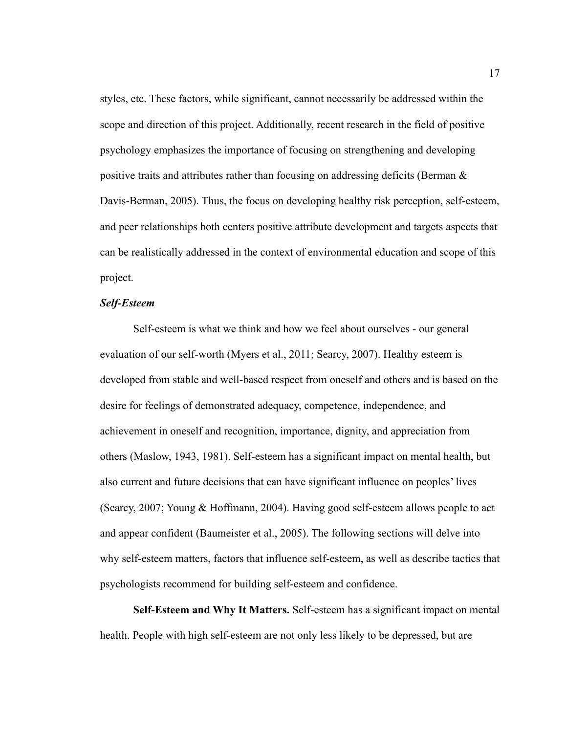styles, etc. These factors, while significant, cannot necessarily be addressed within the scope and direction of this project. Additionally, recent research in the field of positive psychology emphasizes the importance of focusing on strengthening and developing positive traits and attributes rather than focusing on addressing deficits (Berman & Davis-Berman, 2005). Thus, the focus on developing healthy risk perception, self-esteem, and peer relationships both centers positive attribute development and targets aspects that can be realistically addressed in the context of environmental education and scope of this project.

### ***Self-Esteem***

Self-esteem is what we think and how we feel about ourselves - our general evaluation of our self-worth (Myers et al., 2011; Searcy, 2007). Healthy esteem is developed from stable and well-based respect from oneself and others and is based on the desire for feelings of demonstrated adequacy, competence, independence, and achievement in oneself and recognition, importance, dignity, and appreciation from others (Maslow, 1943, 1981). Self-esteem has a significant impact on mental health, but also current and future decisions that can have significant influence on peoples' lives (Searcy, 2007; Young & Hoffmann, 2004). Having good self-esteem allows people to act and appear confident (Baumeister et al., 2005). The following sections will delve into why self-esteem matters, factors that influence self-esteem, as well as describe tactics that psychologists recommend for building self-esteem and confidence.

**Self-Esteem and Why It Matters.** Self-esteem has a significant impact on mental health. People with high self-esteem are not only less likely to be depressed, but are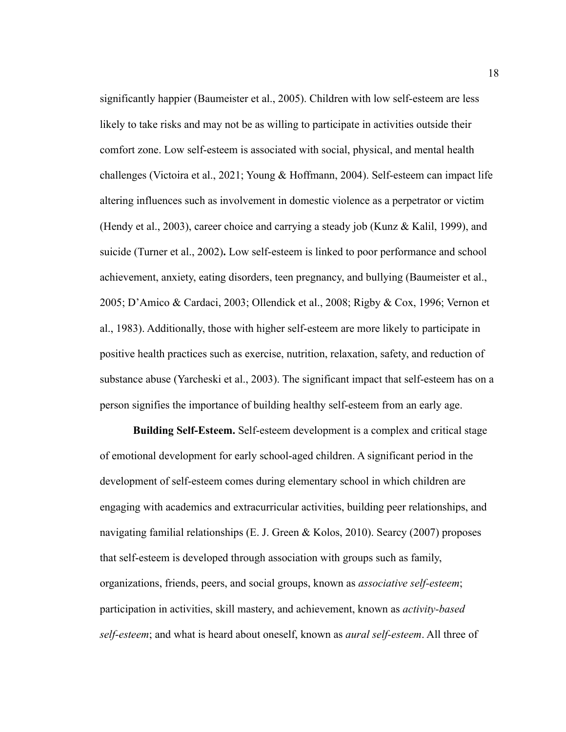significantly happier (Baumeister et al., 2005). Children with low self-esteem are less likely to take risks and may not be as willing to participate in activities outside their comfort zone. Low self-esteem is associated with social, physical, and mental health challenges (Victoira et al., 2021; Young & Hoffmann, 2004). Self-esteem can impact life altering influences such as involvement in domestic violence as a perpetrator or victim (Hendy et al., 2003), career choice and carrying a steady job (Kunz & Kalil, 1999), and suicide (Turner et al., 2002)**.** Low self-esteem is linked to poor performance and school achievement, anxiety, eating disorders, teen pregnancy, and bullying (Baumeister et al., 2005; D'Amico & Cardaci, 2003; Ollendick et al., 2008; Rigby & Cox, 1996; Vernon et al., 1983). Additionally, those with higher self-esteem are more likely to participate in positive health practices such as exercise, nutrition, relaxation, safety, and reduction of substance abuse (Yarcheski et al., 2003). The significant impact that self-esteem has on a person signifies the importance of building healthy self-esteem from an early age.

**Building Self-Esteem.** Self-esteem development is a complex and critical stage of emotional development for early school-aged children. A significant period in the development of self-esteem comes during elementary school in which children are engaging with academics and extracurricular activities, building peer relationships, and navigating familial relationships (E. J. Green & Kolos, 2010). Searcy (2007) proposes that self-esteem is developed through association with groups such as family, organizations, friends, peers, and social groups, known as *associative self-esteem*; participation in activities, skill mastery, and achievement, known as *activity-based self-esteem*; and what is heard about oneself, known as *aural self-esteem*. All three of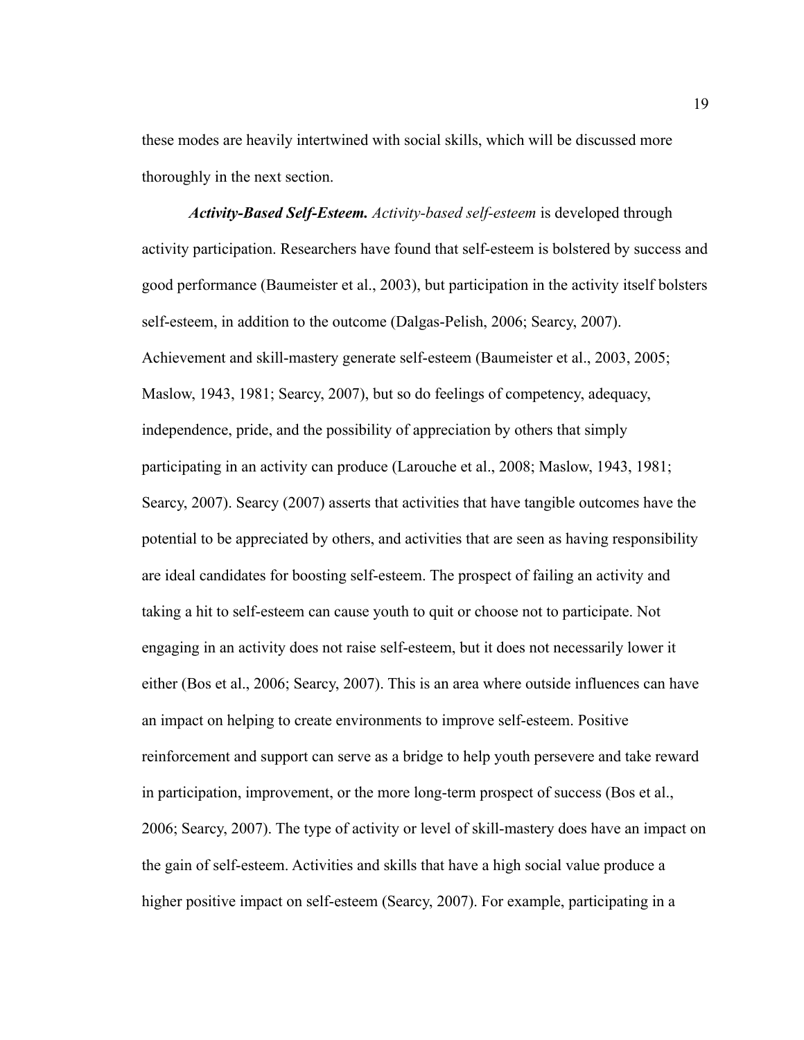these modes are heavily intertwined with social skills, which will be discussed more thoroughly in the next section.

***Activity-Based Self-Esteem.*** *Activity-based self-esteem* is developed through activity participation. Researchers have found that self-esteem is bolstered by success and good performance (Baumeister et al., 2003), but participation in the activity itself bolsters self-esteem, in addition to the outcome (Dalgas-Pelish, 2006; Searcy, 2007). Achievement and skill-mastery generate self-esteem (Baumeister et al., 2003, 2005; Maslow, 1943, 1981; Searcy, 2007), but so do feelings of competency, adequacy, independence, pride, and the possibility of appreciation by others that simply participating in an activity can produce (Larouche et al., 2008; Maslow, 1943, 1981; Searcy, 2007). Searcy (2007) asserts that activities that have tangible outcomes have the potential to be appreciated by others, and activities that are seen as having responsibility are ideal candidates for boosting self-esteem. The prospect of failing an activity and taking a hit to self-esteem can cause youth to quit or choose not to participate. Not engaging in an activity does not raise self-esteem, but it does not necessarily lower it either (Bos et al., 2006; Searcy, 2007). This is an area where outside influences can have an impact on helping to create environments to improve self-esteem. Positive reinforcement and support can serve as a bridge to help youth persevere and take reward in participation, improvement, or the more long-term prospect of success (Bos et al., 2006; Searcy, 2007). The type of activity or level of skill-mastery does have an impact on the gain of self-esteem. Activities and skills that have a high social value produce a higher positive impact on self-esteem (Searcy, 2007). For example, participating in a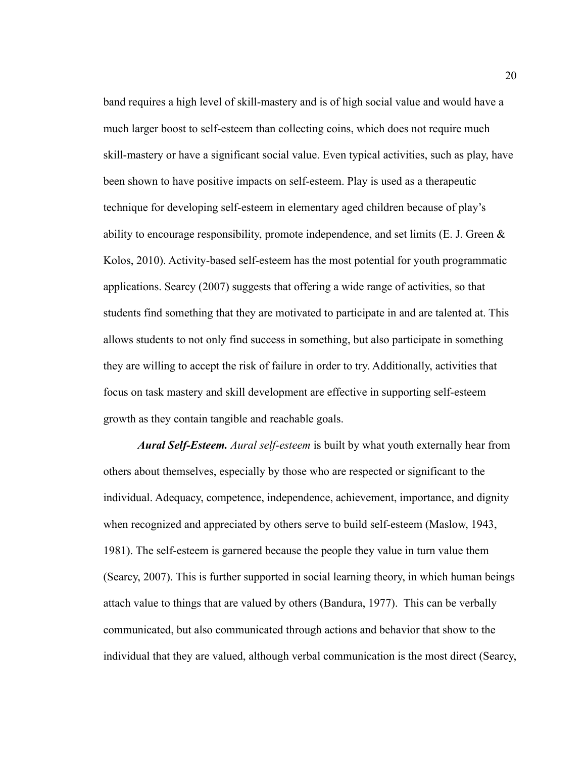band requires a high level of skill-mastery and is of high social value and would have a much larger boost to self-esteem than collecting coins, which does not require much skill-mastery or have a significant social value. Even typical activities, such as play, have been shown to have positive impacts on self-esteem. Play is used as a therapeutic technique for developing self-esteem in elementary aged children because of play's ability to encourage responsibility, promote independence, and set limits (E. J. Green & Kolos, 2010). Activity-based self-esteem has the most potential for youth programmatic applications. Searcy (2007) suggests that offering a wide range of activities, so that students find something that they are motivated to participate in and are talented at. This allows students to not only find success in something, but also participate in something they are willing to accept the risk of failure in order to try. Additionally, activities that focus on task mastery and skill development are effective in supporting self-esteem growth as they contain tangible and reachable goals.

***Aural Self-Esteem.*** *Aural self-esteem* is built by what youth externally hear from others about themselves, especially by those who are respected or significant to the individual. Adequacy, competence, independence, achievement, importance, and dignity when recognized and appreciated by others serve to build self-esteem (Maslow, 1943, 1981). The self-esteem is garnered because the people they value in turn value them (Searcy, 2007). This is further supported in social learning theory, in which human beings attach value to things that are valued by others (Bandura, 1977). This can be verbally communicated, but also communicated through actions and behavior that show to the individual that they are valued, although verbal communication is the most direct (Searcy,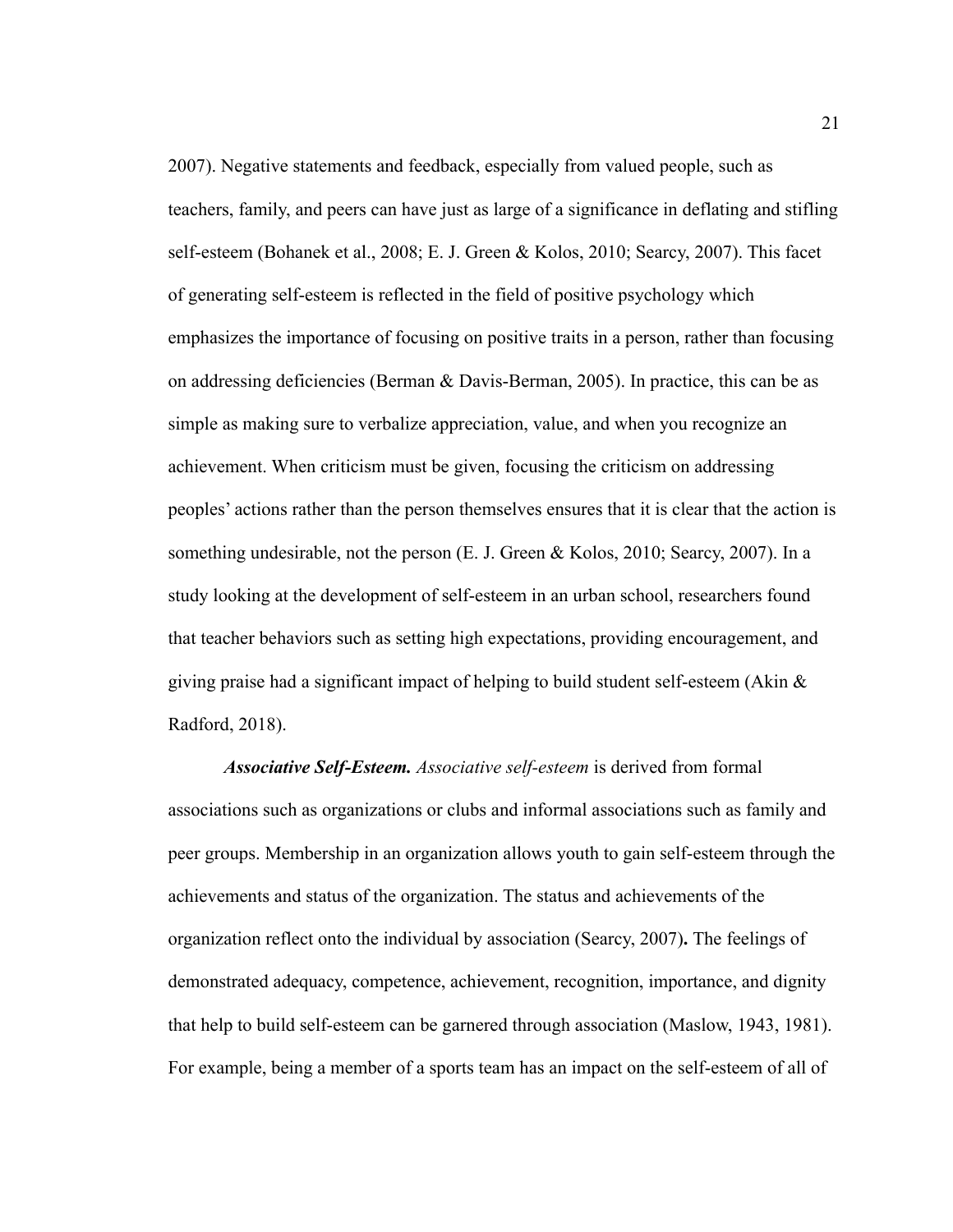2007). Negative statements and feedback, especially from valued people, such as teachers, family, and peers can have just as large of a significance in deflating and stifling self-esteem (Bohanek et al., 2008; E. J. Green & Kolos, 2010; Searcy, 2007). This facet of generating self-esteem is reflected in the field of positive psychology which emphasizes the importance of focusing on positive traits in a person, rather than focusing on addressing deficiencies (Berman & Davis-Berman, 2005). In practice, this can be as simple as making sure to verbalize appreciation, value, and when you recognize an achievement. When criticism must be given, focusing the criticism on addressing peoples' actions rather than the person themselves ensures that it is clear that the action is something undesirable, not the person (E. J. Green & Kolos, 2010; Searcy, 2007). In a study looking at the development of self-esteem in an urban school, researchers found that teacher behaviors such as setting high expectations, providing encouragement, and giving praise had a significant impact of helping to build student self-esteem (Akin & Radford, 2018).

***Associative Self-Esteem.*** *Associative self-esteem* is derived from formal associations such as organizations or clubs and informal associations such as family and peer groups. Membership in an organization allows youth to gain self-esteem through the achievements and status of the organization. The status and achievements of the organization reflect onto the individual by association (Searcy, 2007). The feelings of demonstrated adequacy, competence, achievement, recognition, importance, and dignity that help to build self-esteem can be garnered through association (Maslow, 1943, 1981). For example, being a member of a sports team has an impact on the self-esteem of all of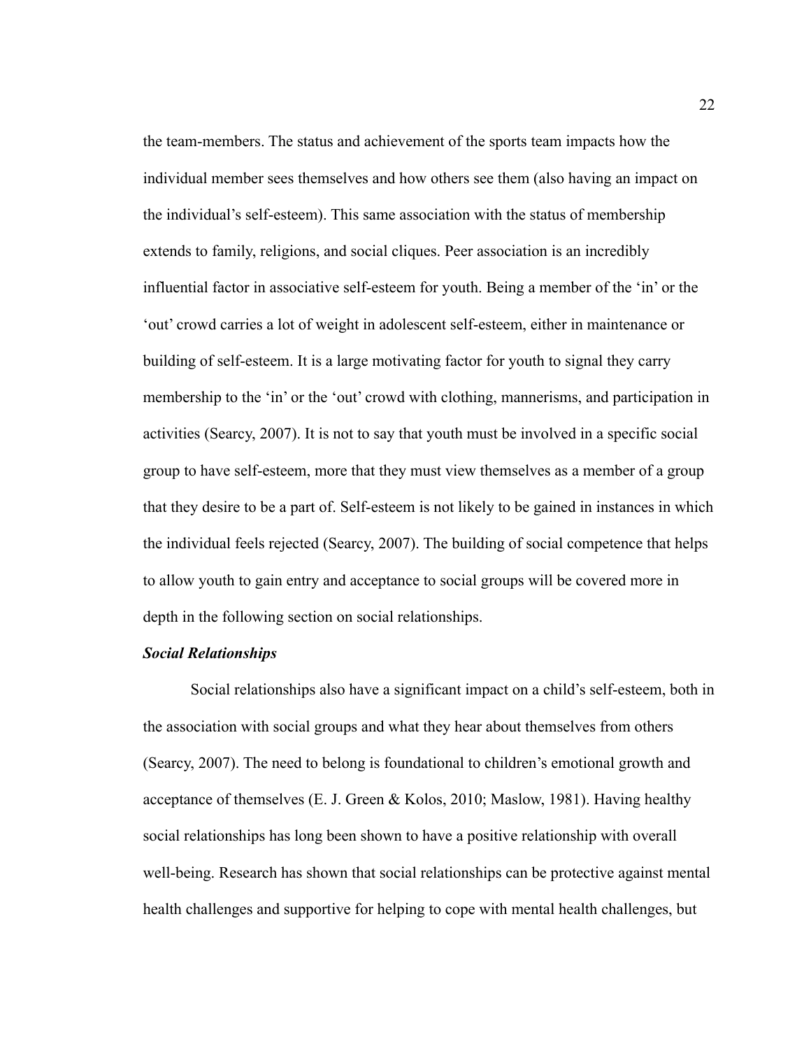the team-members. The status and achievement of the sports team impacts how the individual member sees themselves and how others see them (also having an impact on the individual's self-esteem). This same association with the status of membership extends to family, religions, and social cliques. Peer association is an incredibly influential factor in associative self-esteem for youth. Being a member of the 'in' or the 'out' crowd carries a lot of weight in adolescent self-esteem, either in maintenance or building of self-esteem. It is a large motivating factor for youth to signal they carry membership to the 'in' or the 'out' crowd with clothing, mannerisms, and participation in activities (Searcy, 2007). It is not to say that youth must be involved in a specific social group to have self-esteem, more that they must view themselves as a member of a group that they desire to be a part of. Self-esteem is not likely to be gained in instances in which the individual feels rejected (Searcy, 2007). The building of social competence that helps to allow youth to gain entry and acceptance to social groups will be covered more in depth in the following section on social relationships.

### ***Social Relationships***

Social relationships also have a significant impact on a child's self-esteem, both in the association with social groups and what they hear about themselves from others (Searcy, 2007). The need to belong is foundational to children's emotional growth and acceptance of themselves (E. J. Green & Kolos, 2010; Maslow, 1981). Having healthy social relationships has long been shown to have a positive relationship with overall well-being. Research has shown that social relationships can be protective against mental health challenges and supportive for helping to cope with mental health challenges, but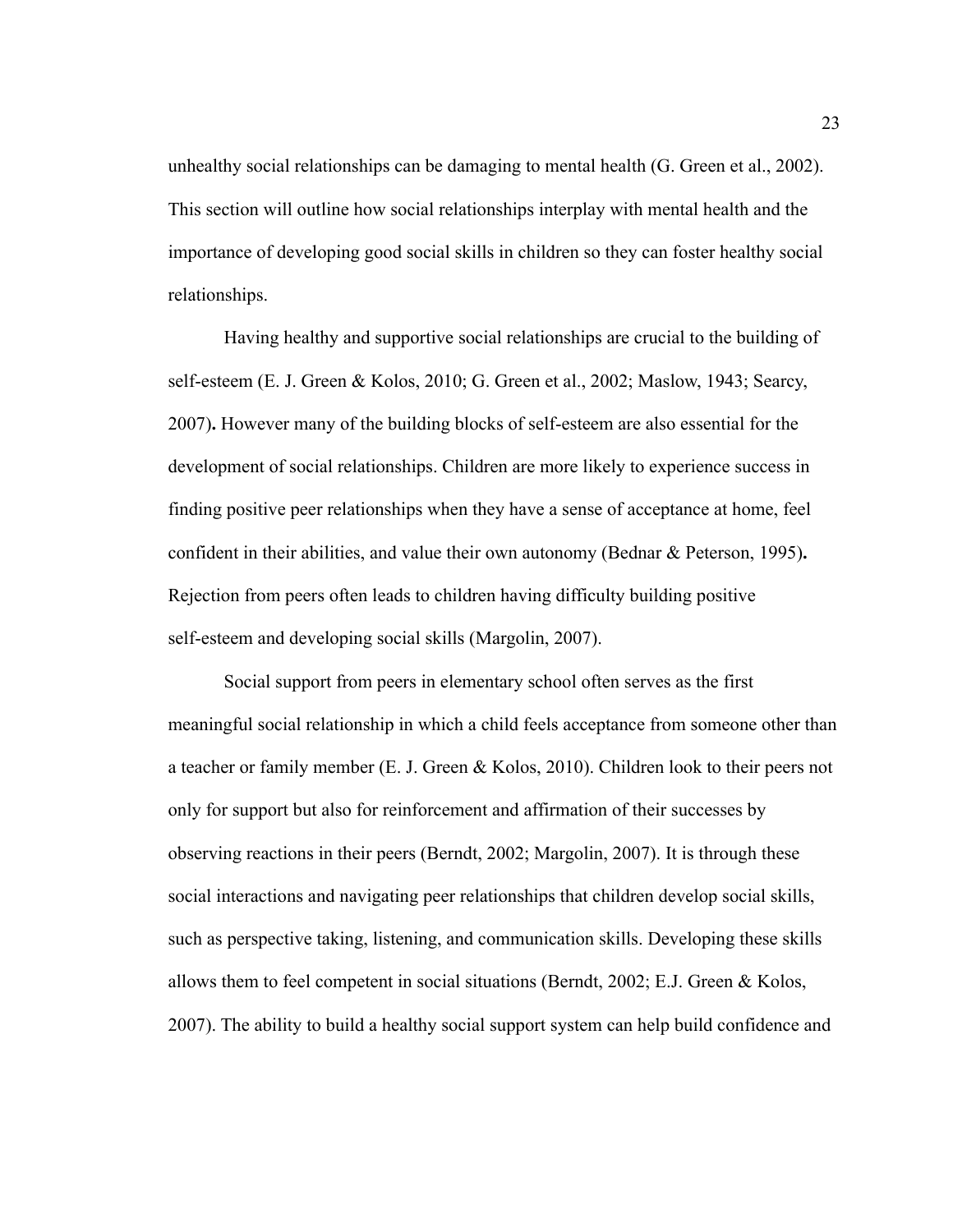unhealthy social relationships can be damaging to mental health (G. Green et al., 2002). This section will outline how social relationships interplay with mental health and the importance of developing good social skills in children so they can foster healthy social relationships.

Having healthy and supportive social relationships are crucial to the building of self-esteem (E. J. Green & Kolos, 2010; G. Green et al., 2002; Maslow, 1943; Searcy, 2007)**.** However many of the building blocks of self-esteem are also essential for the development of social relationships. Children are more likely to experience success in finding positive peer relationships when they have a sense of acceptance at home, feel confident in their abilities, and value their own autonomy (Bednar & Peterson, 1995)**.** Rejection from peers often leads to children having difficulty building positive self-esteem and developing social skills (Margolin, 2007).

Social support from peers in elementary school often serves as the first meaningful social relationship in which a child feels acceptance from someone other than a teacher or family member (E. J. Green & Kolos, 2010). Children look to their peers not only for support but also for reinforcement and affirmation of their successes by observing reactions in their peers (Berndt, 2002; Margolin, 2007). It is through these social interactions and navigating peer relationships that children develop social skills, such as perspective taking, listening, and communication skills. Developing these skills allows them to feel competent in social situations (Berndt, 2002; E.J. Green & Kolos, 2007). The ability to build a healthy social support system can help build confidence and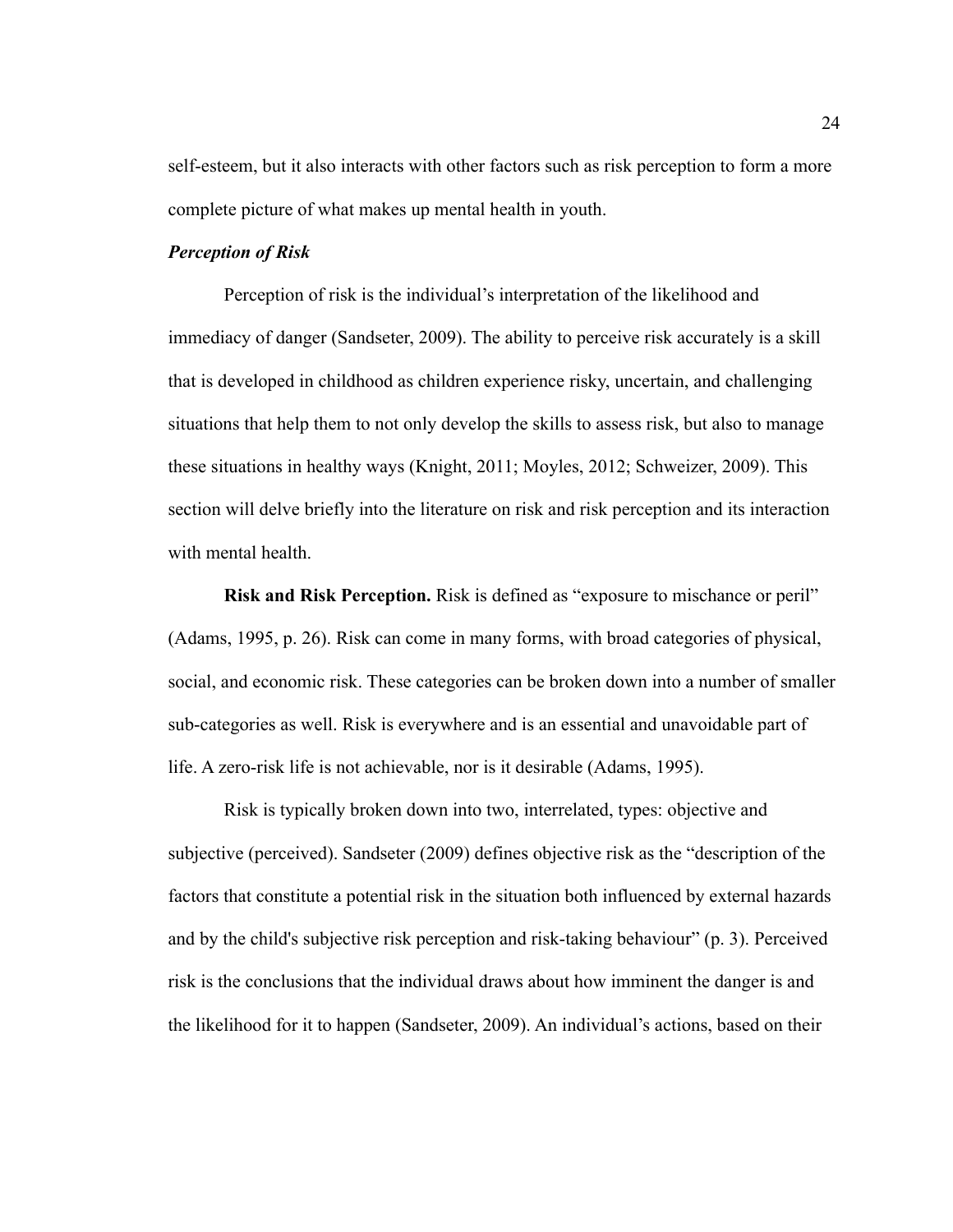self-esteem, but it also interacts with other factors such as risk perception to form a more complete picture of what makes up mental health in youth.

### *Perception of Risk*

Perception of risk is the individual's interpretation of the likelihood and immediacy of danger (Sandseter, 2009). The ability to perceive risk accurately is a skill that is developed in childhood as children experience risky, uncertain, and challenging situations that help them to not only develop the skills to assess risk, but also to manage these situations in healthy ways (Knight, 2011; Moyles, 2012; Schweizer, 2009). This section will delve briefly into the literature on risk and risk perception and its interaction with mental health.

**Risk and Risk Perception.** Risk is defined as "exposure to mischance or peril" (Adams, 1995, p. 26). Risk can come in many forms, with broad categories of physical, social, and economic risk. These categories can be broken down into a number of smaller sub-categories as well. Risk is everywhere and is an essential and unavoidable part of life. A zero-risk life is not achievable, nor is it desirable (Adams, 1995).

Risk is typically broken down into two, interrelated, types: objective and subjective (perceived). Sandseter (2009) defines objective risk as the "description of the factors that constitute a potential risk in the situation both influenced by external hazards and by the child's subjective risk perception and risk-taking behaviour" (p. 3). Perceived risk is the conclusions that the individual draws about how imminent the danger is and the likelihood for it to happen (Sandseter, 2009). An individual's actions, based on their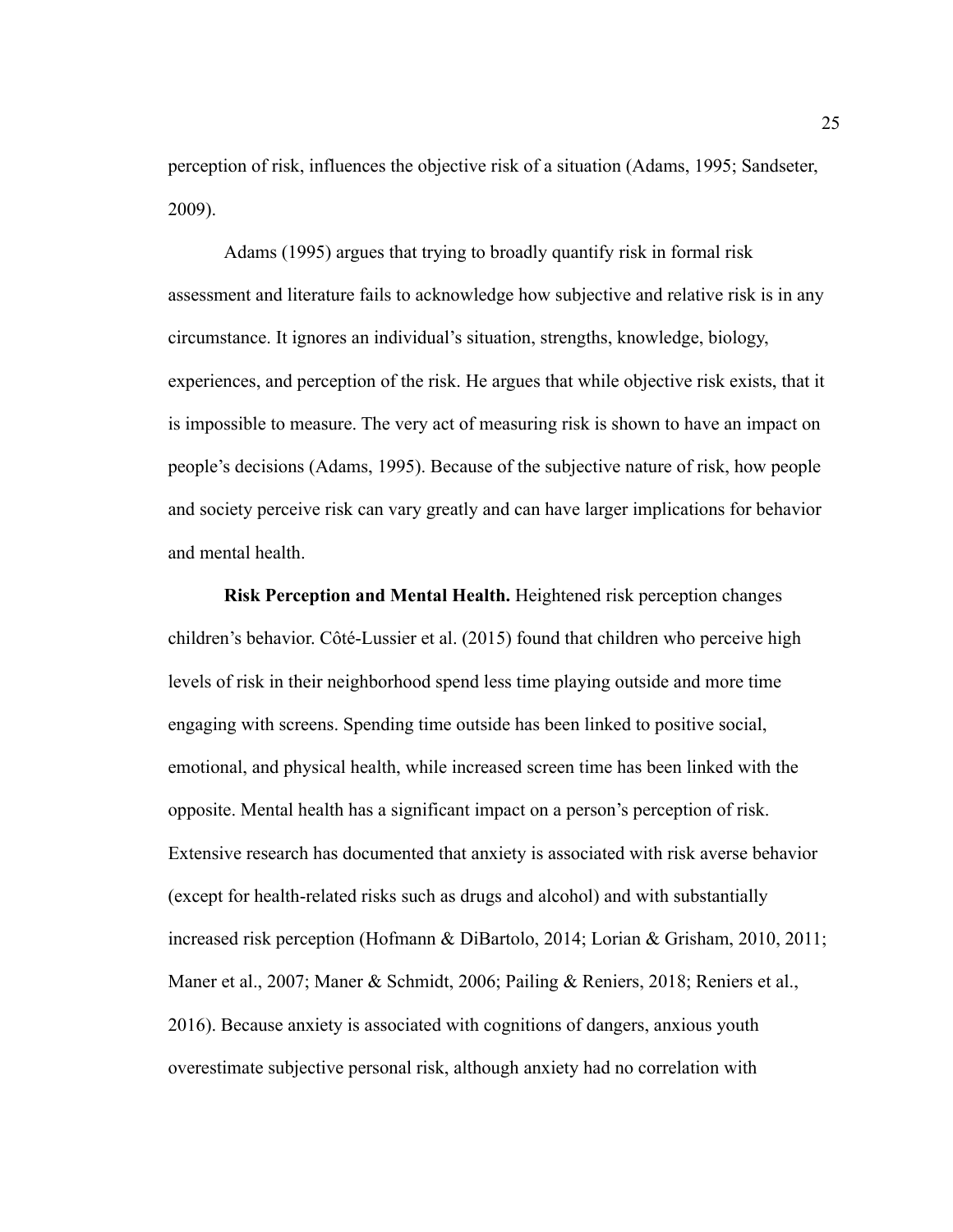perception of risk, influences the objective risk of a situation (Adams, 1995; Sandseter, 2009).

Adams (1995) argues that trying to broadly quantify risk in formal risk assessment and literature fails to acknowledge how subjective and relative risk is in any circumstance. It ignores an individual's situation, strengths, knowledge, biology, experiences, and perception of the risk. He argues that while objective risk exists, that it is impossible to measure. The very act of measuring risk is shown to have an impact on people's decisions (Adams, 1995). Because of the subjective nature of risk, how people and society perceive risk can vary greatly and can have larger implications for behavior and mental health.

**Risk Perception and Mental Health.** Heightened risk perception changes children's behavior. Côté-Lussier et al. (2015) found that children who perceive high levels of risk in their neighborhood spend less time playing outside and more time engaging with screens. Spending time outside has been linked to positive social, emotional, and physical health, while increased screen time has been linked with the opposite. Mental health has a significant impact on a person's perception of risk. Extensive research has documented that anxiety is associated with risk averse behavior (except for health-related risks such as drugs and alcohol) and with substantially increased risk perception (Hofmann & DiBartolo, 2014; Lorian & Grisham, 2010, 2011; Maner et al., 2007; Maner & Schmidt, 2006; Pailing & Reniers, 2018; Reniers et al., 2016). Because anxiety is associated with cognitions of dangers, anxious youth overestimate subjective personal risk, although anxiety had no correlation with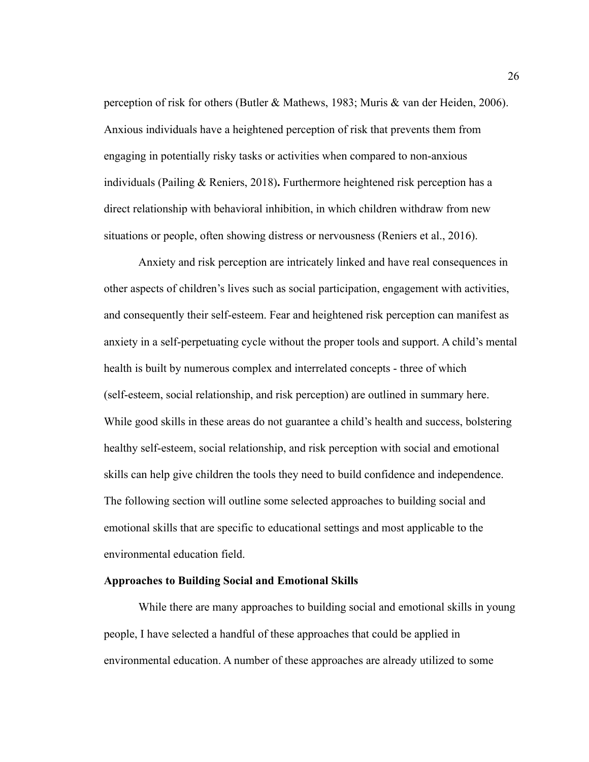perception of risk for others (Butler & Mathews, 1983; Muris & van der Heiden, 2006). Anxious individuals have a heightened perception of risk that prevents them from engaging in potentially risky tasks or activities when compared to non-anxious individuals (Pailing & Reniers, 2018)**.** Furthermore heightened risk perception has a direct relationship with behavioral inhibition, in which children withdraw from new situations or people, often showing distress or nervousness (Reniers et al., 2016).

Anxiety and risk perception are intricately linked and have real consequences in other aspects of children's lives such as social participation, engagement with activities, and consequently their self-esteem. Fear and heightened risk perception can manifest as anxiety in a self-perpetuating cycle without the proper tools and support. A child's mental health is built by numerous complex and interrelated concepts - three of which (self-esteem, social relationship, and risk perception) are outlined in summary here. While good skills in these areas do not guarantee a child's health and success, bolstering healthy self-esteem, social relationship, and risk perception with social and emotional skills can help give children the tools they need to build confidence and independence. The following section will outline some selected approaches to building social and emotional skills that are specific to educational settings and most applicable to the environmental education field.

**Approaches to Building Social and Emotional Skills**

While there are many approaches to building social and emotional skills in young people, I have selected a handful of these approaches that could be applied in environmental education. A number of these approaches are already utilized to some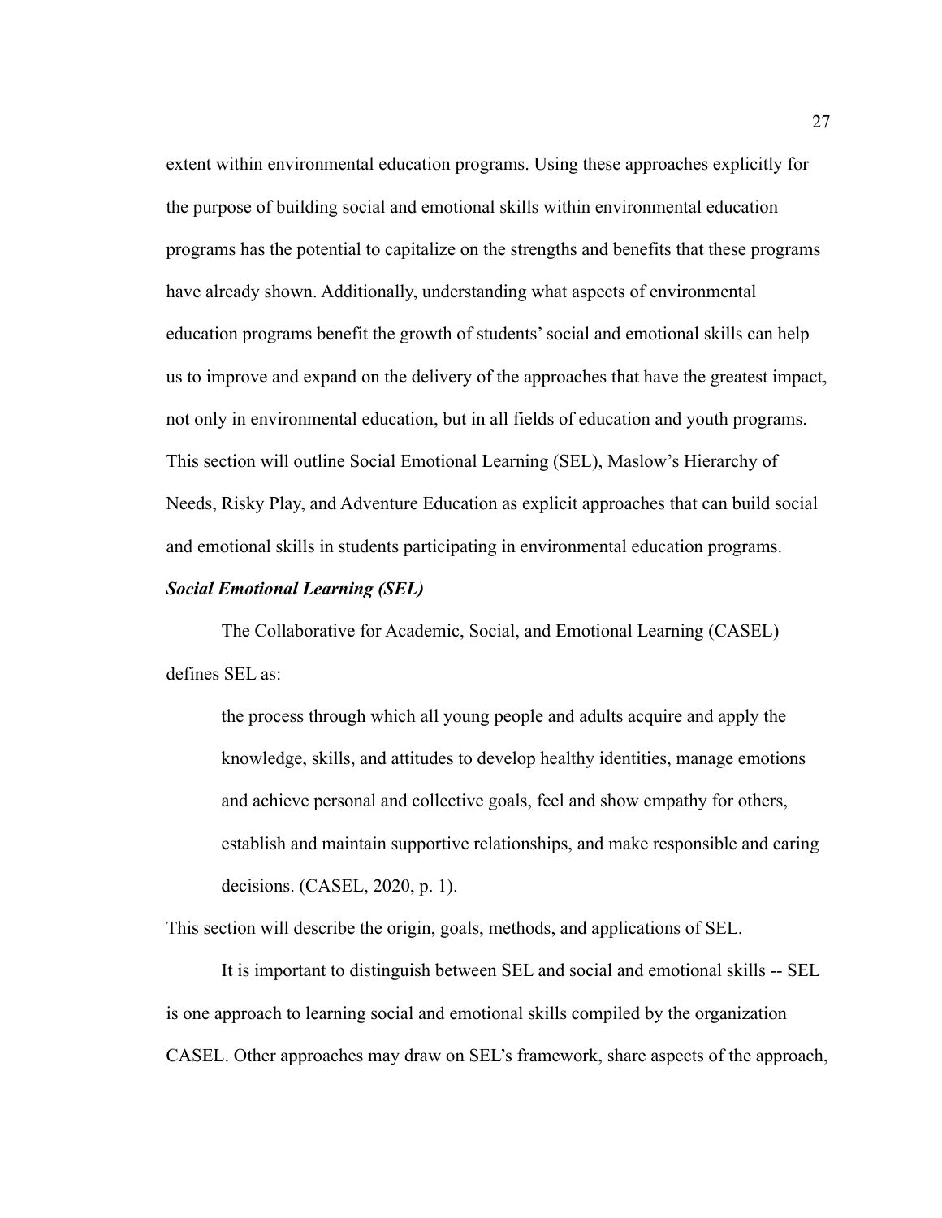extent within environmental education programs. Using these approaches explicitly for the purpose of building social and emotional skills within environmental education programs has the potential to capitalize on the strengths and benefits that these programs have already shown. Additionally, understanding what aspects of environmental education programs benefit the growth of students' social and emotional skills can help us to improve and expand on the delivery of the approaches that have the greatest impact, not only in environmental education, but in all fields of education and youth programs. This section will outline Social Emotional Learning (SEL), Maslow's Hierarchy of Needs, Risky Play, and Adventure Education as explicit approaches that can build social and emotional skills in students participating in environmental education programs.

### ***Social Emotional Learning (SEL)***

The Collaborative for Academic, Social, and Emotional Learning (CASEL) defines SEL as:

> the process through which all young people and adults acquire and apply the knowledge, skills, and attitudes to develop healthy identities, manage emotions and achieve personal and collective goals, feel and show empathy for others, establish and maintain supportive relationships, and make responsible and caring decisions. (CASEL, 2020, p. 1).

This section will describe the origin, goals, methods, and applications of SEL.

It is important to distinguish between SEL and social and emotional skills -- SEL is one approach to learning social and emotional skills compiled by the organization CASEL. Other approaches may draw on SEL's framework, share aspects of the approach,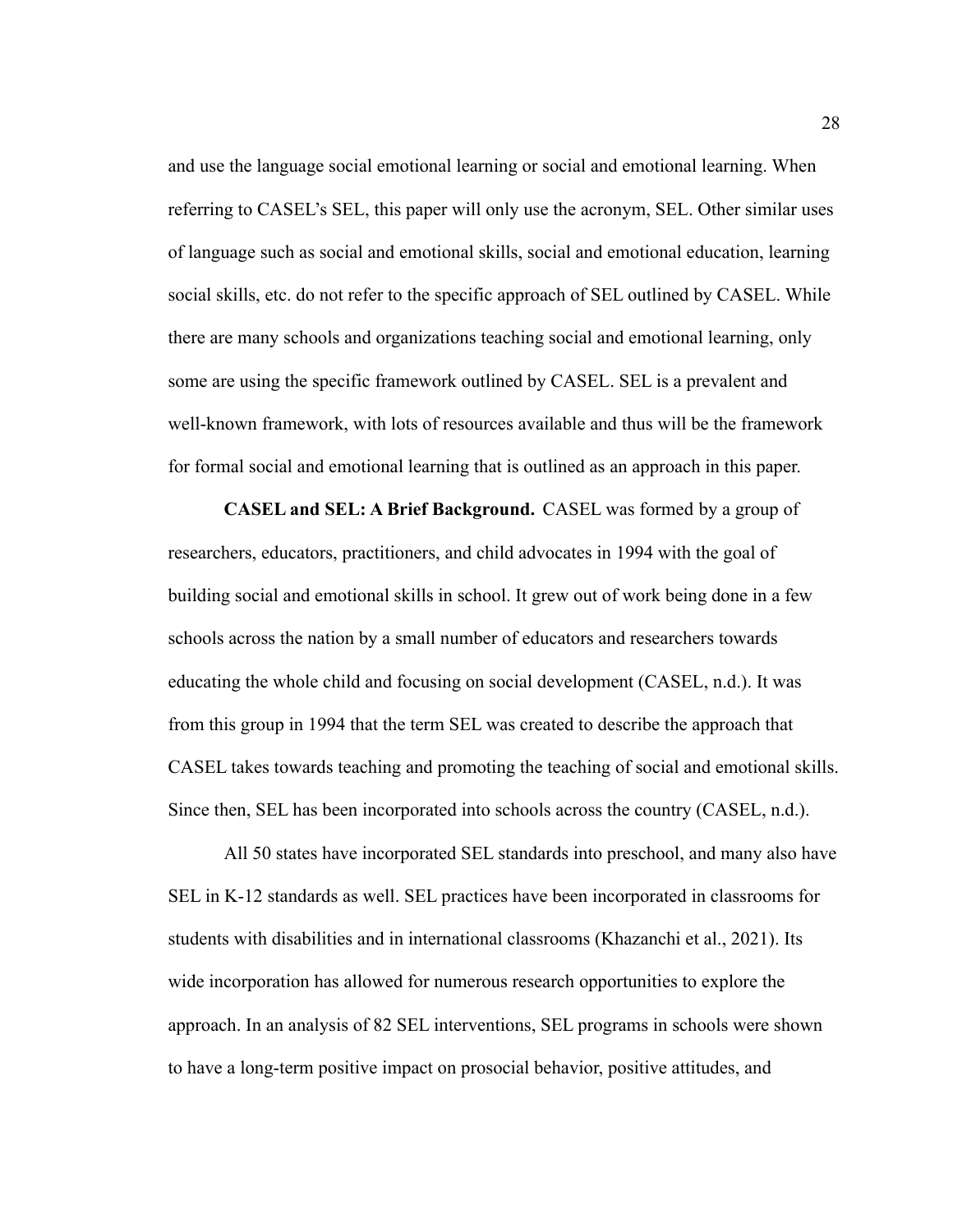and use the language social emotional learning or social and emotional learning. When referring to CASEL's SEL, this paper will only use the acronym, SEL. Other similar uses of language such as social and emotional skills, social and emotional education, learning social skills, etc. do not refer to the specific approach of SEL outlined by CASEL. While there are many schools and organizations teaching social and emotional learning, only some are using the specific framework outlined by CASEL. SEL is a prevalent and well-known framework, with lots of resources available and thus will be the framework for formal social and emotional learning that is outlined as an approach in this paper.

**CASEL and SEL: A Brief Background.** CASEL was formed by a group of researchers, educators, practitioners, and child advocates in 1994 with the goal of building social and emotional skills in school. It grew out of work being done in a few schools across the nation by a small number of educators and researchers towards educating the whole child and focusing on social development (CASEL, n.d.). It was from this group in 1994 that the term SEL was created to describe the approach that CASEL takes towards teaching and promoting the teaching of social and emotional skills. Since then, SEL has been incorporated into schools across the country (CASEL, n.d.).

All 50 states have incorporated SEL standards into preschool, and many also have SEL in K-12 standards as well. SEL practices have been incorporated in classrooms for students with disabilities and in international classrooms (Khazanchi et al., 2021). Its wide incorporation has allowed for numerous research opportunities to explore the approach. In an analysis of 82 SEL interventions, SEL programs in schools were shown to have a long-term positive impact on prosocial behavior, positive attitudes, and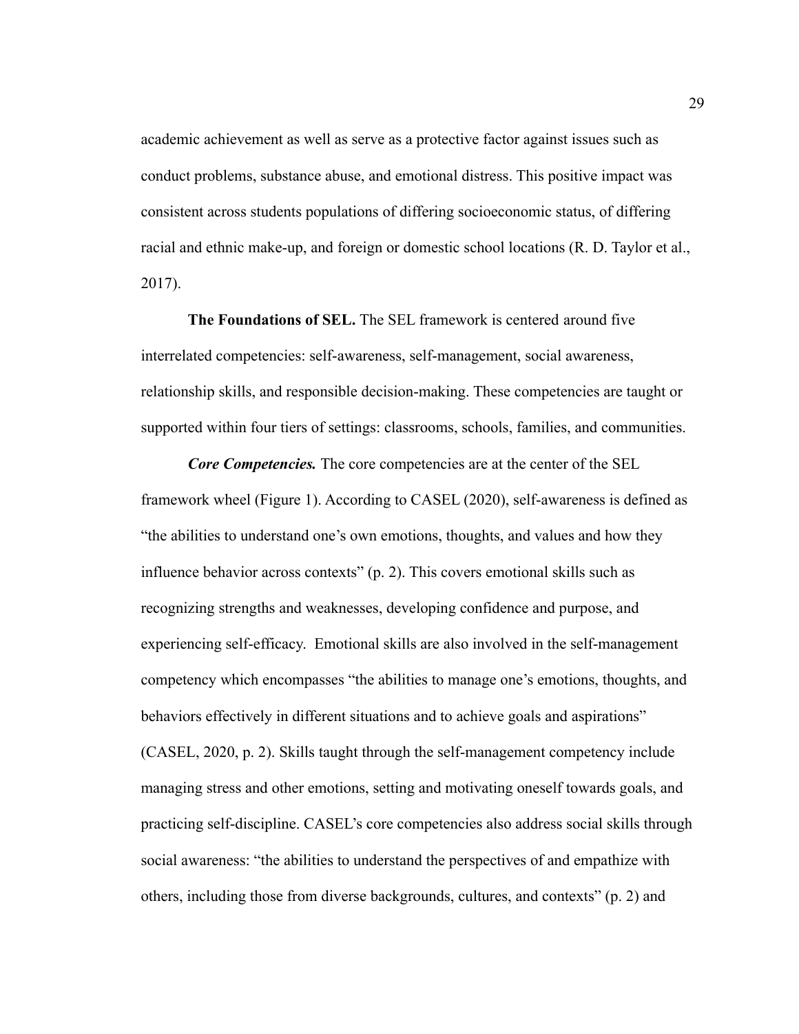academic achievement as well as serve as a protective factor against issues such as conduct problems, substance abuse, and emotional distress. This positive impact was consistent across students populations of differing socioeconomic status, of differing racial and ethnic make-up, and foreign or domestic school locations (R. D. Taylor et al., 2017).

**The Foundations of SEL.** The SEL framework is centered around five interrelated competencies: self-awareness, self-management, social awareness, relationship skills, and responsible decision-making. These competencies are taught or supported within four tiers of settings: classrooms, schools, families, and communities.

***Core Competencies.*** The core competencies are at the center of the SEL framework wheel (Figure 1). According to CASEL (2020), self-awareness is defined as "the abilities to understand one's own emotions, thoughts, and values and how they influence behavior across contexts" (p. 2). This covers emotional skills such as recognizing strengths and weaknesses, developing confidence and purpose, and experiencing self-efficacy. Emotional skills are also involved in the self-management competency which encompasses "the abilities to manage one's emotions, thoughts, and behaviors effectively in different situations and to achieve goals and aspirations" (CASEL, 2020, p. 2). Skills taught through the self-management competency include managing stress and other emotions, setting and motivating oneself towards goals, and practicing self-discipline. CASEL's core competencies also address social skills through social awareness: "the abilities to understand the perspectives of and empathize with others, including those from diverse backgrounds, cultures, and contexts" (p. 2) and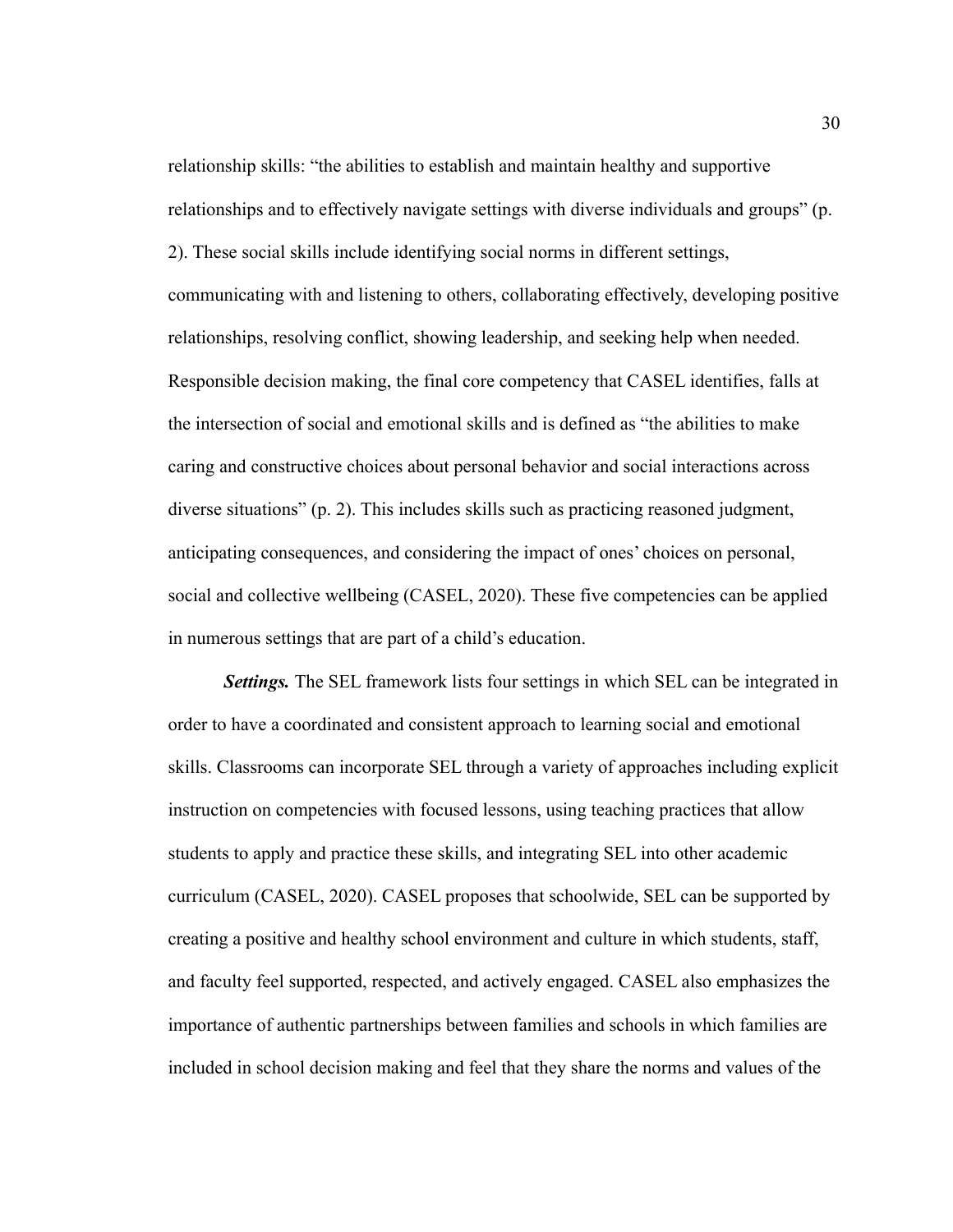relationship skills: "the abilities to establish and maintain healthy and supportive relationships and to effectively navigate settings with diverse individuals and groups" (p. 2). These social skills include identifying social norms in different settings, communicating with and listening to others, collaborating effectively, developing positive relationships, resolving conflict, showing leadership, and seeking help when needed. Responsible decision making, the final core competency that CASEL identifies, falls at the intersection of social and emotional skills and is defined as "the abilities to make caring and constructive choices about personal behavior and social interactions across diverse situations" (p. 2). This includes skills such as practicing reasoned judgment, anticipating consequences, and considering the impact of ones' choices on personal, social and collective wellbeing (CASEL, 2020). These five competencies can be applied in numerous settings that are part of a child's education.

***Settings.*** The SEL framework lists four settings in which SEL can be integrated in order to have a coordinated and consistent approach to learning social and emotional skills. Classrooms can incorporate SEL through a variety of approaches including explicit instruction on competencies with focused lessons, using teaching practices that allow students to apply and practice these skills, and integrating SEL into other academic curriculum (CASEL, 2020). CASEL proposes that schoolwide, SEL can be supported by creating a positive and healthy school environment and culture in which students, staff, and faculty feel supported, respected, and actively engaged. CASEL also emphasizes the importance of authentic partnerships between families and schools in which families are included in school decision making and feel that they share the norms and values of the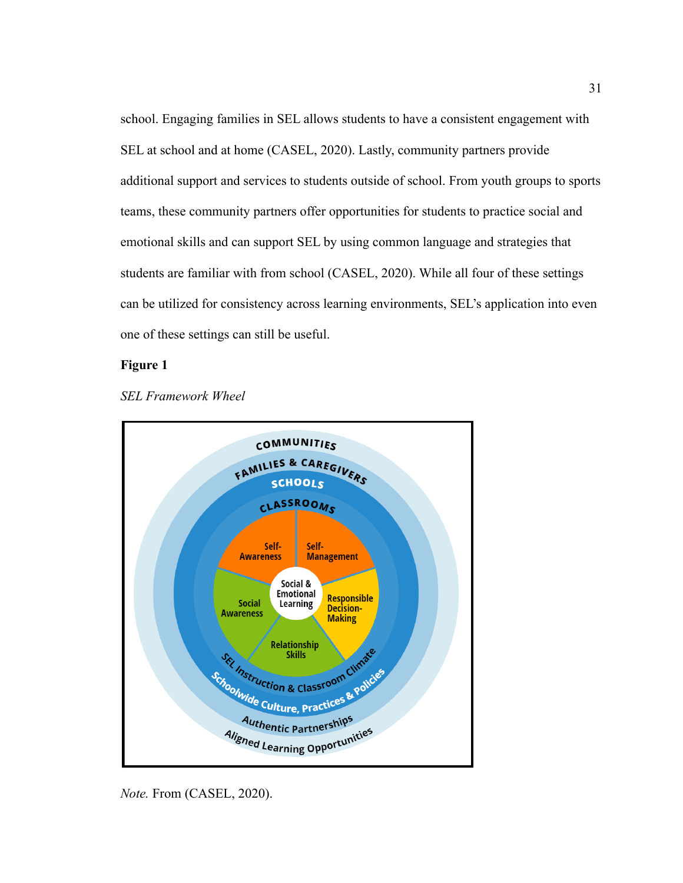school. Engaging families in SEL allows students to have a consistent engagement with SEL at school and at home (CASEL, 2020). Lastly, community partners provide additional support and services to students outside of school. From youth groups to sports teams, these community partners offer opportunities for students to practice social and emotional skills and can support SEL by using common language and strategies that students are familiar with from school (CASEL, 2020). While all four of these settings can be utilized for consistency across learning environments, SEL's application into even one of these settings can still be useful.

**Figure 1**

*SEL Framework Wheel*

*Note.* From (CASEL, 2020).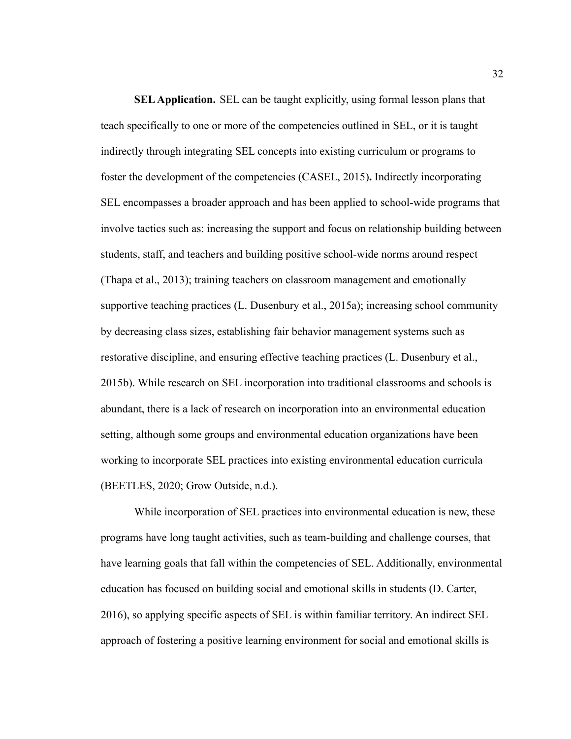**SEL Application.** SEL can be taught explicitly, using formal lesson plans that teach specifically to one or more of the competencies outlined in SEL, or it is taught indirectly through integrating SEL concepts into existing curriculum or programs to foster the development of the competencies (CASEL, 2015)**.** Indirectly incorporating SEL encompasses a broader approach and has been applied to school-wide programs that involve tactics such as: increasing the support and focus on relationship building between students, staff, and teachers and building positive school-wide norms around respect (Thapa et al., 2013); training teachers on classroom management and emotionally supportive teaching practices (L. Dusenbury et al., 2015a); increasing school community by decreasing class sizes, establishing fair behavior management systems such as restorative discipline, and ensuring effective teaching practices (L. Dusenbury et al., 2015b). While research on SEL incorporation into traditional classrooms and schools is abundant, there is a lack of research on incorporation into an environmental education setting, although some groups and environmental education organizations have been working to incorporate SEL practices into existing environmental education curricula (BEETLES, 2020; Grow Outside, n.d.).

While incorporation of SEL practices into environmental education is new, these programs have long taught activities, such as team-building and challenge courses, that have learning goals that fall within the competencies of SEL. Additionally, environmental education has focused on building social and emotional skills in students (D. Carter, 2016), so applying specific aspects of SEL is within familiar territory. An indirect SEL approach of fostering a positive learning environment for social and emotional skills is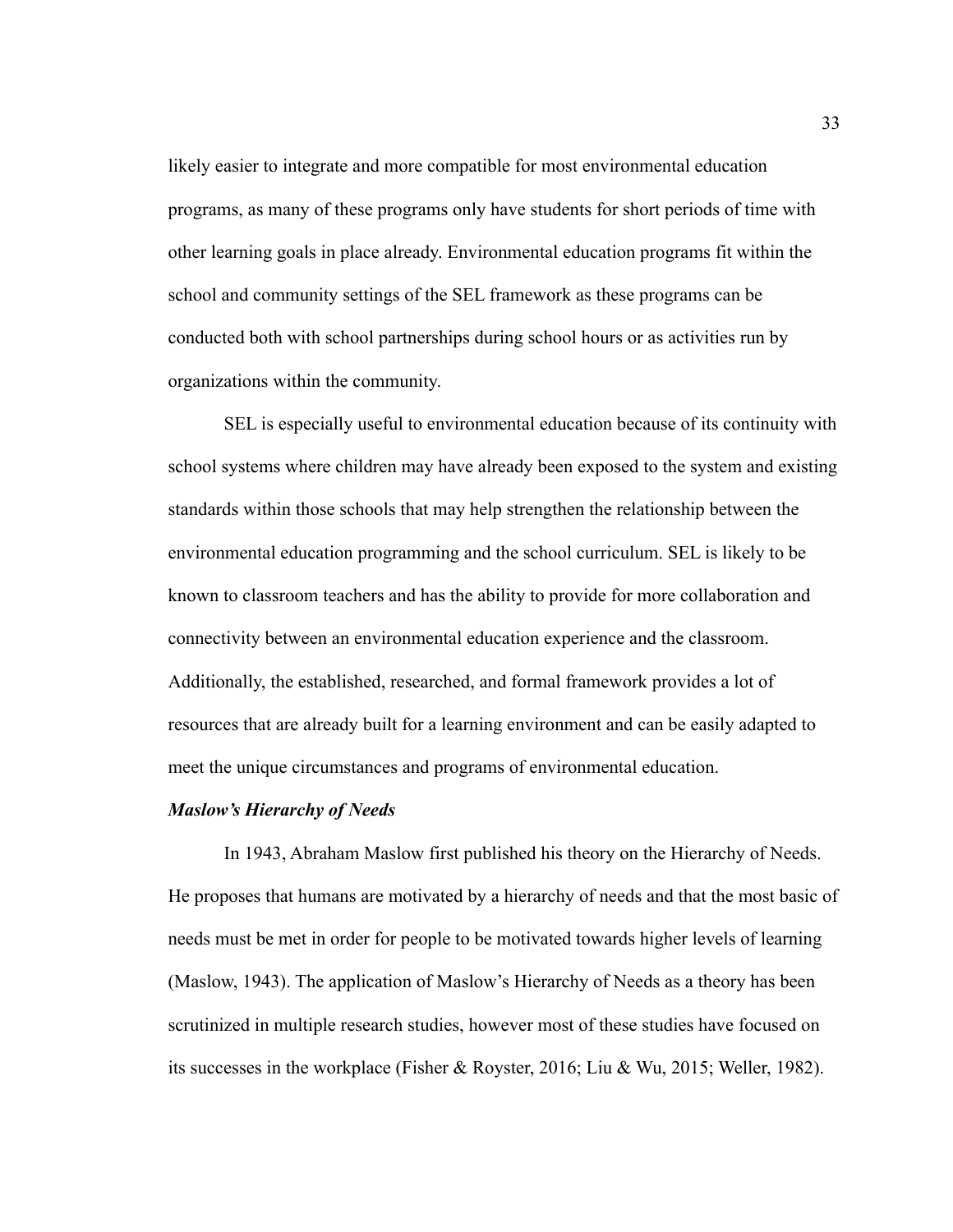likely easier to integrate and more compatible for most environmental education programs, as many of these programs only have students for short periods of time with other learning goals in place already. Environmental education programs fit within the school and community settings of the SEL framework as these programs can be conducted both with school partnerships during school hours or as activities run by organizations within the community.

SEL is especially useful to environmental education because of its continuity with school systems where children may have already been exposed to the system and existing standards within those schools that may help strengthen the relationship between the environmental education programming and the school curriculum. SEL is likely to be known to classroom teachers and has the ability to provide for more collaboration and connectivity between an environmental education experience and the classroom. Additionally, the established, researched, and formal framework provides a lot of resources that are already built for a learning environment and can be easily adapted to meet the unique circumstances and programs of environmental education.

### ***Maslow's Hierarchy of Needs***

In 1943, Abraham Maslow first published his theory on the Hierarchy of Needs. He proposes that humans are motivated by a hierarchy of needs and that the most basic of needs must be met in order for people to be motivated towards higher levels of learning (Maslow, 1943). The application of Maslow's Hierarchy of Needs as a theory has been scrutinized in multiple research studies, however most of these studies have focused on its successes in the workplace (Fisher & Royster, 2016; Liu & Wu, 2015; Weller, 1982).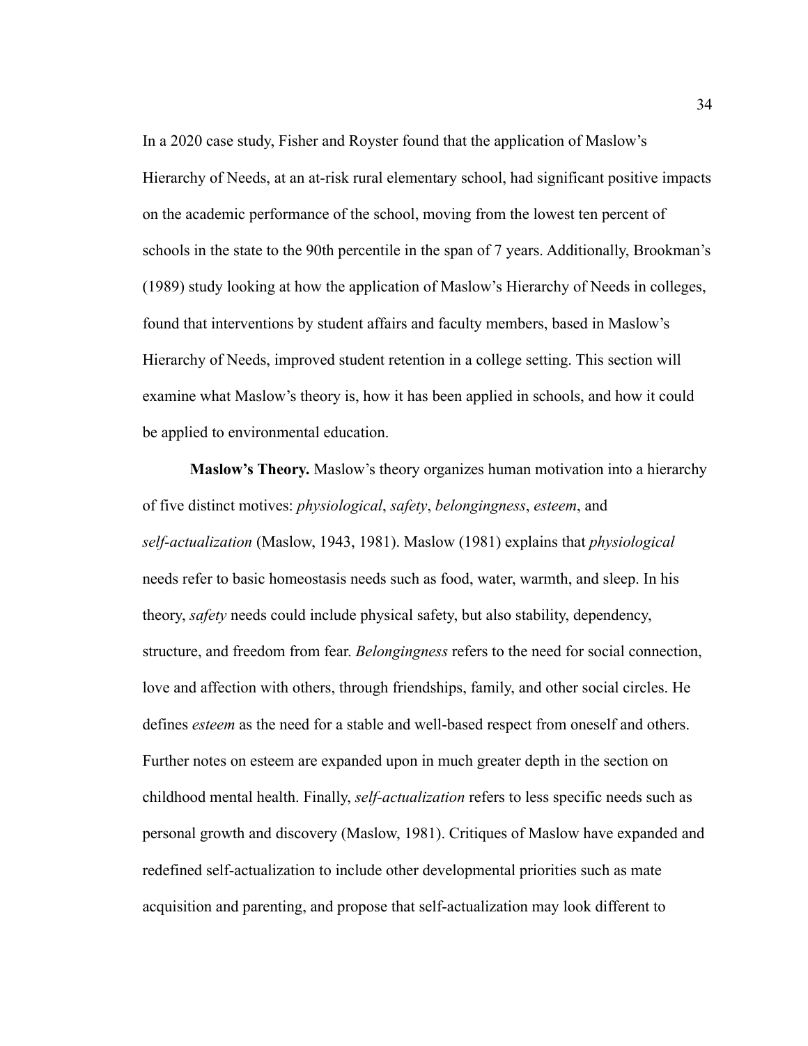In a 2020 case study, Fisher and Royster found that the application of Maslow's Hierarchy of Needs, at an at-risk rural elementary school, had significant positive impacts on the academic performance of the school, moving from the lowest ten percent of schools in the state to the 90th percentile in the span of 7 years. Additionally, Brookman's (1989) study looking at how the application of Maslow's Hierarchy of Needs in colleges, found that interventions by student affairs and faculty members, based in Maslow's Hierarchy of Needs, improved student retention in a college setting. This section will examine what Maslow's theory is, how it has been applied in schools, and how it could be applied to environmental education.

**Maslow's Theory.** Maslow's theory organizes human motivation into a hierarchy of five distinct motives: *physiological*, *safety*, *belongingness*, *esteem*, and *self-actualization* (Maslow, 1943, 1981). Maslow (1981) explains that *physiological* needs refer to basic homeostasis needs such as food, water, warmth, and sleep. In his theory, *safety* needs could include physical safety, but also stability, dependency, structure, and freedom from fear. *Belongingness* refers to the need for social connection, love and affection with others, through friendships, family, and other social circles. He defines *esteem* as the need for a stable and well-based respect from oneself and others. Further notes on esteem are expanded upon in much greater depth in the section on childhood mental health. Finally, *self-actualization* refers to less specific needs such as personal growth and discovery (Maslow, 1981). Critiques of Maslow have expanded and redefined self-actualization to include other developmental priorities such as mate acquisition and parenting, and propose that self-actualization may look different to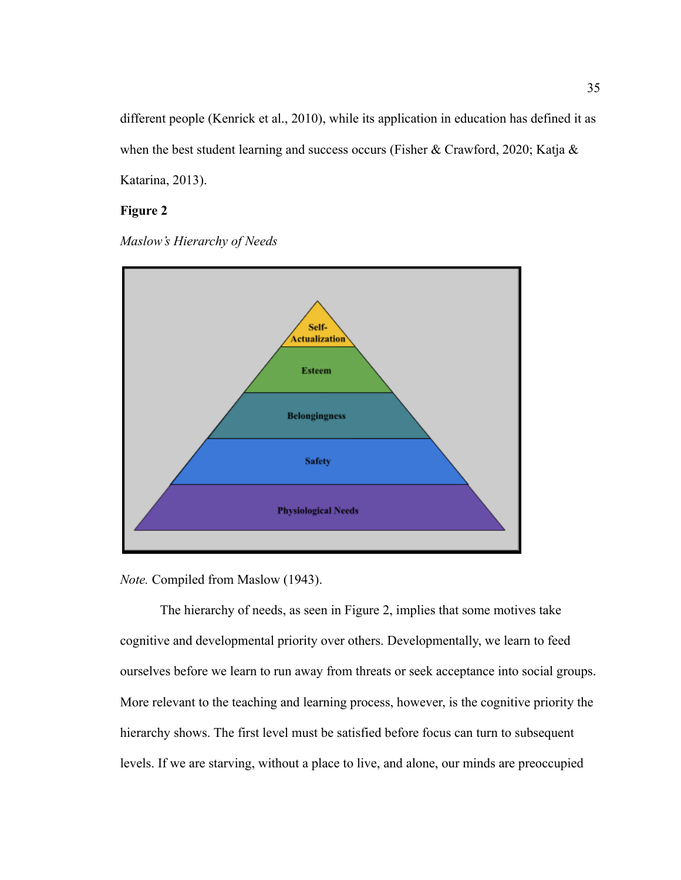different people (Kenrick et al., 2010), while its application in education has defined it as when the best student learning and success occurs (Fisher & Crawford, 2020; Katja & Katarina, 2013).

**Figure 2**

*Maslow's Hierarchy of Needs*

*Note.* Compiled from Maslow (1943).

The hierarchy of needs, as seen in Figure 2, implies that some motives take cognitive and developmental priority over others. Developmentally, we learn to feed ourselves before we learn to run away from threats or seek acceptance into social groups. More relevant to the teaching and learning process, however, is the cognitive priority the hierarchy shows. The first level must be satisfied before focus can turn to subsequent levels. If we are starving, without a place to live, and alone, our minds are preoccupied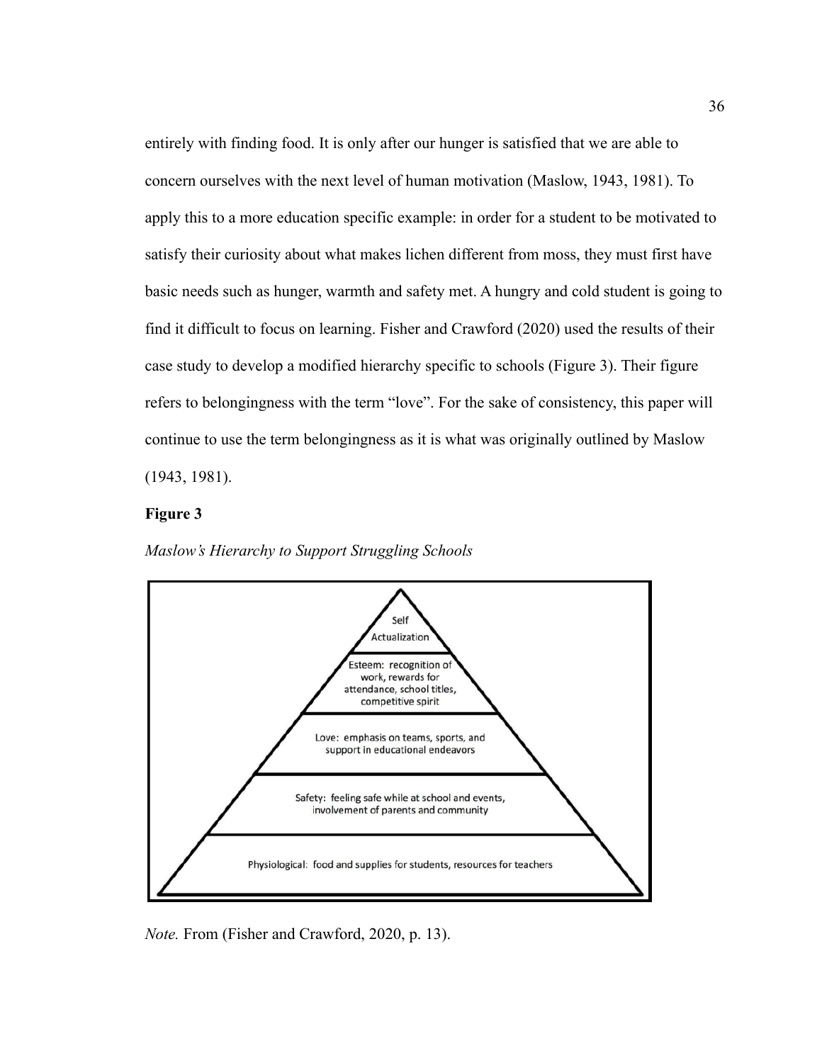entirely with finding food. It is only after our hunger is satisfied that we are able to concern ourselves with the next level of human motivation (Maslow, 1943, 1981). To apply this to a more education specific example: in order for a student to be motivated to satisfy their curiosity about what makes lichen different from moss, they must first have basic needs such as hunger, warmth and safety met. A hungry and cold student is going to find it difficult to focus on learning. Fisher and Crawford (2020) used the results of their case study to develop a modified hierarchy specific to schools (Figure 3). Their figure refers to belongingness with the term "love". For the sake of consistency, this paper will continue to use the term belongingness as it is what was originally outlined by Maslow (1943, 1981).

**Figure 3**

*Maslow's Hierarchy to Support Struggling Schools*

Self Actualization

Esteem: recognition of work, rewards for attendance, school titles, competitive spirit

Love: emphasis on teams, sports, and support in educational endeavors

Safety: feeling safe while at school and events, involvement of parents and community

Physiological: food and supplies for students, resources for teachers

*Note.* From (Fisher and Crawford, 2020, p. 13).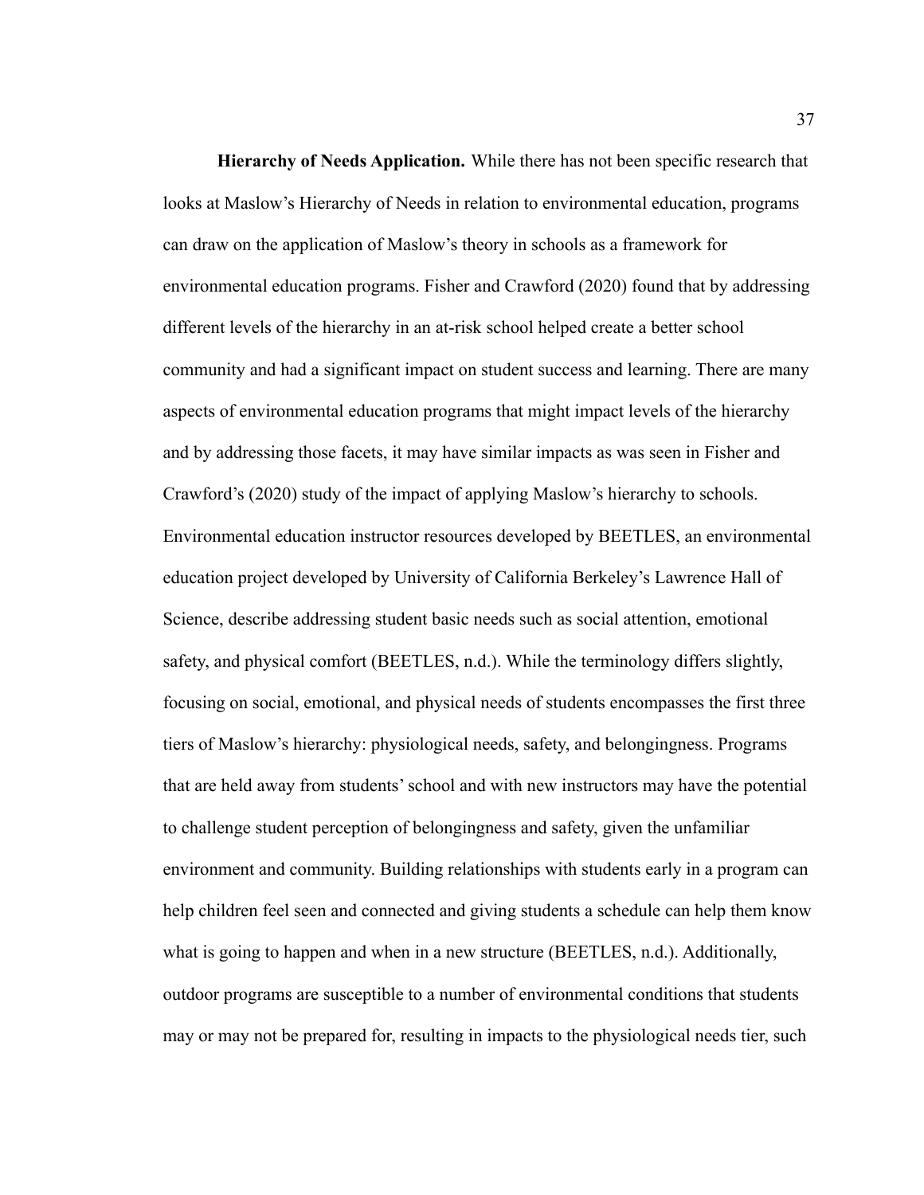**Hierarchy of Needs Application.** While there has not been specific research that looks at Maslow's Hierarchy of Needs in relation to environmental education, programs can draw on the application of Maslow's theory in schools as a framework for environmental education programs. Fisher and Crawford (2020) found that by addressing different levels of the hierarchy in an at-risk school helped create a better school community and had a significant impact on student success and learning. There are many aspects of environmental education programs that might impact levels of the hierarchy and by addressing those facets, it may have similar impacts as was seen in Fisher and Crawford's (2020) study of the impact of applying Maslow's hierarchy to schools. Environmental education instructor resources developed by BEETLES, an environmental education project developed by University of California Berkeley's Lawrence Hall of Science, describe addressing student basic needs such as social attention, emotional safety, and physical comfort (BEETLES, n.d.). While the terminology differs slightly, focusing on social, emotional, and physical needs of students encompasses the first three tiers of Maslow's hierarchy: physiological needs, safety, and belongingness. Programs that are held away from students' school and with new instructors may have the potential to challenge student perception of belongingness and safety, given the unfamiliar environment and community. Building relationships with students early in a program can help children feel seen and connected and giving students a schedule can help them know what is going to happen and when in a new structure (BEETLES, n.d.). Additionally, outdoor programs are susceptible to a number of environmental conditions that students may or may not be prepared for, resulting in impacts to the physiological needs tier, such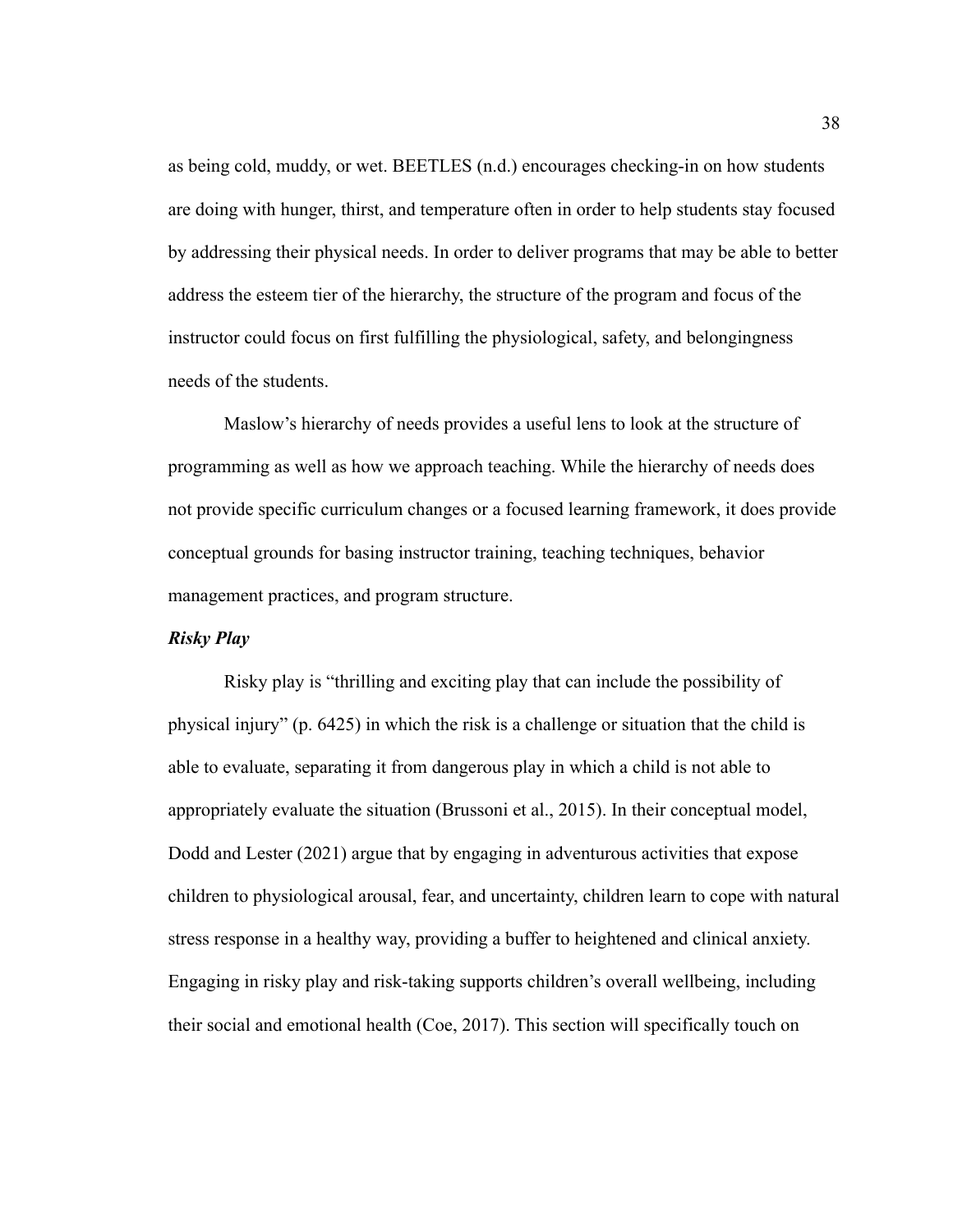as being cold, muddy, or wet. BEETLES (n.d.) encourages checking-in on how students are doing with hunger, thirst, and temperature often in order to help students stay focused by addressing their physical needs. In order to deliver programs that may be able to better address the esteem tier of the hierarchy, the structure of the program and focus of the instructor could focus on first fulfilling the physiological, safety, and belongingness needs of the students.

Maslow's hierarchy of needs provides a useful lens to look at the structure of programming as well as how we approach teaching. While the hierarchy of needs does not provide specific curriculum changes or a focused learning framework, it does provide conceptual grounds for basing instructor training, teaching techniques, behavior management practices, and program structure.

***Risky Play***

Risky play is "thrilling and exciting play that can include the possibility of physical injury" (p. 6425) in which the risk is a challenge or situation that the child is able to evaluate, separating it from dangerous play in which a child is not able to appropriately evaluate the situation (Brussoni et al., 2015). In their conceptual model, Dodd and Lester (2021) argue that by engaging in adventurous activities that expose children to physiological arousal, fear, and uncertainty, children learn to cope with natural stress response in a healthy way, providing a buffer to heightened and clinical anxiety. Engaging in risky play and risk-taking supports children's overall wellbeing, including their social and emotional health (Coe, 2017). This section will specifically touch on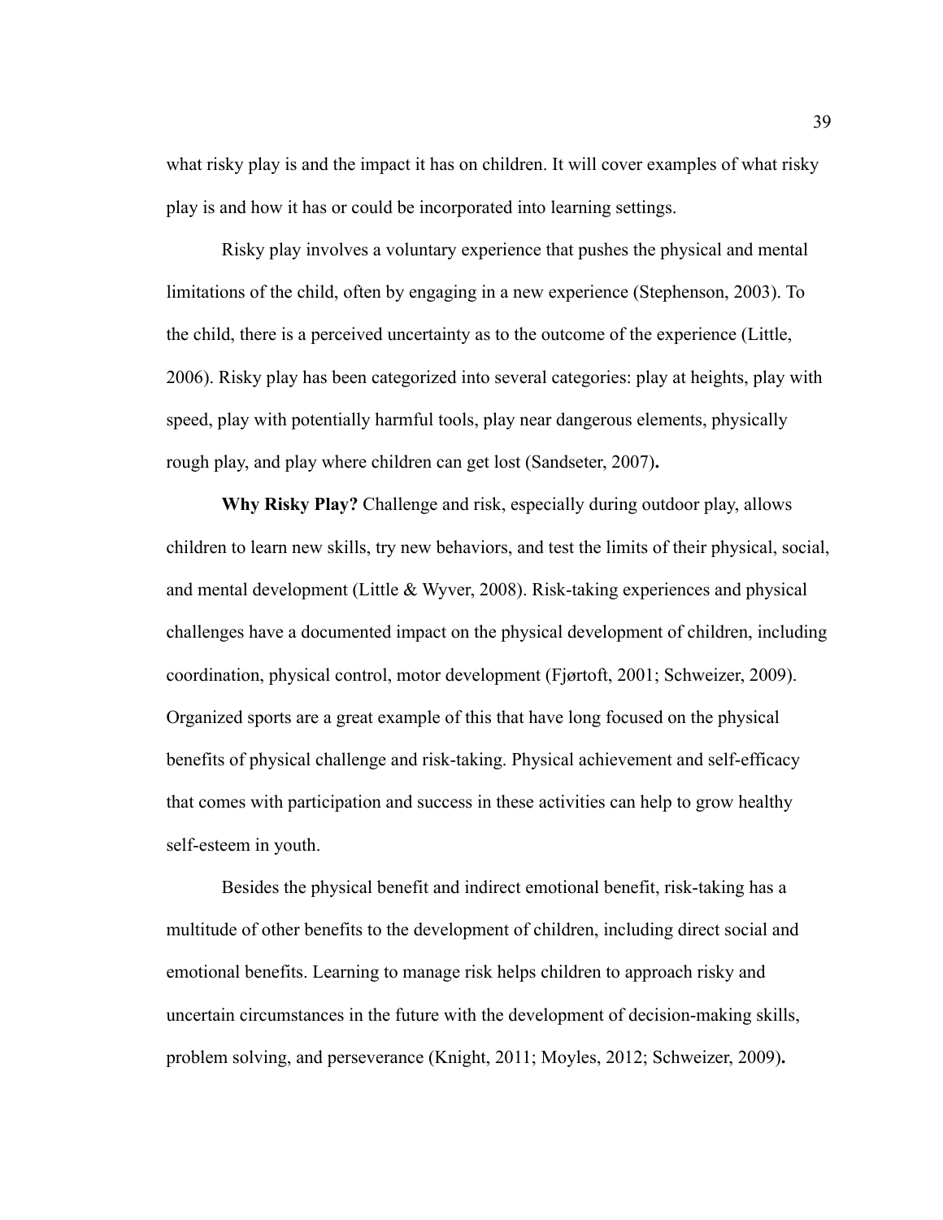what risky play is and the impact it has on children. It will cover examples of what risky play is and how it has or could be incorporated into learning settings.

Risky play involves a voluntary experience that pushes the physical and mental limitations of the child, often by engaging in a new experience (Stephenson, 2003). To the child, there is a perceived uncertainty as to the outcome of the experience (Little, 2006). Risky play has been categorized into several categories: play at heights, play with speed, play with potentially harmful tools, play near dangerous elements, physically rough play, and play where children can get lost (Sandseter, 2007)**.**

**Why Risky Play?** Challenge and risk, especially during outdoor play, allows children to learn new skills, try new behaviors, and test the limits of their physical, social, and mental development (Little & Wyver, 2008). Risk-taking experiences and physical challenges have a documented impact on the physical development of children, including coordination, physical control, motor development (Fjørtoft, 2001; Schweizer, 2009). Organized sports are a great example of this that have long focused on the physical benefits of physical challenge and risk-taking. Physical achievement and self-efficacy that comes with participation and success in these activities can help to grow healthy self-esteem in youth.

Besides the physical benefit and indirect emotional benefit, risk-taking has a multitude of other benefits to the development of children, including direct social and emotional benefits. Learning to manage risk helps children to approach risky and uncertain circumstances in the future with the development of decision-making skills, problem solving, and perseverance (Knight, 2011; Moyles, 2012; Schweizer, 2009)**.**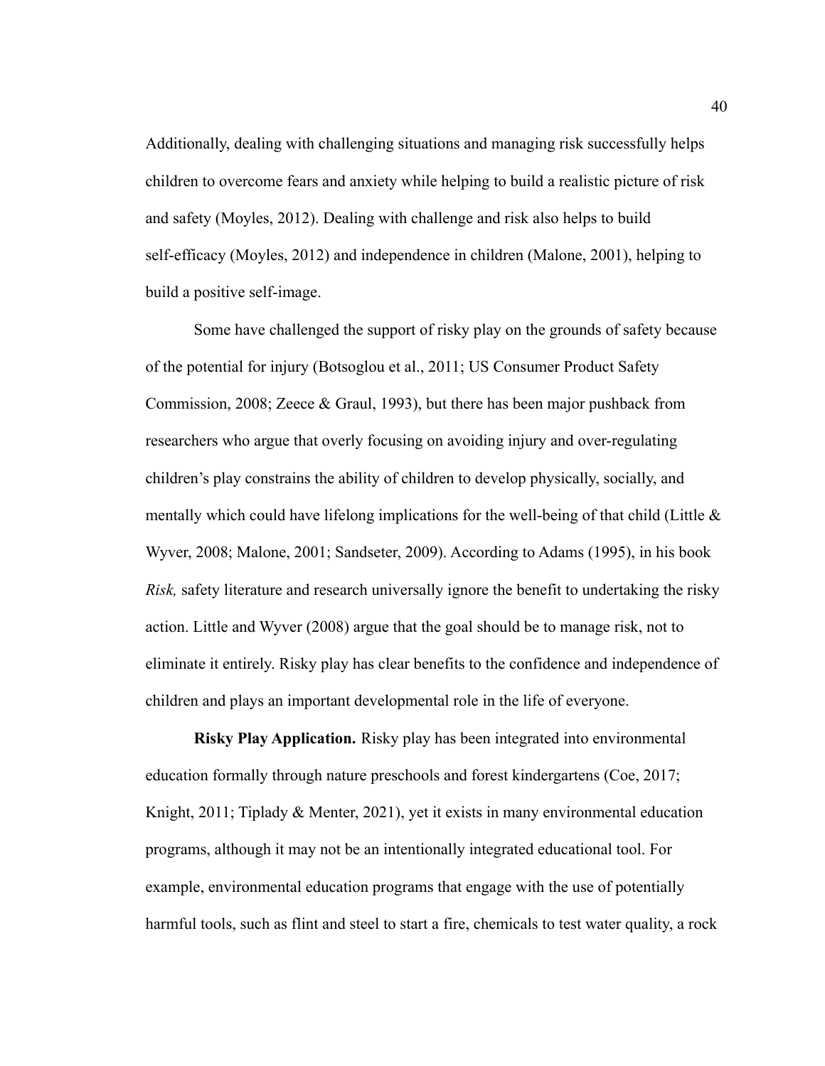Additionally, dealing with challenging situations and managing risk successfully helps children to overcome fears and anxiety while helping to build a realistic picture of risk and safety (Moyles, 2012). Dealing with challenge and risk also helps to build self-efficacy (Moyles, 2012) and independence in children (Malone, 2001), helping to build a positive self-image.

Some have challenged the support of risky play on the grounds of safety because of the potential for injury (Botsoglou et al., 2011; US Consumer Product Safety Commission, 2008; Zeece & Graul, 1993), but there has been major pushback from researchers who argue that overly focusing on avoiding injury and over-regulating children's play constrains the ability of children to develop physically, socially, and mentally which could have lifelong implications for the well-being of that child (Little & Wyver, 2008; Malone, 2001; Sandseter, 2009). According to Adams (1995), in his book *Risk,* safety literature and research universally ignore the benefit to undertaking the risky action. Little and Wyver (2008) argue that the goal should be to manage risk, not to eliminate it entirely. Risky play has clear benefits to the confidence and independence of children and plays an important developmental role in the life of everyone.

**Risky Play Application.** Risky play has been integrated into environmental education formally through nature preschools and forest kindergartens (Coe, 2017; Knight, 2011; Tiplady & Menter, 2021), yet it exists in many environmental education programs, although it may not be an intentionally integrated educational tool. For example, environmental education programs that engage with the use of potentially harmful tools, such as flint and steel to start a fire, chemicals to test water quality, a rock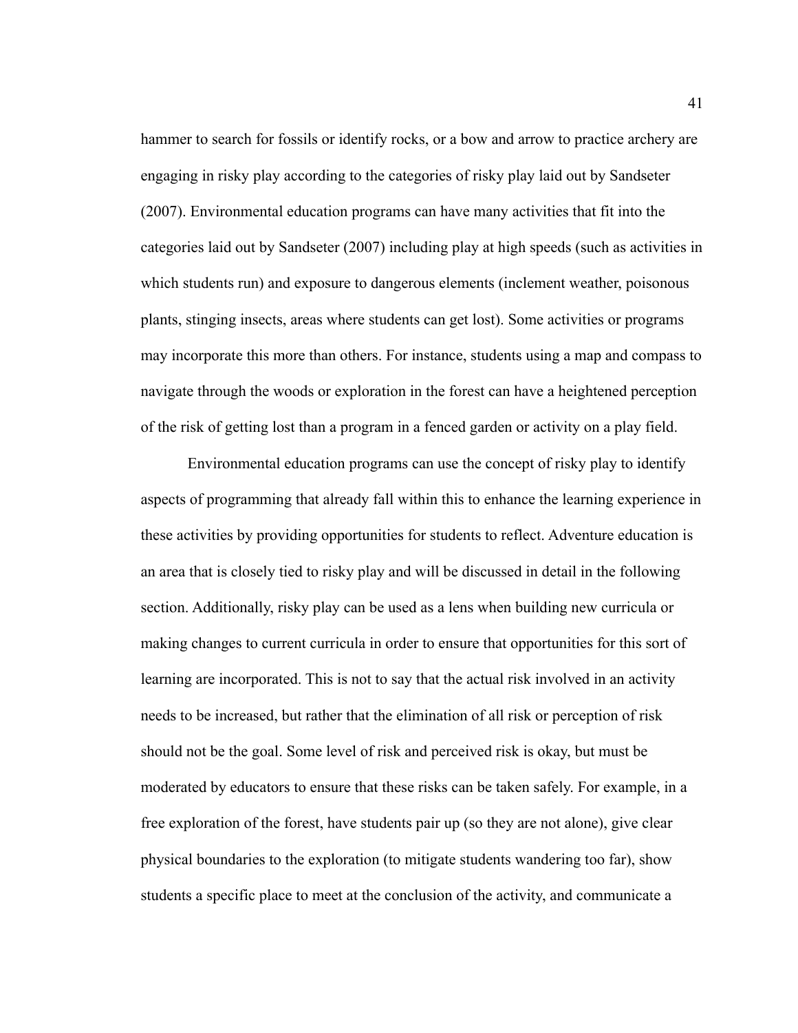hammer to search for fossils or identify rocks, or a bow and arrow to practice archery are engaging in risky play according to the categories of risky play laid out by Sandseter (2007). Environmental education programs can have many activities that fit into the categories laid out by Sandseter (2007) including play at high speeds (such as activities in which students run) and exposure to dangerous elements (inclement weather, poisonous plants, stinging insects, areas where students can get lost). Some activities or programs may incorporate this more than others. For instance, students using a map and compass to navigate through the woods or exploration in the forest can have a heightened perception of the risk of getting lost than a program in a fenced garden or activity on a play field.

Environmental education programs can use the concept of risky play to identify aspects of programming that already fall within this to enhance the learning experience in these activities by providing opportunities for students to reflect. Adventure education is an area that is closely tied to risky play and will be discussed in detail in the following section. Additionally, risky play can be used as a lens when building new curricula or making changes to current curricula in order to ensure that opportunities for this sort of learning are incorporated. This is not to say that the actual risk involved in an activity needs to be increased, but rather that the elimination of all risk or perception of risk should not be the goal. Some level of risk and perceived risk is okay, but must be moderated by educators to ensure that these risks can be taken safely. For example, in a free exploration of the forest, have students pair up (so they are not alone), give clear physical boundaries to the exploration (to mitigate students wandering too far), show students a specific place to meet at the conclusion of the activity, and communicate a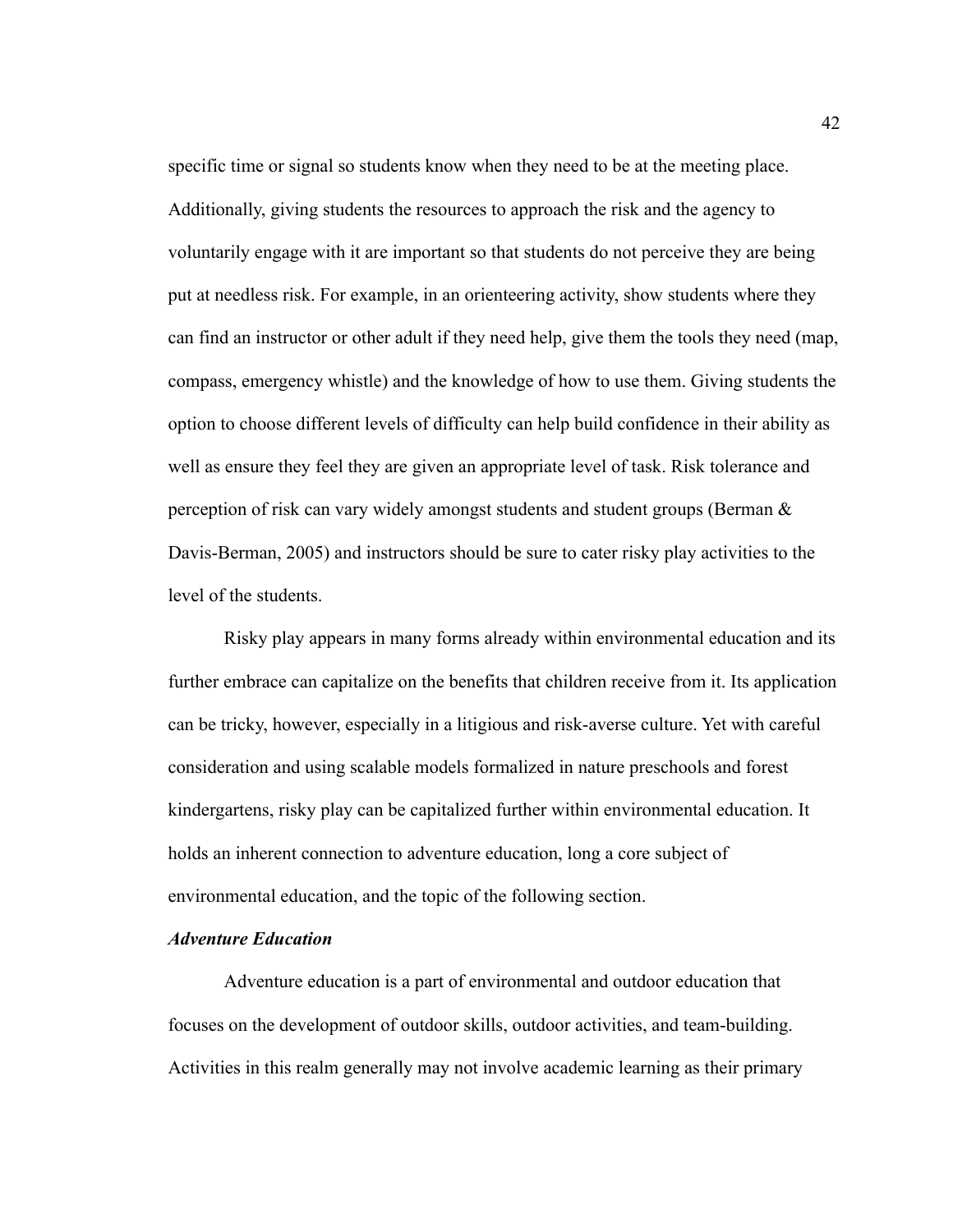specific time or signal so students know when they need to be at the meeting place. Additionally, giving students the resources to approach the risk and the agency to voluntarily engage with it are important so that students do not perceive they are being put at needless risk. For example, in an orienteering activity, show students where they can find an instructor or other adult if they need help, give them the tools they need (map, compass, emergency whistle) and the knowledge of how to use them. Giving students the option to choose different levels of difficulty can help build confidence in their ability as well as ensure they feel they are given an appropriate level of task. Risk tolerance and perception of risk can vary widely amongst students and student groups (Berman & Davis-Berman, 2005) and instructors should be sure to cater risky play activities to the level of the students.

Risky play appears in many forms already within environmental education and its further embrace can capitalize on the benefits that children receive from it. Its application can be tricky, however, especially in a litigious and risk-averse culture. Yet with careful consideration and using scalable models formalized in nature preschools and forest kindergartens, risky play can be capitalized further within environmental education. It holds an inherent connection to adventure education, long a core subject of environmental education, and the topic of the following section.

### ***Adventure Education***

Adventure education is a part of environmental and outdoor education that focuses on the development of outdoor skills, outdoor activities, and team-building. Activities in this realm generally may not involve academic learning as their primary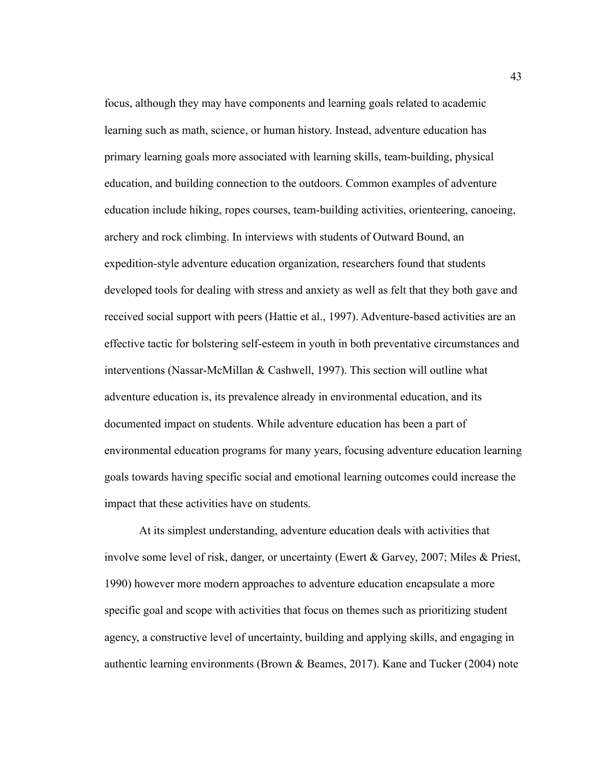focus, although they may have components and learning goals related to academic learning such as math, science, or human history. Instead, adventure education has primary learning goals more associated with learning skills, team-building, physical education, and building connection to the outdoors. Common examples of adventure education include hiking, ropes courses, team-building activities, orienteering, canoeing, archery and rock climbing. In interviews with students of Outward Bound, an expedition-style adventure education organization, researchers found that students developed tools for dealing with stress and anxiety as well as felt that they both gave and received social support with peers (Hattie et al., 1997). Adventure-based activities are an effective tactic for bolstering self-esteem in youth in both preventative circumstances and interventions (Nassar-McMillan & Cashwell, 1997). This section will outline what adventure education is, its prevalence already in environmental education, and its documented impact on students. While adventure education has been a part of environmental education programs for many years, focusing adventure education learning goals towards having specific social and emotional learning outcomes could increase the impact that these activities have on students.

At its simplest understanding, adventure education deals with activities that involve some level of risk, danger, or uncertainty (Ewert & Garvey, 2007; Miles & Priest, 1990) however more modern approaches to adventure education encapsulate a more specific goal and scope with activities that focus on themes such as prioritizing student agency, a constructive level of uncertainty, building and applying skills, and engaging in authentic learning environments (Brown & Beames, 2017). Kane and Tucker (2004) note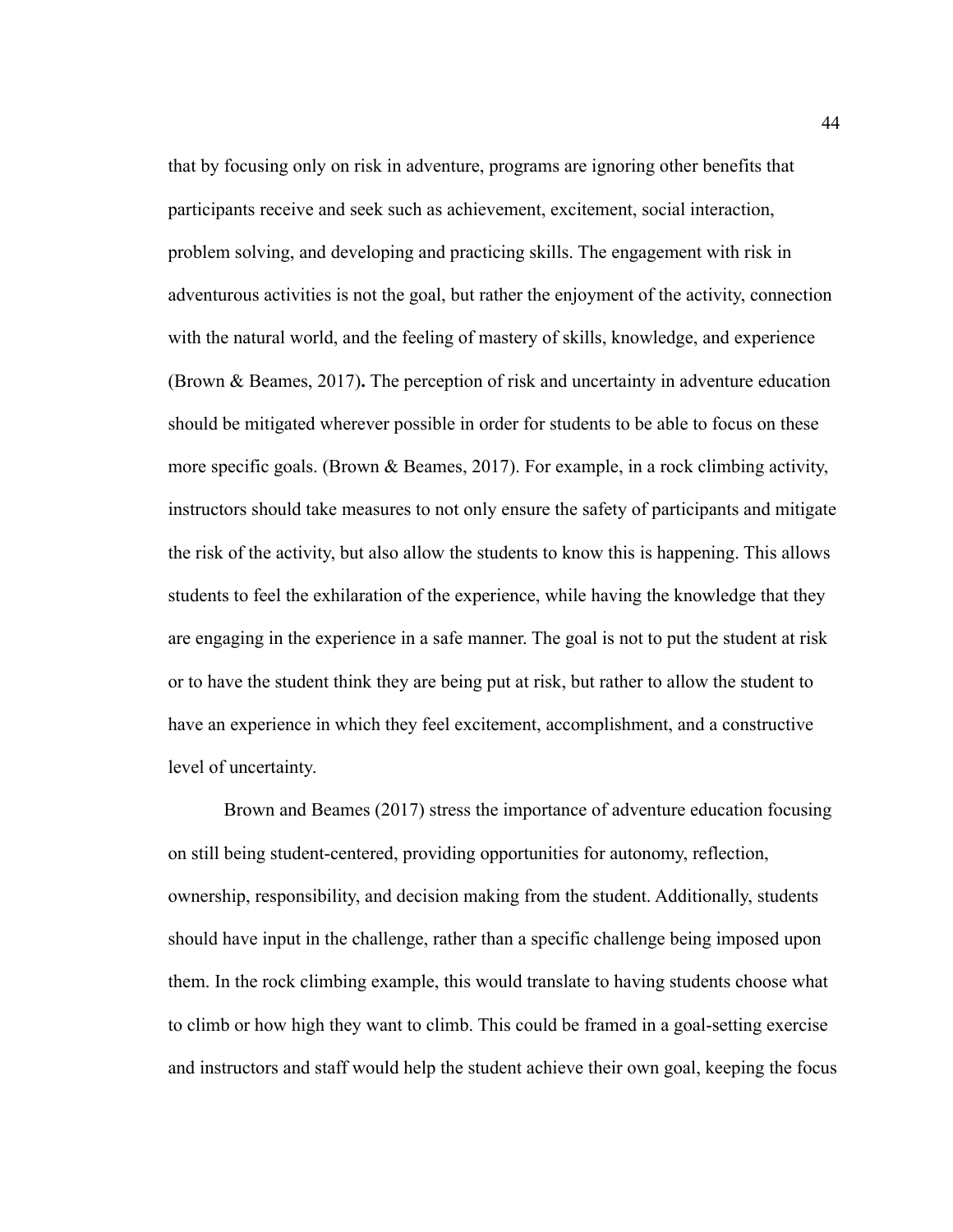that by focusing only on risk in adventure, programs are ignoring other benefits that participants receive and seek such as achievement, excitement, social interaction, problem solving, and developing and practicing skills. The engagement with risk in adventurous activities is not the goal, but rather the enjoyment of the activity, connection with the natural world, and the feeling of mastery of skills, knowledge, and experience (Brown & Beames, 2017). The perception of risk and uncertainty in adventure education should be mitigated wherever possible in order for students to be able to focus on these more specific goals. (Brown & Beames, 2017). For example, in a rock climbing activity, instructors should take measures to not only ensure the safety of participants and mitigate the risk of the activity, but also allow the students to know this is happening. This allows students to feel the exhilaration of the experience, while having the knowledge that they are engaging in the experience in a safe manner. The goal is not to put the student at risk or to have the student think they are being put at risk, but rather to allow the student to have an experience in which they feel excitement, accomplishment, and a constructive level of uncertainty.

Brown and Beames (2017) stress the importance of adventure education focusing on still being student-centered, providing opportunities for autonomy, reflection, ownership, responsibility, and decision making from the student. Additionally, students should have input in the challenge, rather than a specific challenge being imposed upon them. In the rock climbing example, this would translate to having students choose what to climb or how high they want to climb. This could be framed in a goal-setting exercise and instructors and staff would help the student achieve their own goal, keeping the focus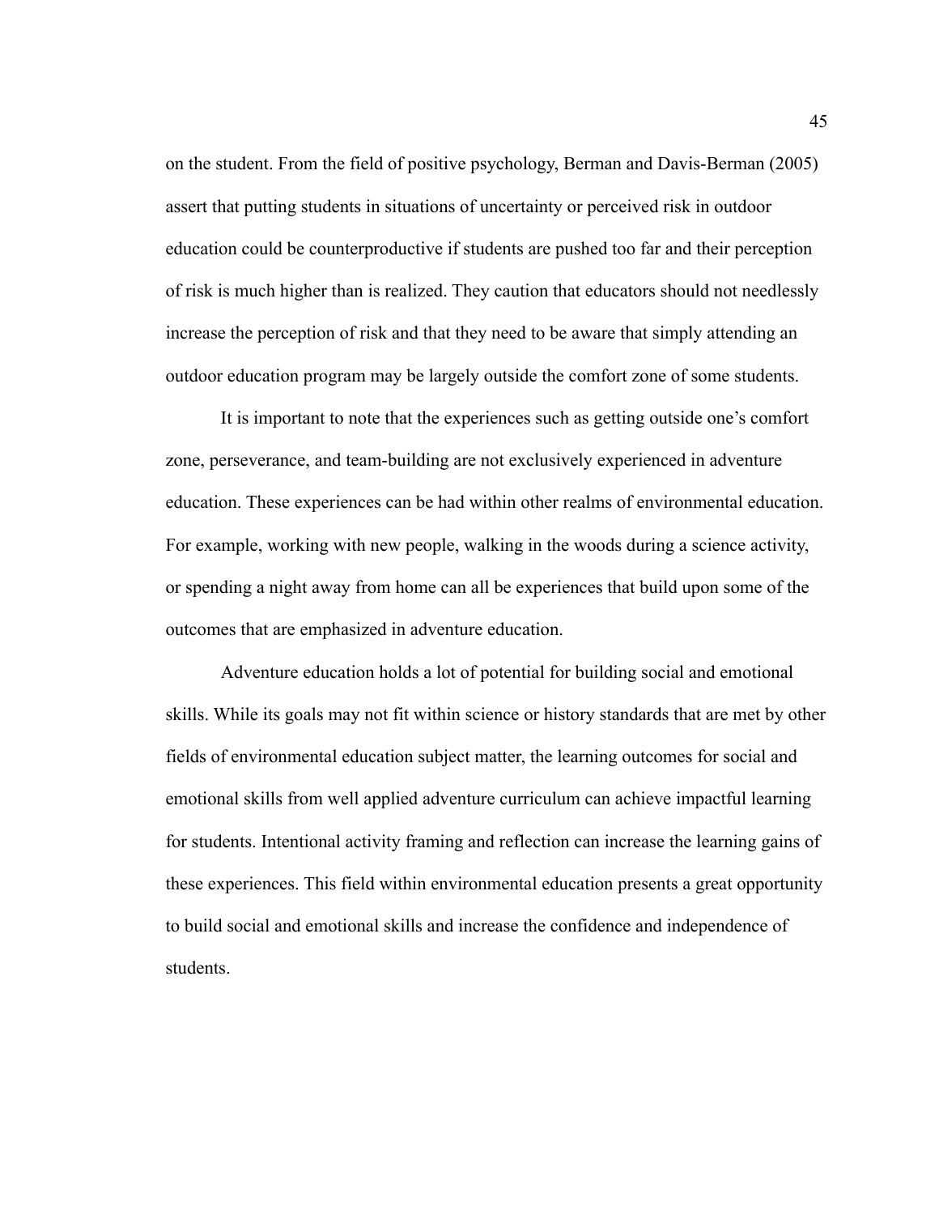on the student. From the field of positive psychology, Berman and Davis-Berman (2005) assert that putting students in situations of uncertainty or perceived risk in outdoor education could be counterproductive if students are pushed too far and their perception of risk is much higher than is realized. They caution that educators should not needlessly increase the perception of risk and that they need to be aware that simply attending an outdoor education program may be largely outside the comfort zone of some students.

It is important to note that the experiences such as getting outside one's comfort zone, perseverance, and team-building are not exclusively experienced in adventure education. These experiences can be had within other realms of environmental education. For example, working with new people, walking in the woods during a science activity, or spending a night away from home can all be experiences that build upon some of the outcomes that are emphasized in adventure education.

Adventure education holds a lot of potential for building social and emotional skills. While its goals may not fit within science or history standards that are met by other fields of environmental education subject matter, the learning outcomes for social and emotional skills from well applied adventure curriculum can achieve impactful learning for students. Intentional activity framing and reflection can increase the learning gains of these experiences. This field within environmental education presents a great opportunity to build social and emotional skills and increase the confidence and independence of students.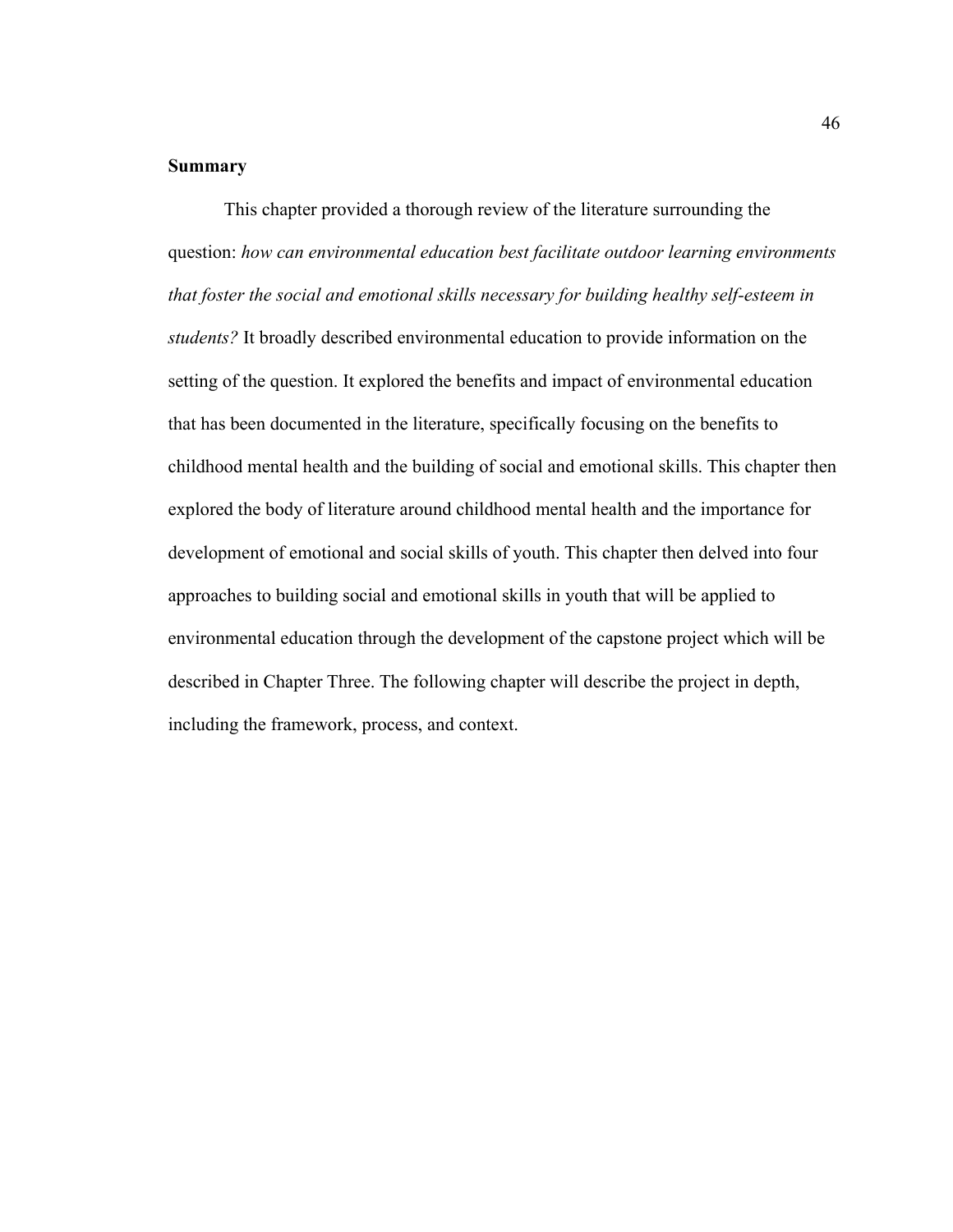## Summary

This chapter provided a thorough review of the literature surrounding the question: *how can environmental education best facilitate outdoor learning environments that foster the social and emotional skills necessary for building healthy self-esteem in students?* It broadly described environmental education to provide information on the setting of the question. It explored the benefits and impact of environmental education that has been documented in the literature, specifically focusing on the benefits to childhood mental health and the building of social and emotional skills. This chapter then explored the body of literature around childhood mental health and the importance for development of emotional and social skills of youth. This chapter then delved into four approaches to building social and emotional skills in youth that will be applied to environmental education through the development of the capstone project which will be described in Chapter Three. The following chapter will describe the project in depth, including the framework, process, and context.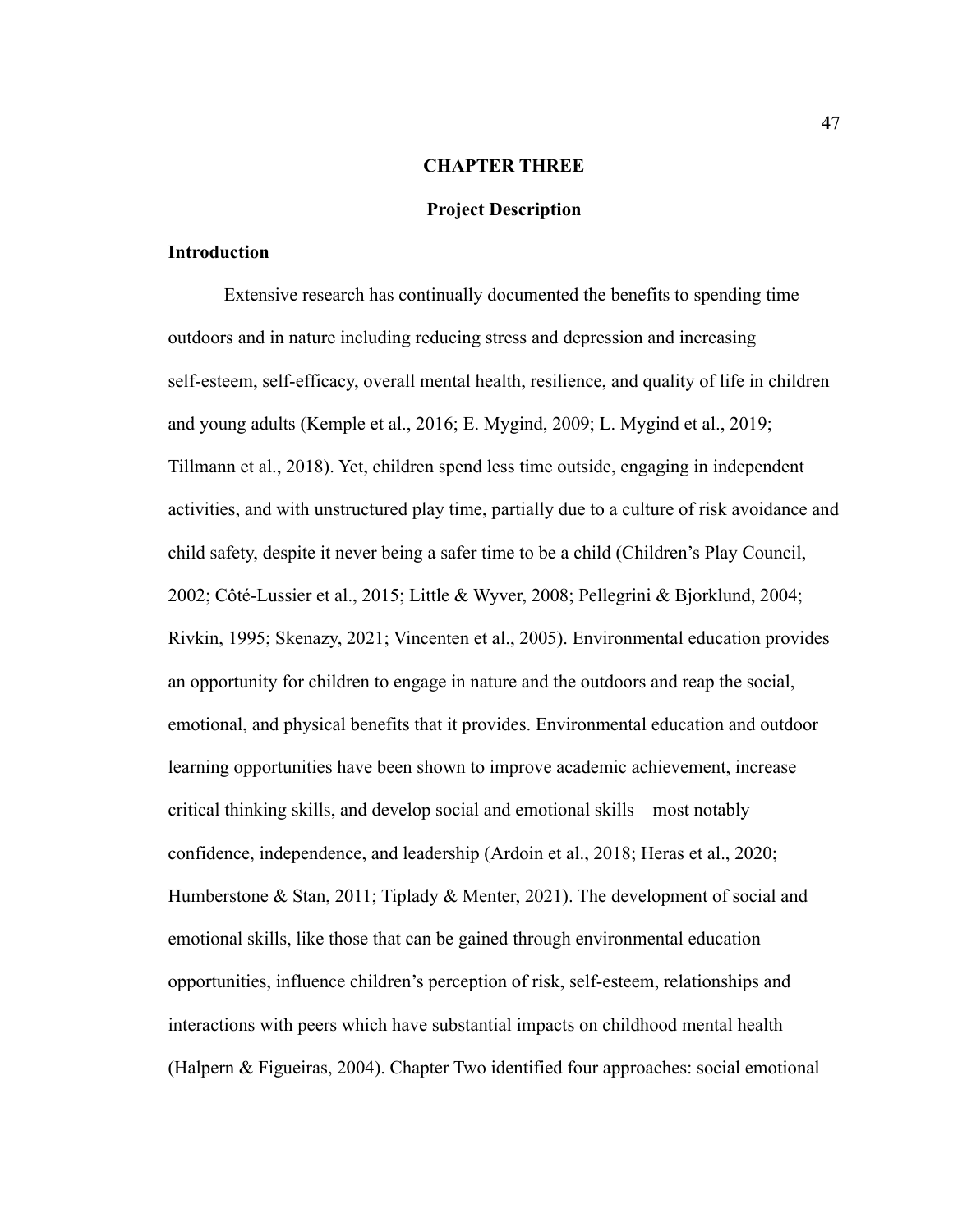# CHAPTER THREE

## Project Description

### Introduction

Extensive research has continually documented the benefits to spending time outdoors and in nature including reducing stress and depression and increasing self-esteem, self-efficacy, overall mental health, resilience, and quality of life in children and young adults (Kemple et al., 2016; E. Mygind, 2009; L. Mygind et al., 2019; Tillmann et al., 2018). Yet, children spend less time outside, engaging in independent activities, and with unstructured play time, partially due to a culture of risk avoidance and child safety, despite it never being a safer time to be a child (Children's Play Council, 2002; Côté-Lussier et al., 2015; Little & Wyver, 2008; Pellegrini & Bjorklund, 2004; Rivkin, 1995; Skenazy, 2021; Vincenten et al., 2005). Environmental education provides an opportunity for children to engage in nature and the outdoors and reap the social, emotional, and physical benefits that it provides. Environmental education and outdoor learning opportunities have been shown to improve academic achievement, increase critical thinking skills, and develop social and emotional skills – most notably confidence, independence, and leadership (Ardoin et al., 2018; Heras et al., 2020; Humberstone & Stan, 2011; Tiplady & Menter, 2021). The development of social and emotional skills, like those that can be gained through environmental education opportunities, influence children's perception of risk, self-esteem, relationships and interactions with peers which have substantial impacts on childhood mental health (Halpern & Figueiras, 2004). Chapter Two identified four approaches: social emotional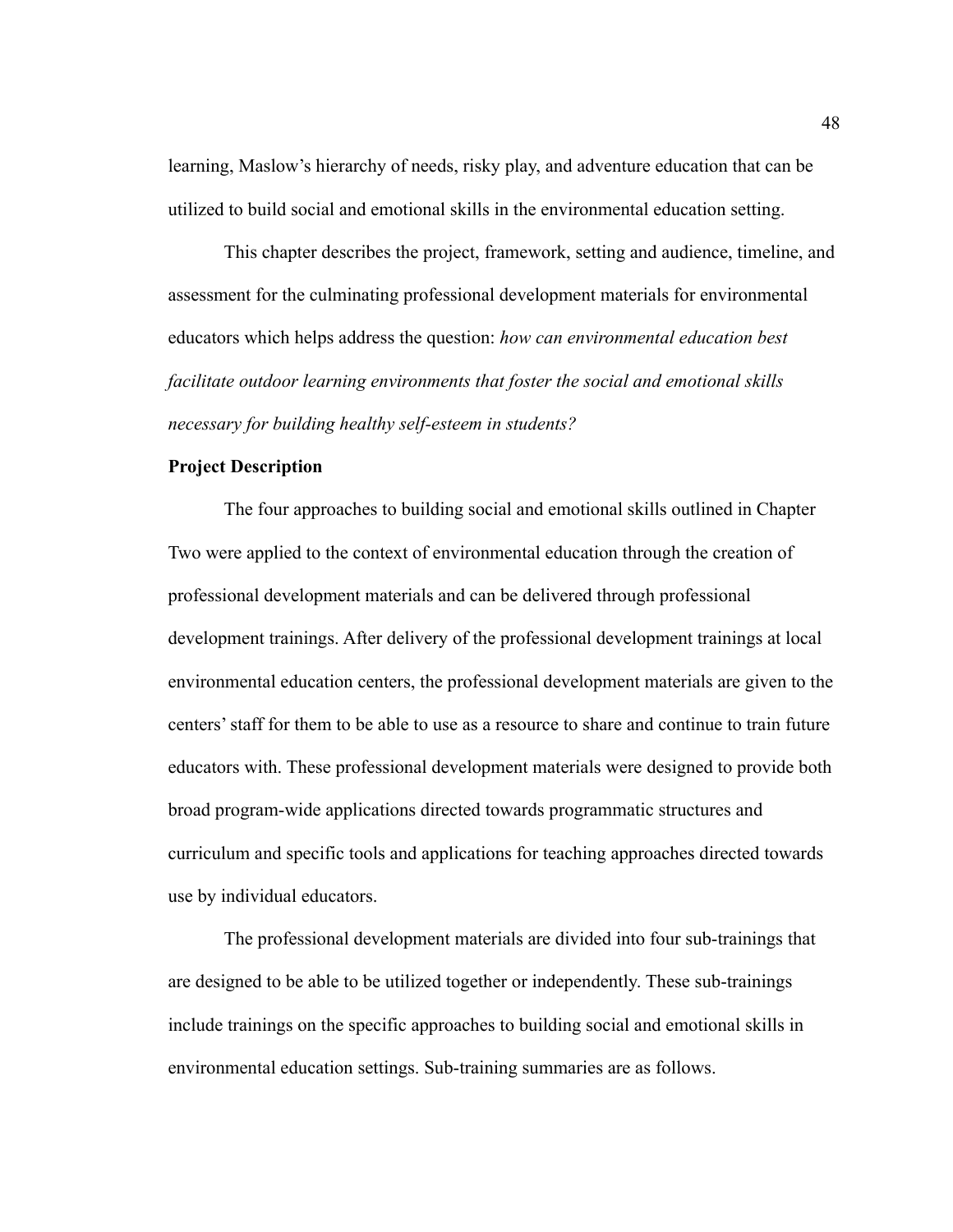learning, Maslow's hierarchy of needs, risky play, and adventure education that can be utilized to build social and emotional skills in the environmental education setting.

This chapter describes the project, framework, setting and audience, timeline, and assessment for the culminating professional development materials for environmental educators which helps address the question: *how can environmental education best facilitate outdoor learning environments that foster the social and emotional skills necessary for building healthy self-esteem in students?*

**Project Description**

The four approaches to building social and emotional skills outlined in Chapter Two were applied to the context of environmental education through the creation of professional development materials and can be delivered through professional development trainings. After delivery of the professional development trainings at local environmental education centers, the professional development materials are given to the centers' staff for them to be able to use as a resource to share and continue to train future educators with. These professional development materials were designed to provide both broad program-wide applications directed towards programmatic structures and curriculum and specific tools and applications for teaching approaches directed towards use by individual educators.

The professional development materials are divided into four sub-trainings that are designed to be able to be utilized together or independently. These sub-trainings include trainings on the specific approaches to building social and emotional skills in environmental education settings. Sub-training summaries are as follows.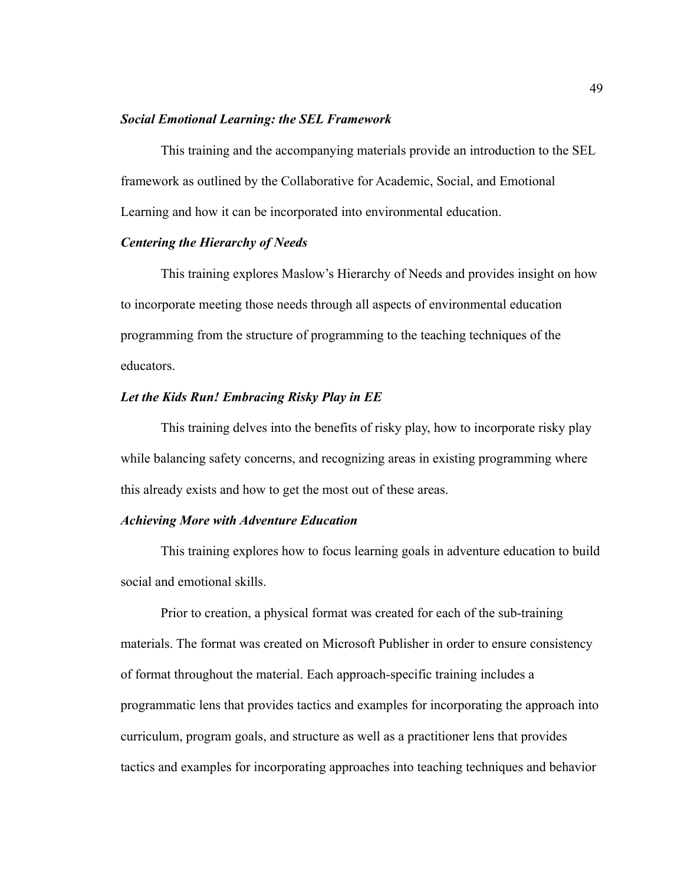***Social Emotional Learning: the SEL Framework***

This training and the accompanying materials provide an introduction to the SEL framework as outlined by the Collaborative for Academic, Social, and Emotional Learning and how it can be incorporated into environmental education.

***Centering the Hierarchy of Needs***

This training explores Maslow's Hierarchy of Needs and provides insight on how to incorporate meeting those needs through all aspects of environmental education programming from the structure of programming to the teaching techniques of the educators.

***Let the Kids Run! Embracing Risky Play in EE***

This training delves into the benefits of risky play, how to incorporate risky play while balancing safety concerns, and recognizing areas in existing programming where this already exists and how to get the most out of these areas.

***Achieving More with Adventure Education***

This training explores how to focus learning goals in adventure education to build social and emotional skills.

Prior to creation, a physical format was created for each of the sub-training materials. The format was created on Microsoft Publisher in order to ensure consistency of format throughout the material. Each approach-specific training includes a programmatic lens that provides tactics and examples for incorporating the approach into curriculum, program goals, and structure as well as a practitioner lens that provides tactics and examples for incorporating approaches into teaching techniques and behavior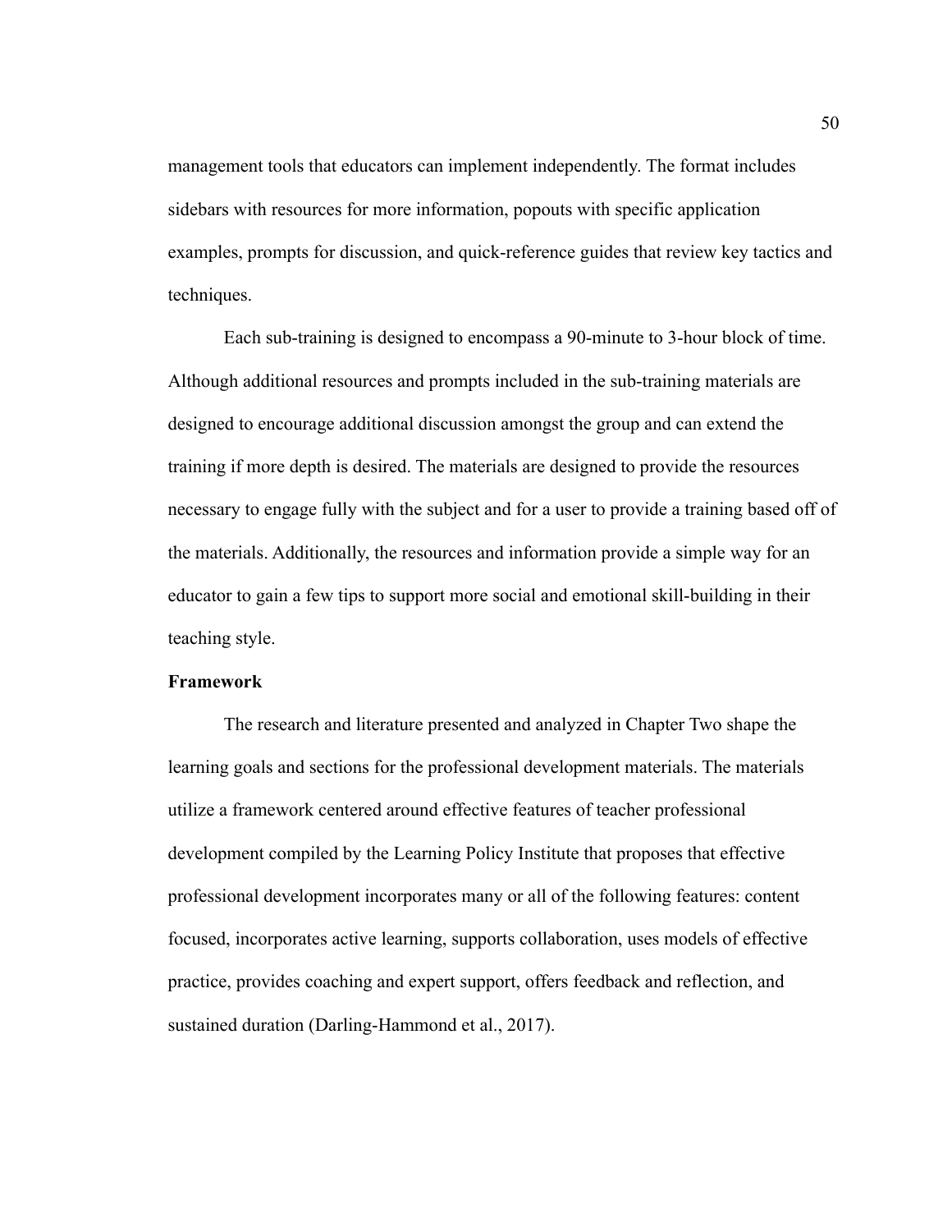management tools that educators can implement independently. The format includes sidebars with resources for more information, popouts with specific application examples, prompts for discussion, and quick-reference guides that review key tactics and techniques.

Each sub-training is designed to encompass a 90-minute to 3-hour block of time. Although additional resources and prompts included in the sub-training materials are designed to encourage additional discussion amongst the group and can extend the training if more depth is desired. The materials are designed to provide the resources necessary to engage fully with the subject and for a user to provide a training based off of the materials. Additionally, the resources and information provide a simple way for an educator to gain a few tips to support more social and emotional skill-building in their teaching style.

**Framework**

The research and literature presented and analyzed in Chapter Two shape the learning goals and sections for the professional development materials. The materials utilize a framework centered around effective features of teacher professional development compiled by the Learning Policy Institute that proposes that effective professional development incorporates many or all of the following features: content focused, incorporates active learning, supports collaboration, uses models of effective practice, provides coaching and expert support, offers feedback and reflection, and sustained duration (Darling-Hammond et al., 2017).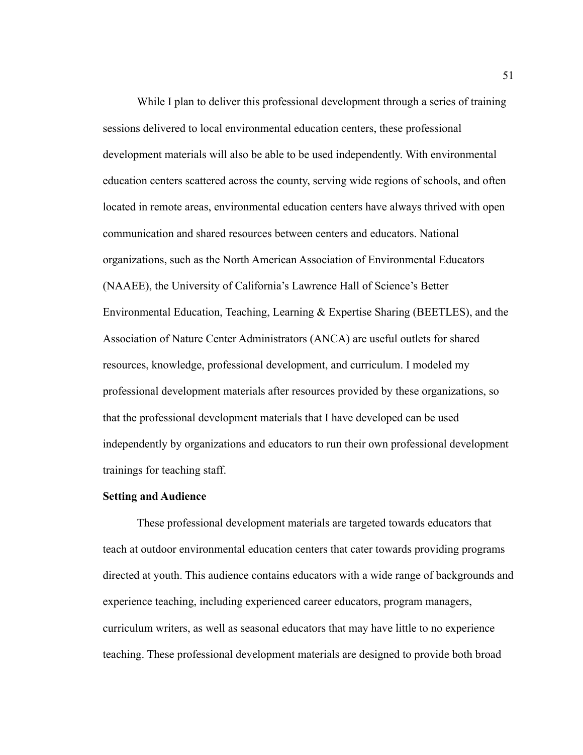While I plan to deliver this professional development through a series of training sessions delivered to local environmental education centers, these professional development materials will also be able to be used independently. With environmental education centers scattered across the county, serving wide regions of schools, and often located in remote areas, environmental education centers have always thrived with open communication and shared resources between centers and educators. National organizations, such as the North American Association of Environmental Educators (NAAEE), the University of California's Lawrence Hall of Science's Better Environmental Education, Teaching, Learning & Expertise Sharing (BEETLES), and the Association of Nature Center Administrators (ANCA) are useful outlets for shared resources, knowledge, professional development, and curriculum. I modeled my professional development materials after resources provided by these organizations, so that the professional development materials that I have developed can be used independently by organizations and educators to run their own professional development trainings for teaching staff.

**Setting and Audience**

These professional development materials are targeted towards educators that teach at outdoor environmental education centers that cater towards providing programs directed at youth. This audience contains educators with a wide range of backgrounds and experience teaching, including experienced career educators, program managers, curriculum writers, as well as seasonal educators that may have little to no experience teaching. These professional development materials are designed to provide both broad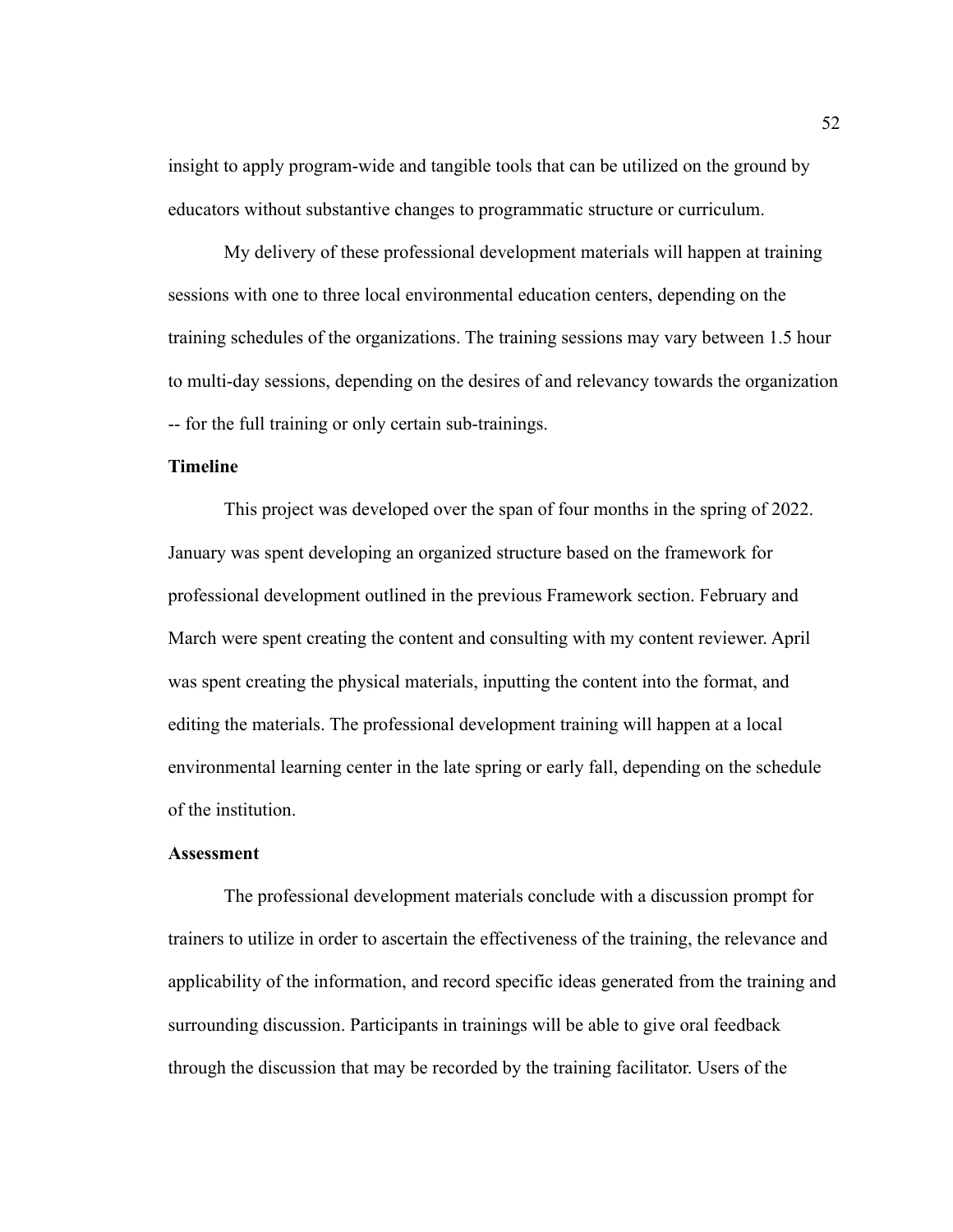insight to apply program-wide and tangible tools that can be utilized on the ground by educators without substantive changes to programmatic structure or curriculum.

My delivery of these professional development materials will happen at training sessions with one to three local environmental education centers, depending on the training schedules of the organizations. The training sessions may vary between 1.5 hour to multi-day sessions, depending on the desires of and relevancy towards the organization -- for the full training or only certain sub-trainings.

**Timeline**

This project was developed over the span of four months in the spring of 2022. January was spent developing an organized structure based on the framework for professional development outlined in the previous Framework section. February and March were spent creating the content and consulting with my content reviewer. April was spent creating the physical materials, inputting the content into the format, and editing the materials. The professional development training will happen at a local environmental learning center in the late spring or early fall, depending on the schedule of the institution.

**Assessment**

The professional development materials conclude with a discussion prompt for trainers to utilize in order to ascertain the effectiveness of the training, the relevance and applicability of the information, and record specific ideas generated from the training and surrounding discussion. Participants in trainings will be able to give oral feedback through the discussion that may be recorded by the training facilitator. Users of the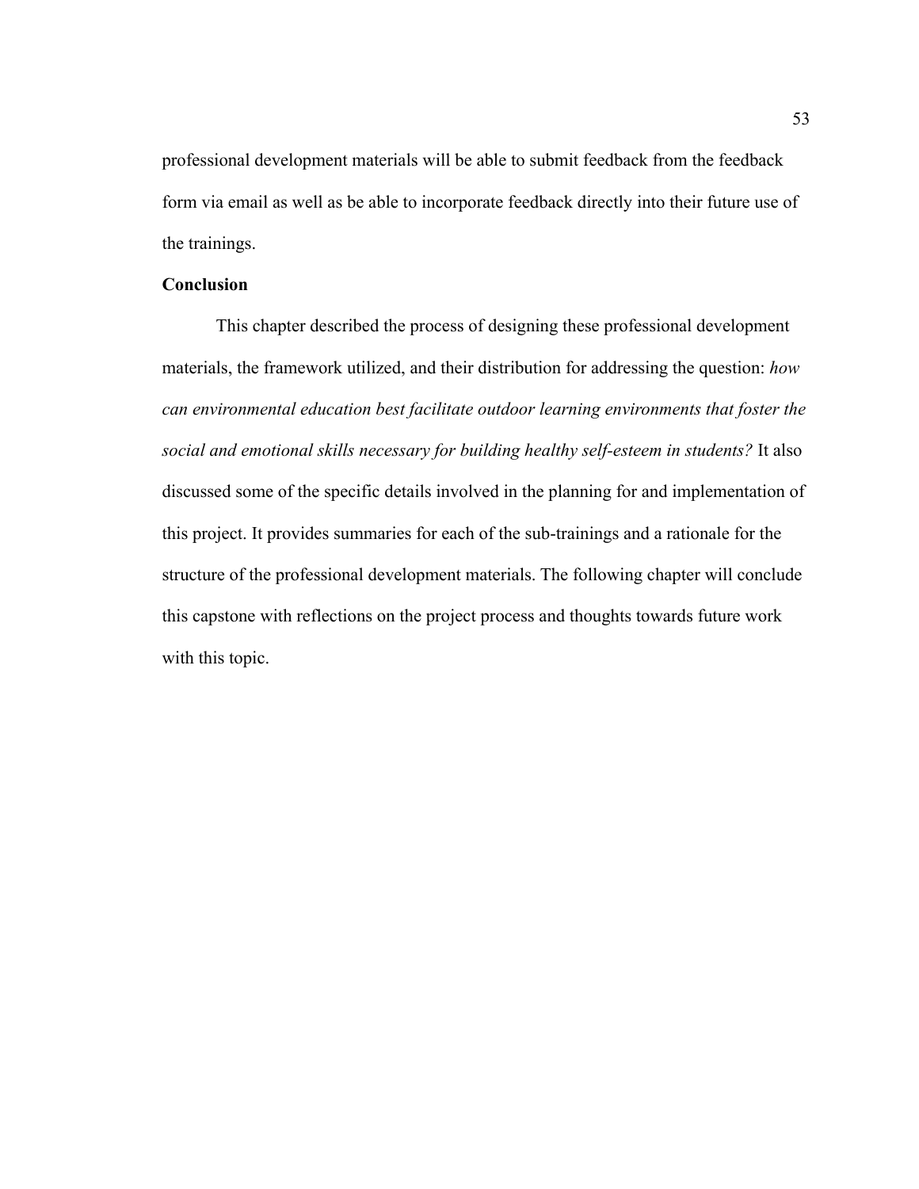professional development materials will be able to submit feedback from the feedback form via email as well as be able to incorporate feedback directly into their future use of the trainings.

**Conclusion**

This chapter described the process of designing these professional development materials, the framework utilized, and their distribution for addressing the question: *how can environmental education best facilitate outdoor learning environments that foster the social and emotional skills necessary for building healthy self-esteem in students?* It also discussed some of the specific details involved in the planning for and implementation of this project. It provides summaries for each of the sub-trainings and a rationale for the structure of the professional development materials. The following chapter will conclude this capstone with reflections on the project process and thoughts towards future work with this topic.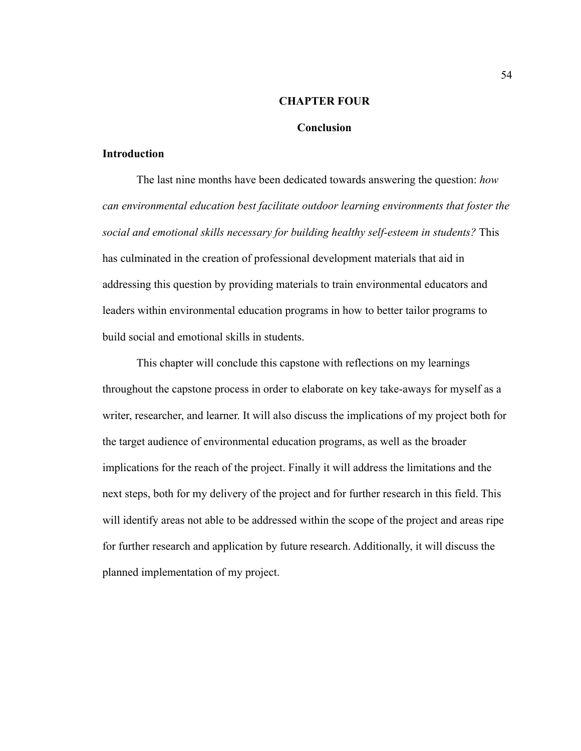# CHAPTER FOUR

## Conclusion

### Introduction

The last nine months have been dedicated towards answering the question: *how can environmental education best facilitate outdoor learning environments that foster the social and emotional skills necessary for building healthy self-esteem in students?* This has culminated in the creation of professional development materials that aid in addressing this question by providing materials to train environmental educators and leaders within environmental education programs in how to better tailor programs to build social and emotional skills in students.

This chapter will conclude this capstone with reflections on my learnings throughout the capstone process in order to elaborate on key take-aways for myself as a writer, researcher, and learner. It will also discuss the implications of my project both for the target audience of environmental education programs, as well as the broader implications for the reach of the project. Finally it will address the limitations and the next steps, both for my delivery of the project and for further research in this field. This will identify areas not able to be addressed within the scope of the project and areas ripe for further research and application by future research. Additionally, it will discuss the planned implementation of my project.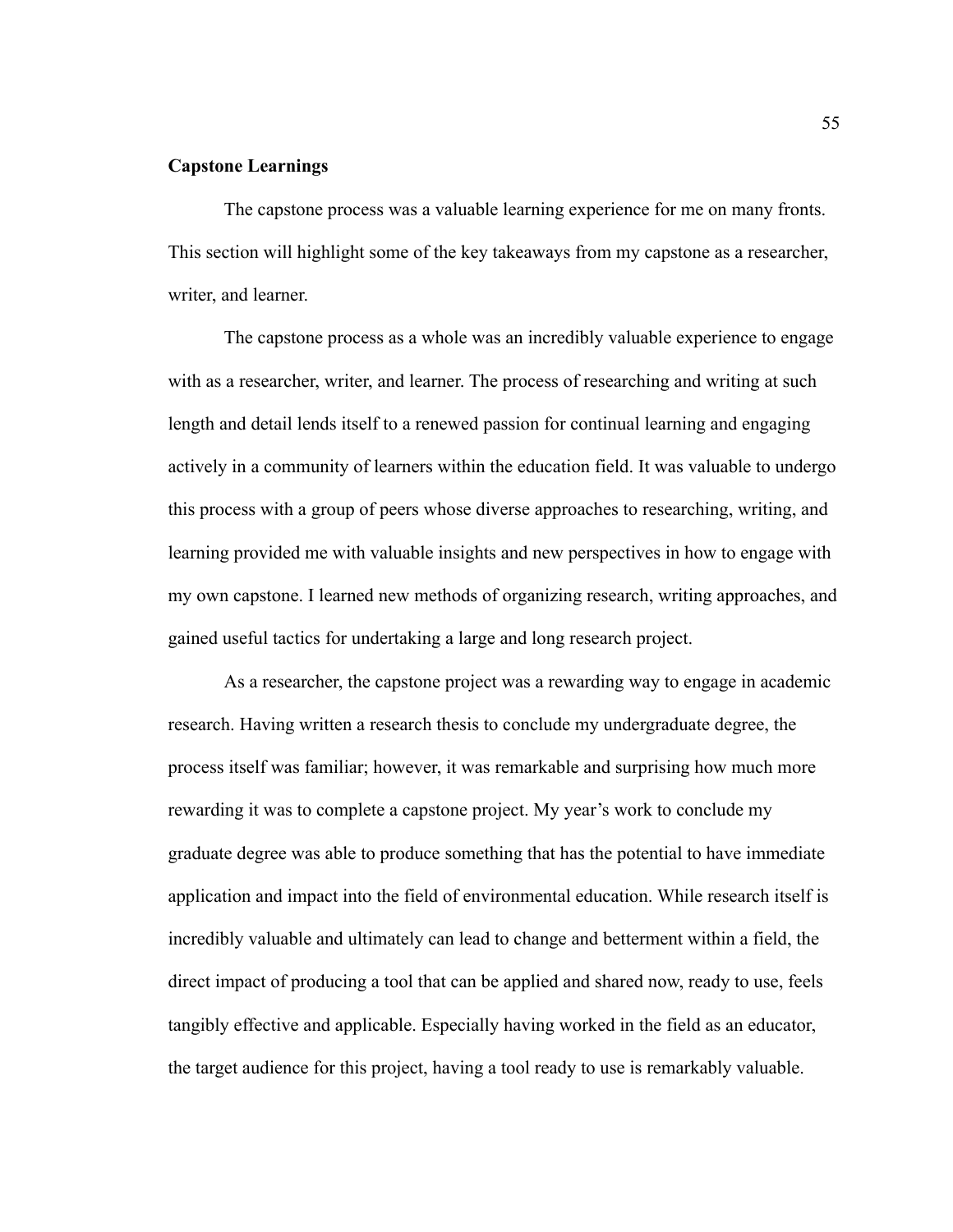**Capstone Learnings**

The capstone process was a valuable learning experience for me on many fronts. This section will highlight some of the key takeaways from my capstone as a researcher, writer, and learner.

The capstone process as a whole was an incredibly valuable experience to engage with as a researcher, writer, and learner. The process of researching and writing at such length and detail lends itself to a renewed passion for continual learning and engaging actively in a community of learners within the education field. It was valuable to undergo this process with a group of peers whose diverse approaches to researching, writing, and learning provided me with valuable insights and new perspectives in how to engage with my own capstone. I learned new methods of organizing research, writing approaches, and gained useful tactics for undertaking a large and long research project.

As a researcher, the capstone project was a rewarding way to engage in academic research. Having written a research thesis to conclude my undergraduate degree, the process itself was familiar; however, it was remarkable and surprising how much more rewarding it was to complete a capstone project. My year's work to conclude my graduate degree was able to produce something that has the potential to have immediate application and impact into the field of environmental education. While research itself is incredibly valuable and ultimately can lead to change and betterment within a field, the direct impact of producing a tool that can be applied and shared now, ready to use, feels tangibly effective and applicable. Especially having worked in the field as an educator, the target audience for this project, having a tool ready to use is remarkably valuable.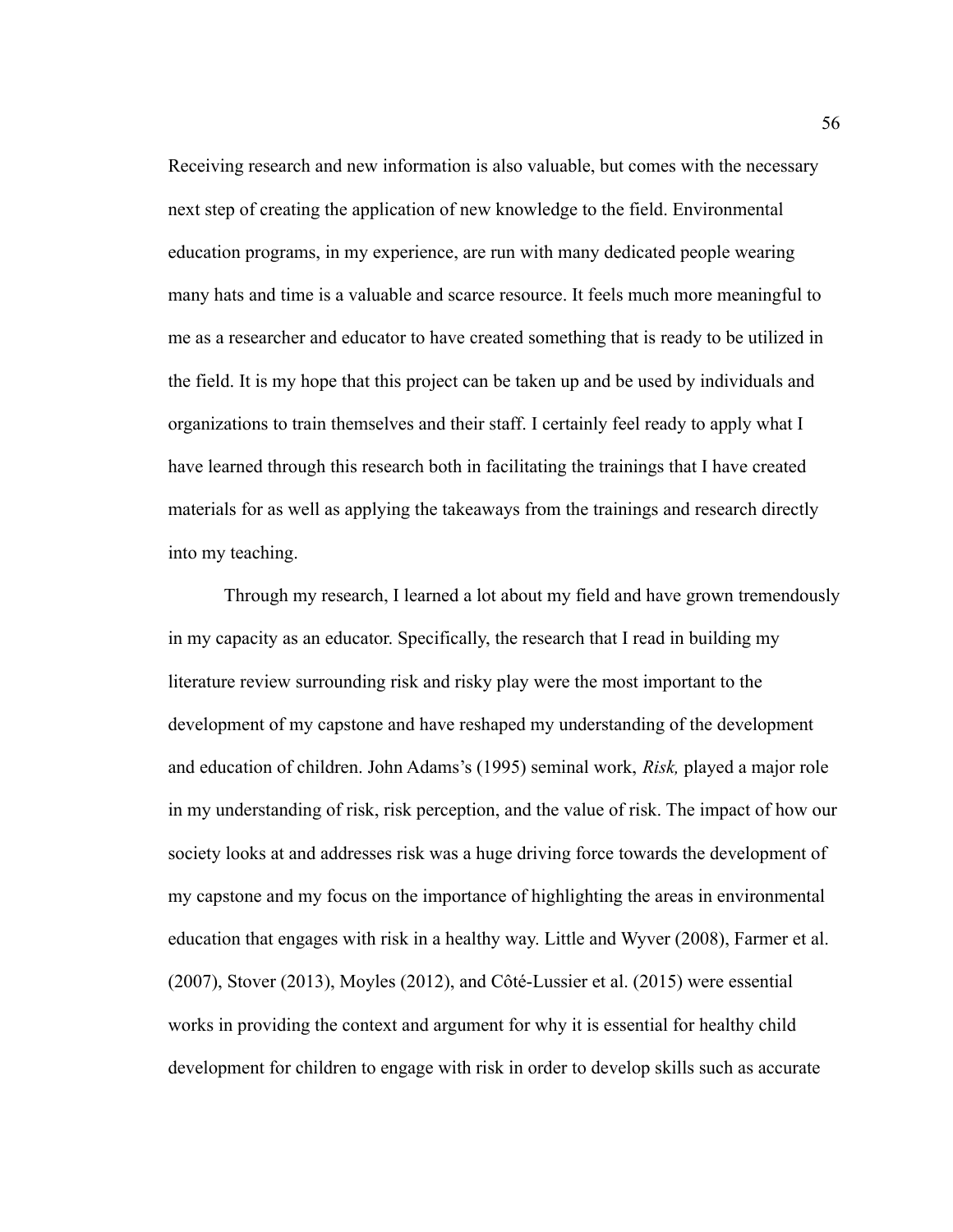Receiving research and new information is also valuable, but comes with the necessary next step of creating the application of new knowledge to the field. Environmental education programs, in my experience, are run with many dedicated people wearing many hats and time is a valuable and scarce resource. It feels much more meaningful to me as a researcher and educator to have created something that is ready to be utilized in the field. It is my hope that this project can be taken up and be used by individuals and organizations to train themselves and their staff. I certainly feel ready to apply what I have learned through this research both in facilitating the trainings that I have created materials for as well as applying the takeaways from the trainings and research directly into my teaching.

Through my research, I learned a lot about my field and have grown tremendously in my capacity as an educator. Specifically, the research that I read in building my literature review surrounding risk and risky play were the most important to the development of my capstone and have reshaped my understanding of the development and education of children. John Adams's (1995) seminal work, *Risk,* played a major role in my understanding of risk, risk perception, and the value of risk. The impact of how our society looks at and addresses risk was a huge driving force towards the development of my capstone and my focus on the importance of highlighting the areas in environmental education that engages with risk in a healthy way. Little and Wyver (2008), Farmer et al. (2007), Stover (2013), Moyles (2012), and Côté-Lussier et al. (2015) were essential works in providing the context and argument for why it is essential for healthy child development for children to engage with risk in order to develop skills such as accurate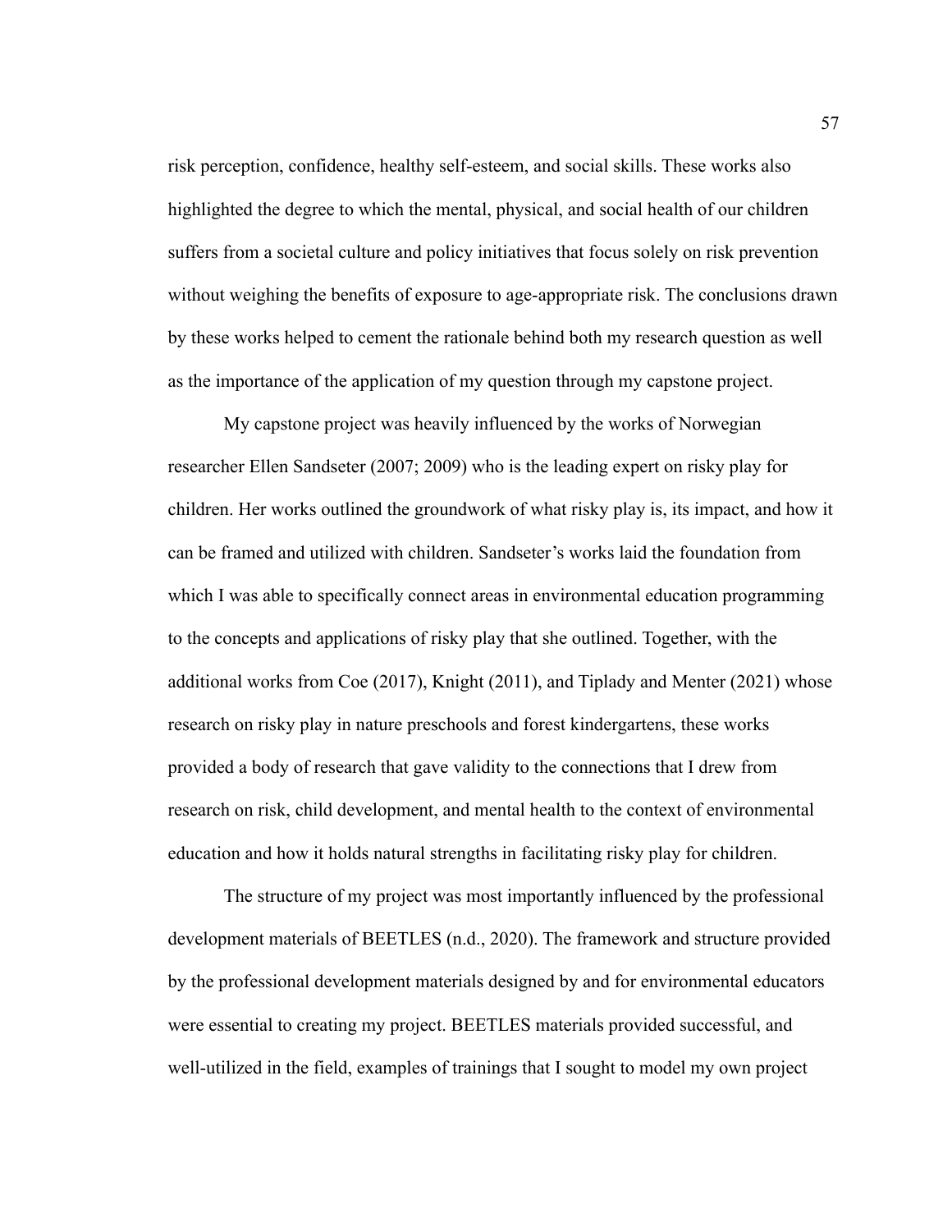risk perception, confidence, healthy self-esteem, and social skills. These works also highlighted the degree to which the mental, physical, and social health of our children suffers from a societal culture and policy initiatives that focus solely on risk prevention without weighing the benefits of exposure to age-appropriate risk. The conclusions drawn by these works helped to cement the rationale behind both my research question as well as the importance of the application of my question through my capstone project.

My capstone project was heavily influenced by the works of Norwegian researcher Ellen Sandseter (2007; 2009) who is the leading expert on risky play for children. Her works outlined the groundwork of what risky play is, its impact, and how it can be framed and utilized with children. Sandseter's works laid the foundation from which I was able to specifically connect areas in environmental education programming to the concepts and applications of risky play that she outlined. Together, with the additional works from Coe (2017), Knight (2011), and Tiplady and Menter (2021) whose research on risky play in nature preschools and forest kindergartens, these works provided a body of research that gave validity to the connections that I drew from research on risk, child development, and mental health to the context of environmental education and how it holds natural strengths in facilitating risky play for children.

The structure of my project was most importantly influenced by the professional development materials of BEETLES (n.d., 2020). The framework and structure provided by the professional development materials designed by and for environmental educators were essential to creating my project. BEETLES materials provided successful, and well-utilized in the field, examples of trainings that I sought to model my own project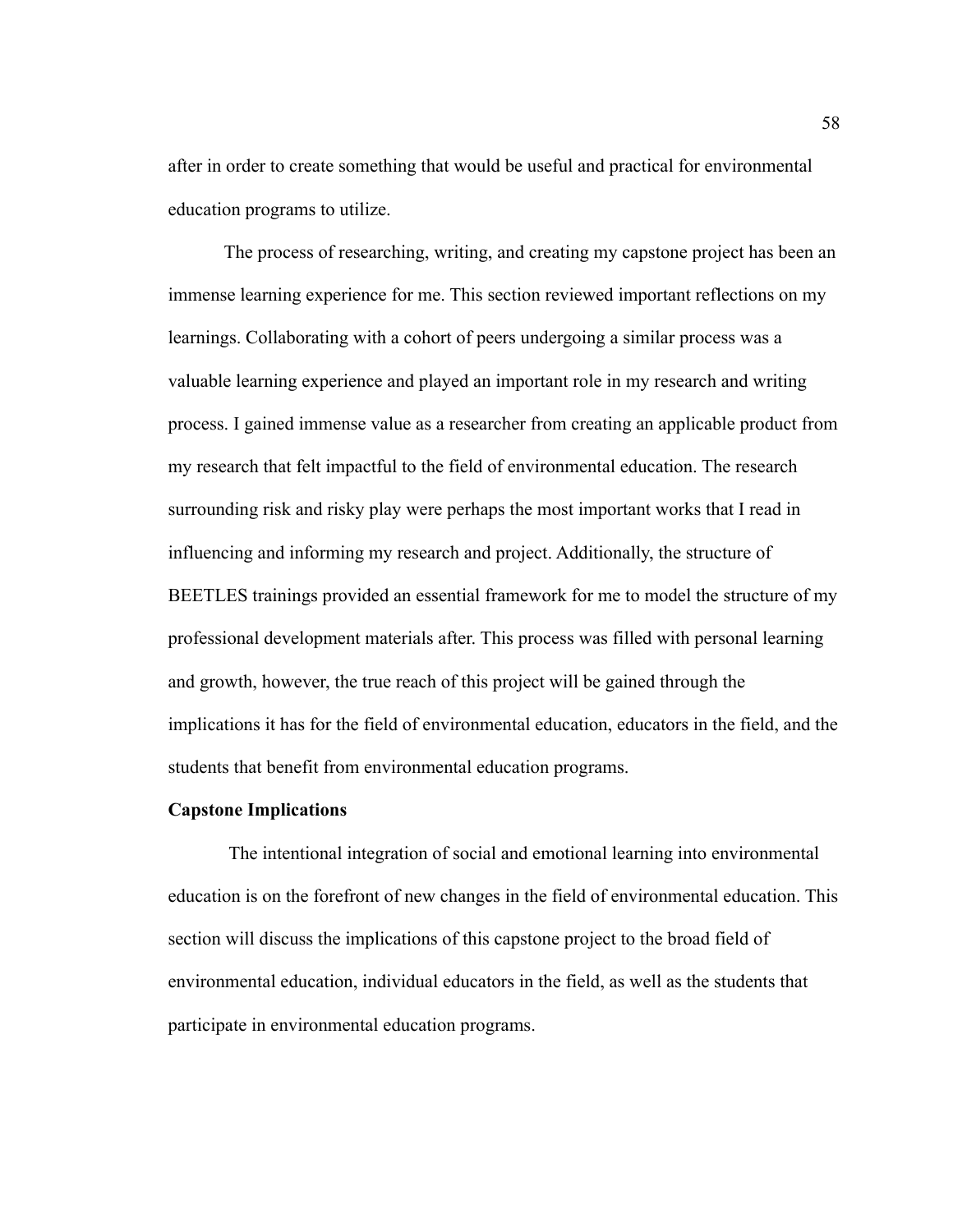after in order to create something that would be useful and practical for environmental education programs to utilize.

The process of researching, writing, and creating my capstone project has been an immense learning experience for me. This section reviewed important reflections on my learnings. Collaborating with a cohort of peers undergoing a similar process was a valuable learning experience and played an important role in my research and writing process. I gained immense value as a researcher from creating an applicable product from my research that felt impactful to the field of environmental education. The research surrounding risk and risky play were perhaps the most important works that I read in influencing and informing my research and project. Additionally, the structure of BEETLES trainings provided an essential framework for me to model the structure of my professional development materials after. This process was filled with personal learning and growth, however, the true reach of this project will be gained through the implications it has for the field of environmental education, educators in the field, and the students that benefit from environmental education programs.

**Capstone Implications**

The intentional integration of social and emotional learning into environmental education is on the forefront of new changes in the field of environmental education. This section will discuss the implications of this capstone project to the broad field of environmental education, individual educators in the field, as well as the students that participate in environmental education programs.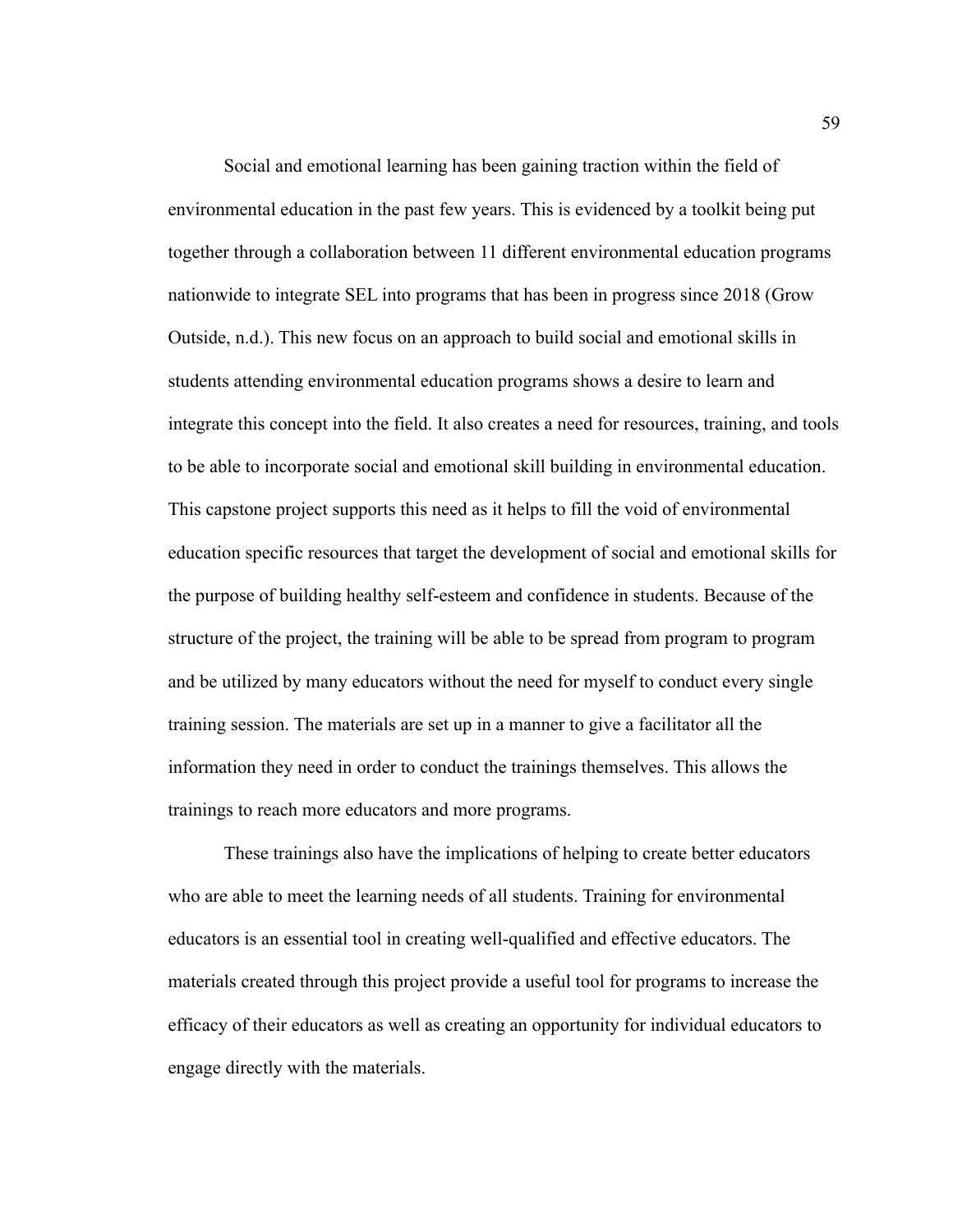Social and emotional learning has been gaining traction within the field of environmental education in the past few years. This is evidenced by a toolkit being put together through a collaboration between 11 different environmental education programs nationwide to integrate SEL into programs that has been in progress since 2018 (Grow Outside, n.d.). This new focus on an approach to build social and emotional skills in students attending environmental education programs shows a desire to learn and integrate this concept into the field. It also creates a need for resources, training, and tools to be able to incorporate social and emotional skill building in environmental education. This capstone project supports this need as it helps to fill the void of environmental education specific resources that target the development of social and emotional skills for the purpose of building healthy self-esteem and confidence in students. Because of the structure of the project, the training will be able to be spread from program to program and be utilized by many educators without the need for myself to conduct every single training session. The materials are set up in a manner to give a facilitator all the information they need in order to conduct the trainings themselves. This allows the trainings to reach more educators and more programs.

These trainings also have the implications of helping to create better educators who are able to meet the learning needs of all students. Training for environmental educators is an essential tool in creating well-qualified and effective educators. The materials created through this project provide a useful tool for programs to increase the efficacy of their educators as well as creating an opportunity for individual educators to engage directly with the materials.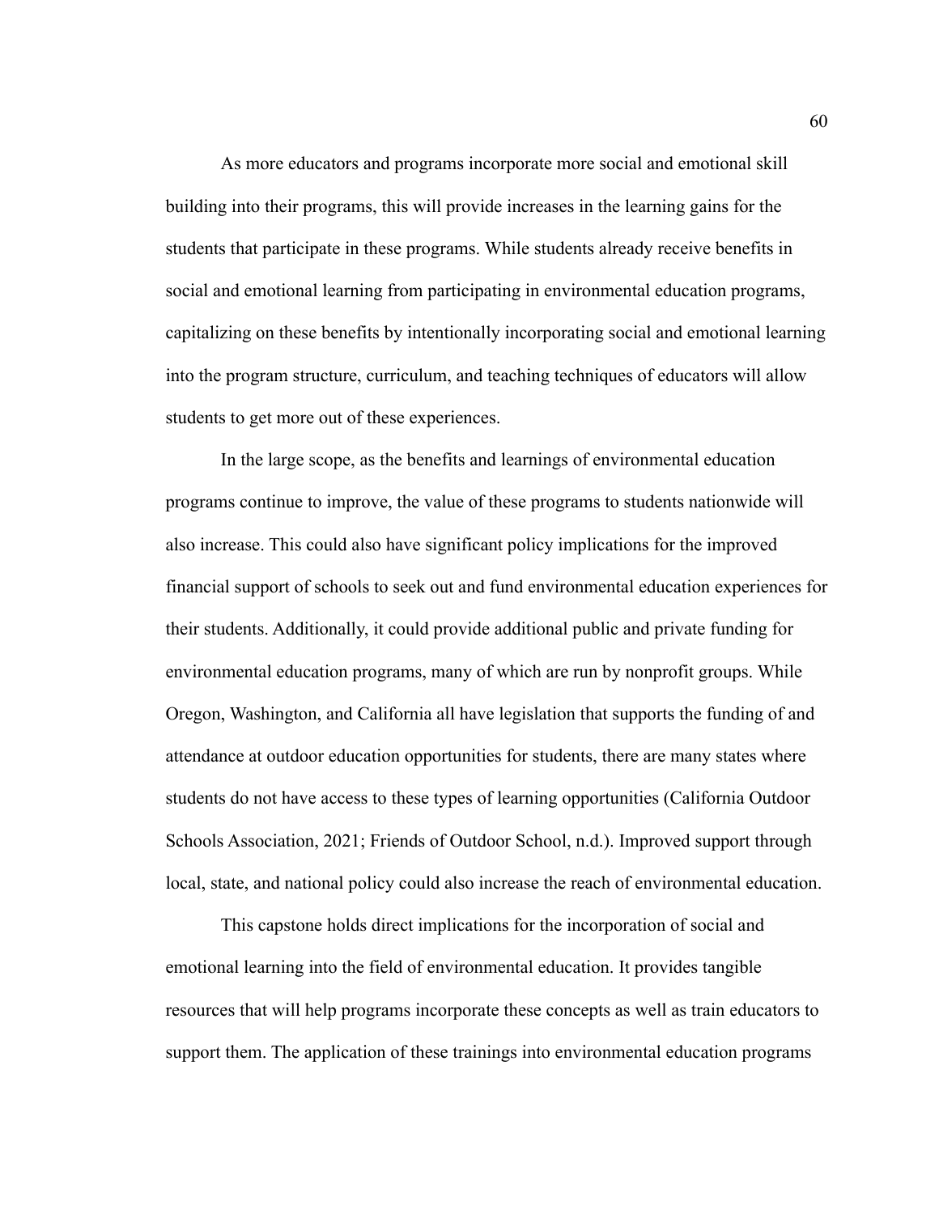As more educators and programs incorporate more social and emotional skill building into their programs, this will provide increases in the learning gains for the students that participate in these programs. While students already receive benefits in social and emotional learning from participating in environmental education programs, capitalizing on these benefits by intentionally incorporating social and emotional learning into the program structure, curriculum, and teaching techniques of educators will allow students to get more out of these experiences.

In the large scope, as the benefits and learnings of environmental education programs continue to improve, the value of these programs to students nationwide will also increase. This could also have significant policy implications for the improved financial support of schools to seek out and fund environmental education experiences for their students. Additionally, it could provide additional public and private funding for environmental education programs, many of which are run by nonprofit groups. While Oregon, Washington, and California all have legislation that supports the funding of and attendance at outdoor education opportunities for students, there are many states where students do not have access to these types of learning opportunities (California Outdoor Schools Association, 2021; Friends of Outdoor School, n.d.). Improved support through local, state, and national policy could also increase the reach of environmental education.

This capstone holds direct implications for the incorporation of social and emotional learning into the field of environmental education. It provides tangible resources that will help programs incorporate these concepts as well as train educators to support them. The application of these trainings into environmental education programs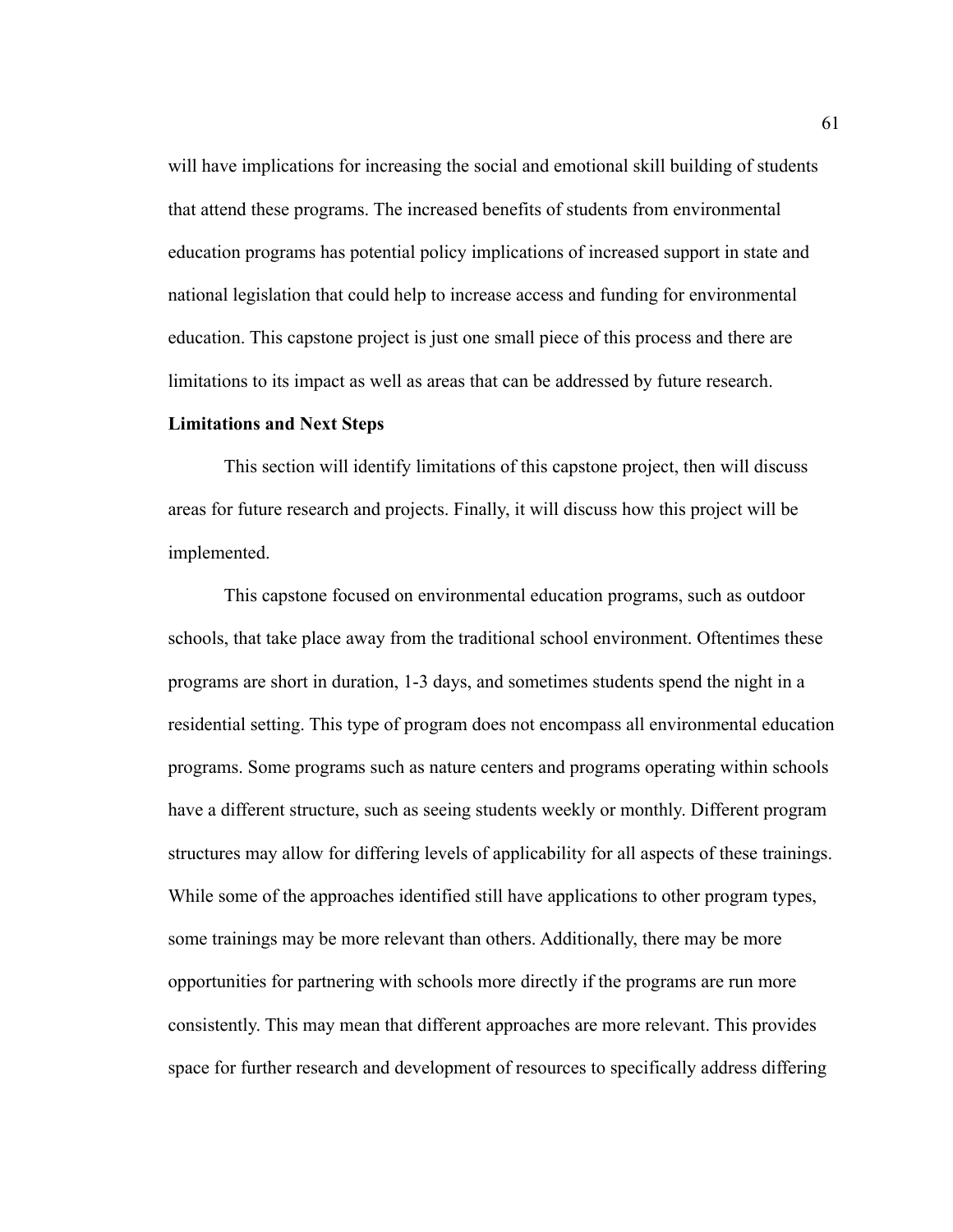will have implications for increasing the social and emotional skill building of students that attend these programs. The increased benefits of students from environmental education programs has potential policy implications of increased support in state and national legislation that could help to increase access and funding for environmental education. This capstone project is just one small piece of this process and there are limitations to its impact as well as areas that can be addressed by future research.

**Limitations and Next Steps**

This section will identify limitations of this capstone project, then will discuss areas for future research and projects. Finally, it will discuss how this project will be implemented.

This capstone focused on environmental education programs, such as outdoor schools, that take place away from the traditional school environment. Oftentimes these programs are short in duration, 1-3 days, and sometimes students spend the night in a residential setting. This type of program does not encompass all environmental education programs. Some programs such as nature centers and programs operating within schools have a different structure, such as seeing students weekly or monthly. Different program structures may allow for differing levels of applicability for all aspects of these trainings. While some of the approaches identified still have applications to other program types, some trainings may be more relevant than others. Additionally, there may be more opportunities for partnering with schools more directly if the programs are run more consistently. This may mean that different approaches are more relevant. This provides space for further research and development of resources to specifically address differing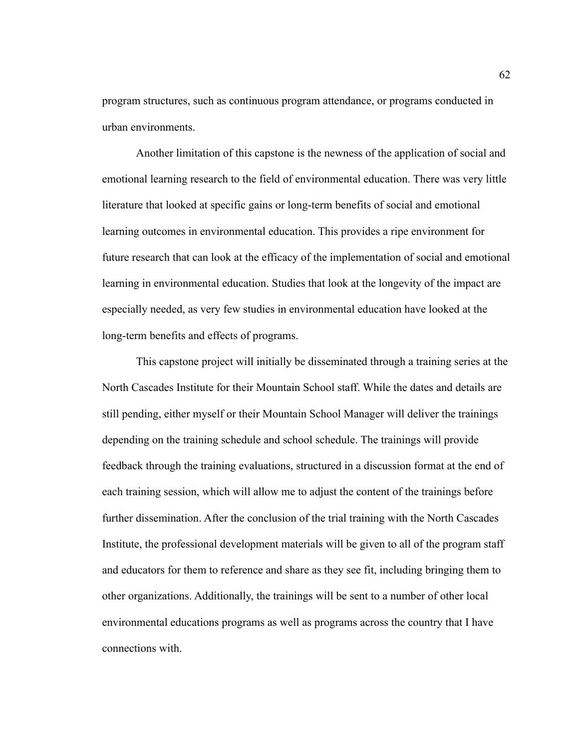program structures, such as continuous program attendance, or programs conducted in urban environments.

Another limitation of this capstone is the newness of the application of social and emotional learning research to the field of environmental education. There was very little literature that looked at specific gains or long-term benefits of social and emotional learning outcomes in environmental education. This provides a ripe environment for future research that can look at the efficacy of the implementation of social and emotional learning in environmental education. Studies that look at the longevity of the impact are especially needed, as very few studies in environmental education have looked at the long-term benefits and effects of programs.

This capstone project will initially be disseminated through a training series at the North Cascades Institute for their Mountain School staff. While the dates and details are still pending, either myself or their Mountain School Manager will deliver the trainings depending on the training schedule and school schedule. The trainings will provide feedback through the training evaluations, structured in a discussion format at the end of each training session, which will allow me to adjust the content of the trainings before further dissemination. After the conclusion of the trial training with the North Cascades Institute, the professional development materials will be given to all of the program staff and educators for them to reference and share as they see fit, including bringing them to other organizations. Additionally, the trainings will be sent to a number of other local environmental educations programs as well as programs across the country that I have connections with.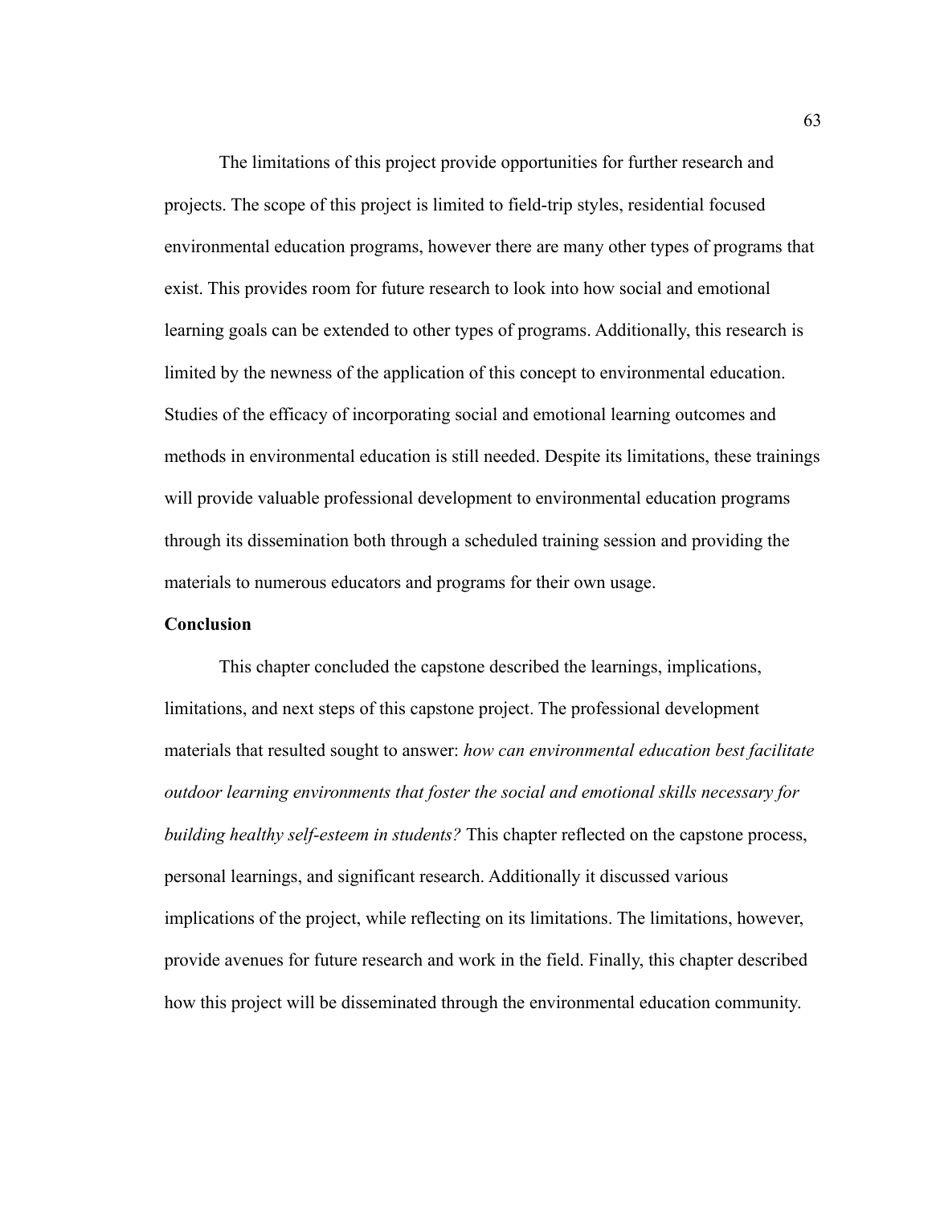The limitations of this project provide opportunities for further research and projects. The scope of this project is limited to field-trip styles, residential focused environmental education programs, however there are many other types of programs that exist. This provides room for future research to look into how social and emotional learning goals can be extended to other types of programs. Additionally, this research is limited by the newness of the application of this concept to environmental education. Studies of the efficacy of incorporating social and emotional learning outcomes and methods in environmental education is still needed. Despite its limitations, these trainings will provide valuable professional development to environmental education programs through its dissemination both through a scheduled training session and providing the materials to numerous educators and programs for their own usage.

**Conclusion**

This chapter concluded the capstone described the learnings, implications, limitations, and next steps of this capstone project. The professional development materials that resulted sought to answer: *how can environmental education best facilitate outdoor learning environments that foster the social and emotional skills necessary for building healthy self-esteem in students?* This chapter reflected on the capstone process, personal learnings, and significant research. Additionally it discussed various implications of the project, while reflecting on its limitations. The limitations, however, provide avenues for future research and work in the field. Finally, this chapter described how this project will be disseminated through the environmental education community.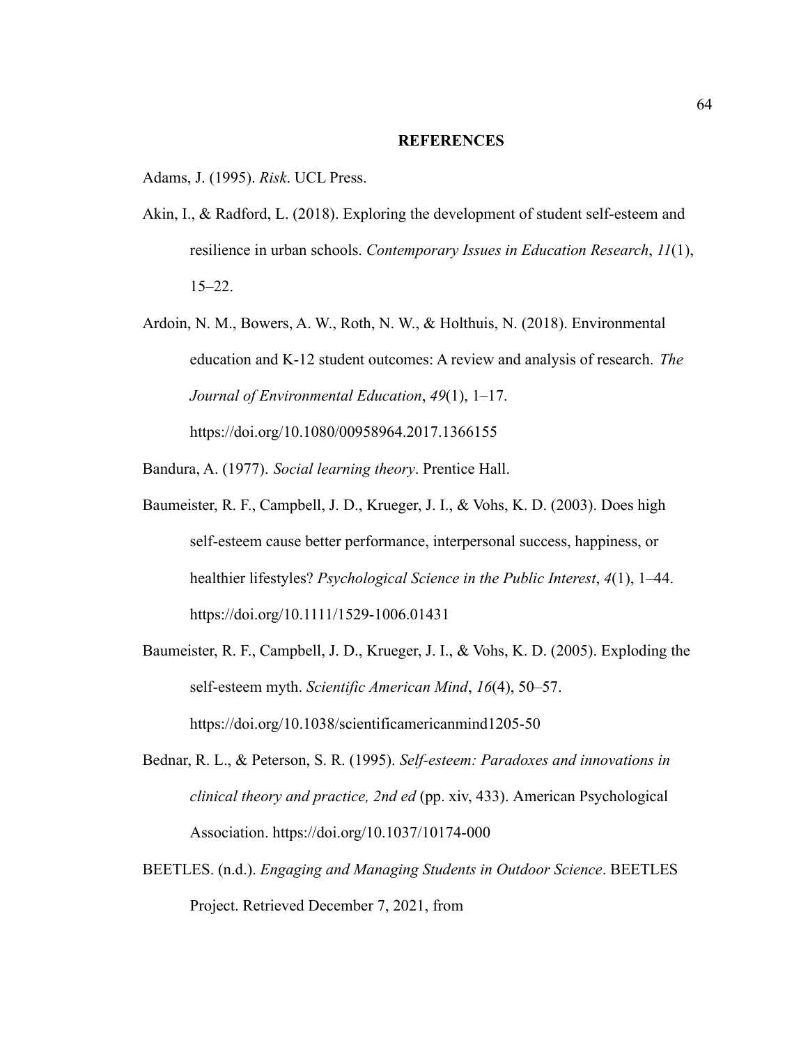# REFERENCES

Adams, J. (1995). *Risk*. UCL Press.

Akin, I., & Radford, L. (2018). Exploring the development of student self-esteem and resilience in urban schools. *Contemporary Issues in Education Research*, *11*(1), 15–22.

Ardoin, N. M., Bowers, A. W., Roth, N. W., & Holthuis, N. (2018). Environmental education and K-12 student outcomes: A review and analysis of research. *The Journal of Environmental Education*, *49*(1), 1–17. https://doi.org/10.1080/00958964.2017.1366155

Bandura, A. (1977). *Social learning theory*. Prentice Hall.

Baumeister, R. F., Campbell, J. D., Krueger, J. I., & Vohs, K. D. (2003). Does high self-esteem cause better performance, interpersonal success, happiness, or healthier lifestyles? *Psychological Science in the Public Interest*, *4*(1), 1–44. https://doi.org/10.1111/1529-1006.01431

Baumeister, R. F., Campbell, J. D., Krueger, J. I., & Vohs, K. D. (2005). Exploding the self-esteem myth. *Scientific American Mind*, *16*(4), 50–57. https://doi.org/10.1038/scientificamericanmind1205-50

Bednar, R. L., & Peterson, S. R. (1995). *Self-esteem: Paradoxes and innovations in clinical theory and practice, 2nd ed* (pp. xiv, 433). American Psychological Association. https://doi.org/10.1037/10174-000

BEETLES. (n.d.). *Engaging and Managing Students in Outdoor Science*. BEETLES Project. Retrieved December 7, 2021, from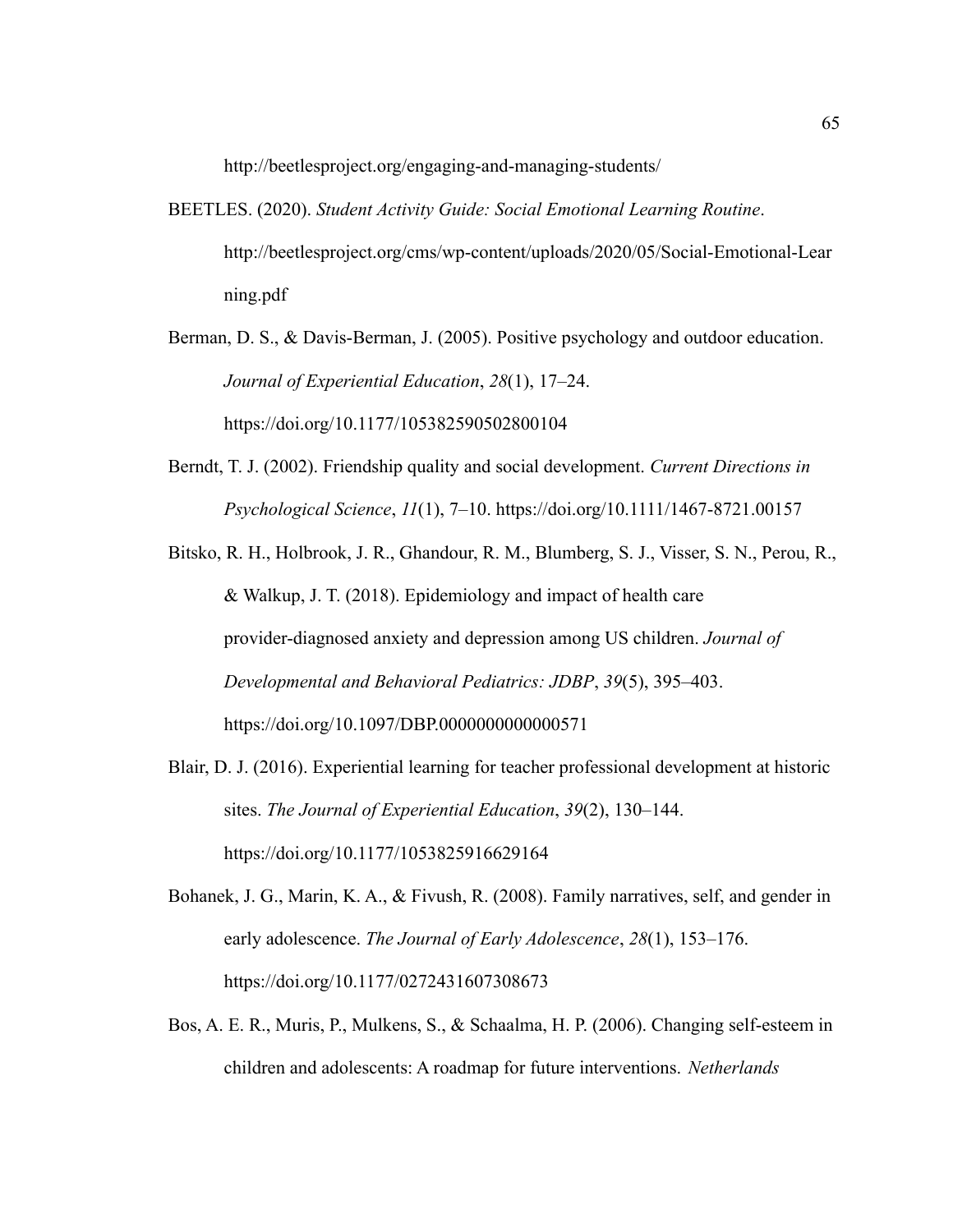http://beetlesproject.org/engaging-and-managing-students/

BEETLES. (2020). *Student Activity Guide: Social Emotional Learning Routine*. http://beetlesproject.org/cms/wp-content/uploads/2020/05/Social-Emotional-Learning.pdf

Berman, D. S., & Davis-Berman, J. (2005). Positive psychology and outdoor education. *Journal of Experiential Education*, *28*(1), 17–24. https://doi.org/10.1177/105382590502800104

Berndt, T. J. (2002). Friendship quality and social development. *Current Directions in Psychological Science*, *11*(1), 7–10. https://doi.org/10.1111/1467-8721.00157

Bitsko, R. H., Holbrook, J. R., Ghandour, R. M., Blumberg, S. J., Visser, S. N., Perou, R., & Walkup, J. T. (2018). Epidemiology and impact of health care provider-diagnosed anxiety and depression among US children. *Journal of Developmental and Behavioral Pediatrics: JDBP*, *39*(5), 395–403. https://doi.org/10.1097/DBP.0000000000000571

Blair, D. J. (2016). Experiential learning for teacher professional development at historic sites. *The Journal of Experiential Education*, *39*(2), 130–144. https://doi.org/10.1177/1053825916629164

Bohanek, J. G., Marin, K. A., & Fivush, R. (2008). Family narratives, self, and gender in early adolescence. *The Journal of Early Adolescence*, *28*(1), 153–176. https://doi.org/10.1177/0272431607308673

Bos, A. E. R., Muris, P., Mulkens, S., & Schaalma, H. P. (2006). Changing self-esteem in children and adolescents: A roadmap for future interventions. *Netherlands*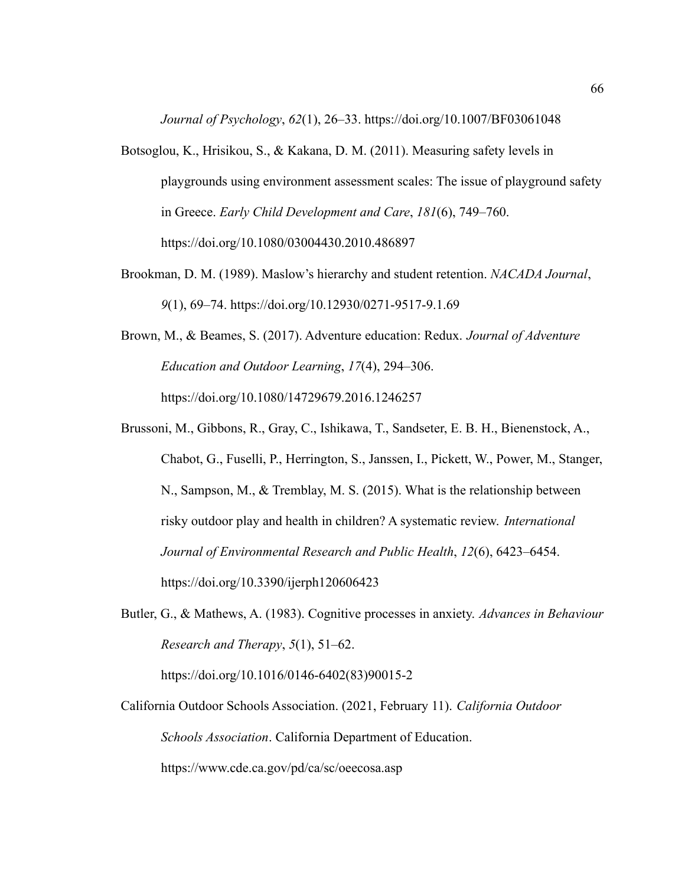*Journal of Psychology*, *62*(1), 26–33. https://doi.org/10.1007/BF03061048

Botsoglou, K., Hrisikou, S., & Kakana, D. M. (2011). Measuring safety levels in playgrounds using environment assessment scales: The issue of playground safety in Greece. *Early Child Development and Care*, *181*(6), 749–760. https://doi.org/10.1080/03004430.2010.486897

Brookman, D. M. (1989). Maslow's hierarchy and student retention. *NACADA Journal*, *9*(1), 69–74. https://doi.org/10.12930/0271-9517-9.1.69

Brown, M., & Beames, S. (2017). Adventure education: Redux. *Journal of Adventure Education and Outdoor Learning*, *17*(4), 294–306. https://doi.org/10.1080/14729679.2016.1246257

Brussoni, M., Gibbons, R., Gray, C., Ishikawa, T., Sandseter, E. B. H., Bienenstock, A., Chabot, G., Fuselli, P., Herrington, S., Janssen, I., Pickett, W., Power, M., Stanger, N., Sampson, M., & Tremblay, M. S. (2015). What is the relationship between risky outdoor play and health in children? A systematic review. *International Journal of Environmental Research and Public Health*, *12*(6), 6423–6454. https://doi.org/10.3390/ijerph120606423

Butler, G., & Mathews, A. (1983). Cognitive processes in anxiety. *Advances in Behaviour Research and Therapy*, *5*(1), 51–62. https://doi.org/10.1016/0146-6402(83)90015-2

California Outdoor Schools Association. (2021, February 11). *California Outdoor Schools Association*. California Department of Education. https://www.cde.ca.gov/pd/ca/sc/oeecosa.asp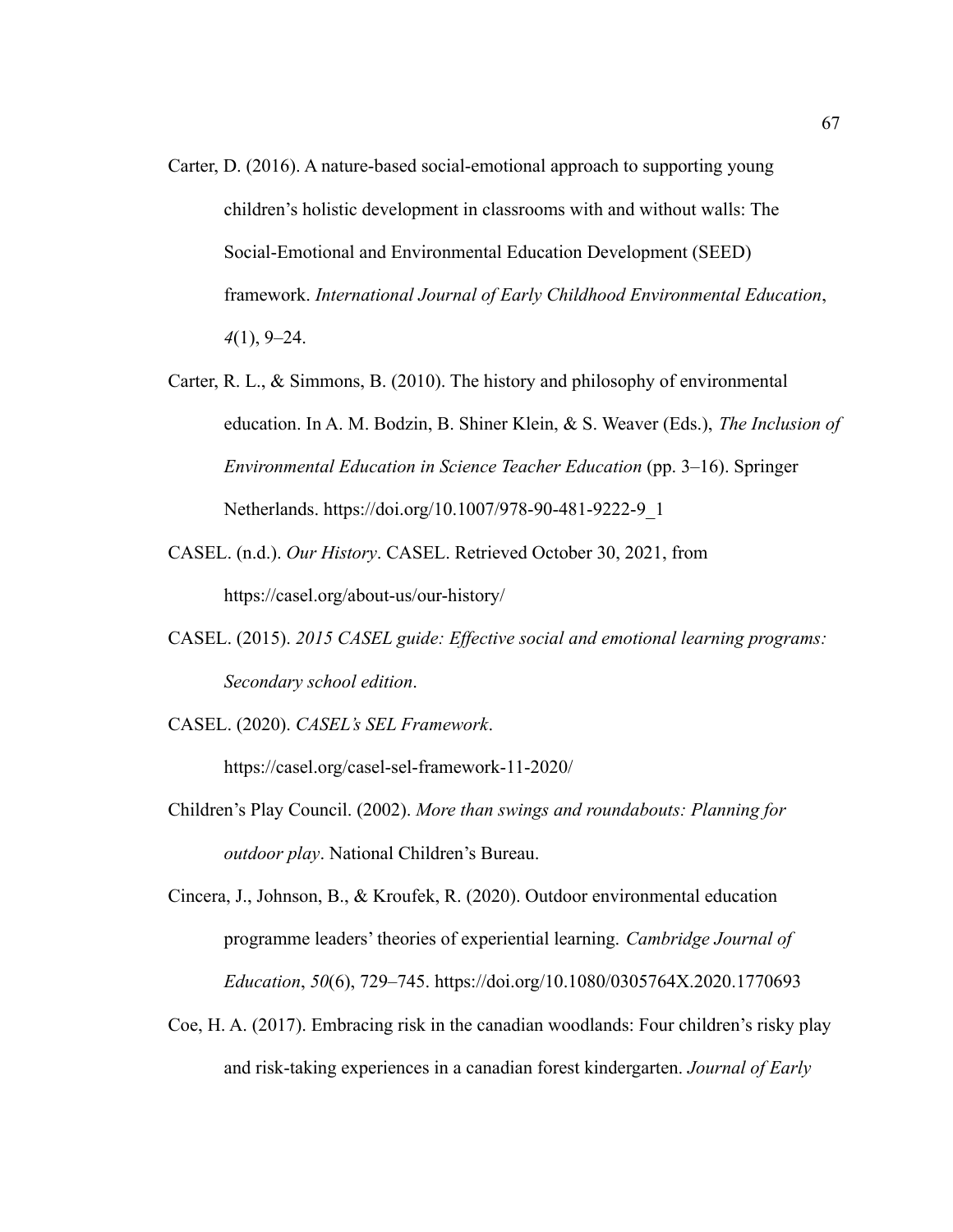Carter, D. (2016). A nature-based social-emotional approach to supporting young children's holistic development in classrooms with and without walls: The Social-Emotional and Environmental Education Development (SEED) framework. *International Journal of Early Childhood Environmental Education*, *4*(1), 9–24.

Carter, R. L., & Simmons, B. (2010). The history and philosophy of environmental education. In A. M. Bodzin, B. Shiner Klein, & S. Weaver (Eds.), *The Inclusion of Environmental Education in Science Teacher Education* (pp. 3–16). Springer Netherlands. https://doi.org/10.1007/978-90-481-9222-9_1

CASEL. (n.d.). *Our History*. CASEL. Retrieved October 30, 2021, from https://casel.org/about-us/our-history/

CASEL. (2015). *2015 CASEL guide: Effective social and emotional learning programs: Secondary school edition*.

CASEL. (2020). *CASEL's SEL Framework*. https://casel.org/casel-sel-framework-11-2020/

Children's Play Council. (2002). *More than swings and roundabouts: Planning for outdoor play*. National Children's Bureau.

Cincera, J., Johnson, B., & Kroufek, R. (2020). Outdoor environmental education programme leaders' theories of experiential learning. *Cambridge Journal of Education*, *50*(6), 729–745. https://doi.org/10.1080/0305764X.2020.1770693

Coe, H. A. (2017). Embracing risk in the canadian woodlands: Four children's risky play and risk-taking experiences in a canadian forest kindergarten. *Journal of Early*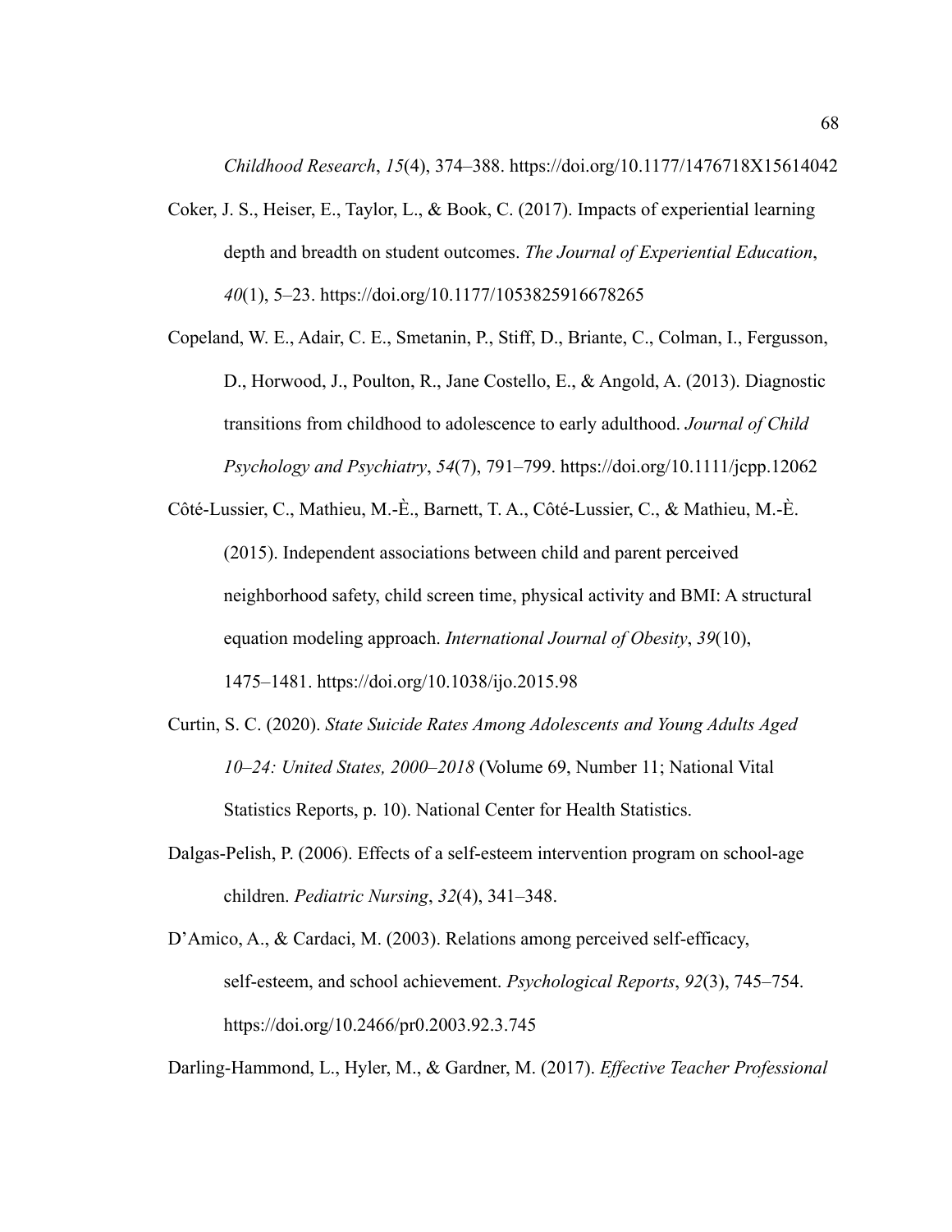*Childhood Research*, *15*(4), 374–388. https://doi.org/10.1177/1476718X15614042

Coker, J. S., Heiser, E., Taylor, L., & Book, C. (2017). Impacts of experiential learning depth and breadth on student outcomes. *The Journal of Experiential Education*, *40*(1), 5–23. https://doi.org/10.1177/1053825916678265

Copeland, W. E., Adair, C. E., Smetanin, P., Stiff, D., Briante, C., Colman, I., Fergusson, D., Horwood, J., Poulton, R., Jane Costello, E., & Angold, A. (2013). Diagnostic transitions from childhood to adolescence to early adulthood. *Journal of Child Psychology and Psychiatry*, *54*(7), 791–799. https://doi.org/10.1111/jcpp.12062

Côté-Lussier, C., Mathieu, M.-È., Barnett, T. A., Côté-Lussier, C., & Mathieu, M.-È. (2015). Independent associations between child and parent perceived neighborhood safety, child screen time, physical activity and BMI: A structural equation modeling approach. *International Journal of Obesity*, *39*(10), 1475–1481. https://doi.org/10.1038/ijo.2015.98

Curtin, S. C. (2020). *State Suicide Rates Among Adolescents and Young Adults Aged 10–24: United States, 2000–2018* (Volume 69, Number 11; National Vital Statistics Reports, p. 10). National Center for Health Statistics.

Dalgas-Pelish, P. (2006). Effects of a self-esteem intervention program on school-age children. *Pediatric Nursing*, *32*(4), 341–348.

D'Amico, A., & Cardaci, M. (2003). Relations among perceived self-efficacy, self-esteem, and school achievement. *Psychological Reports*, *92*(3), 745–754. https://doi.org/10.2466/pr0.2003.92.3.745

Darling-Hammond, L., Hyler, M., & Gardner, M. (2017). *Effective Teacher Professional*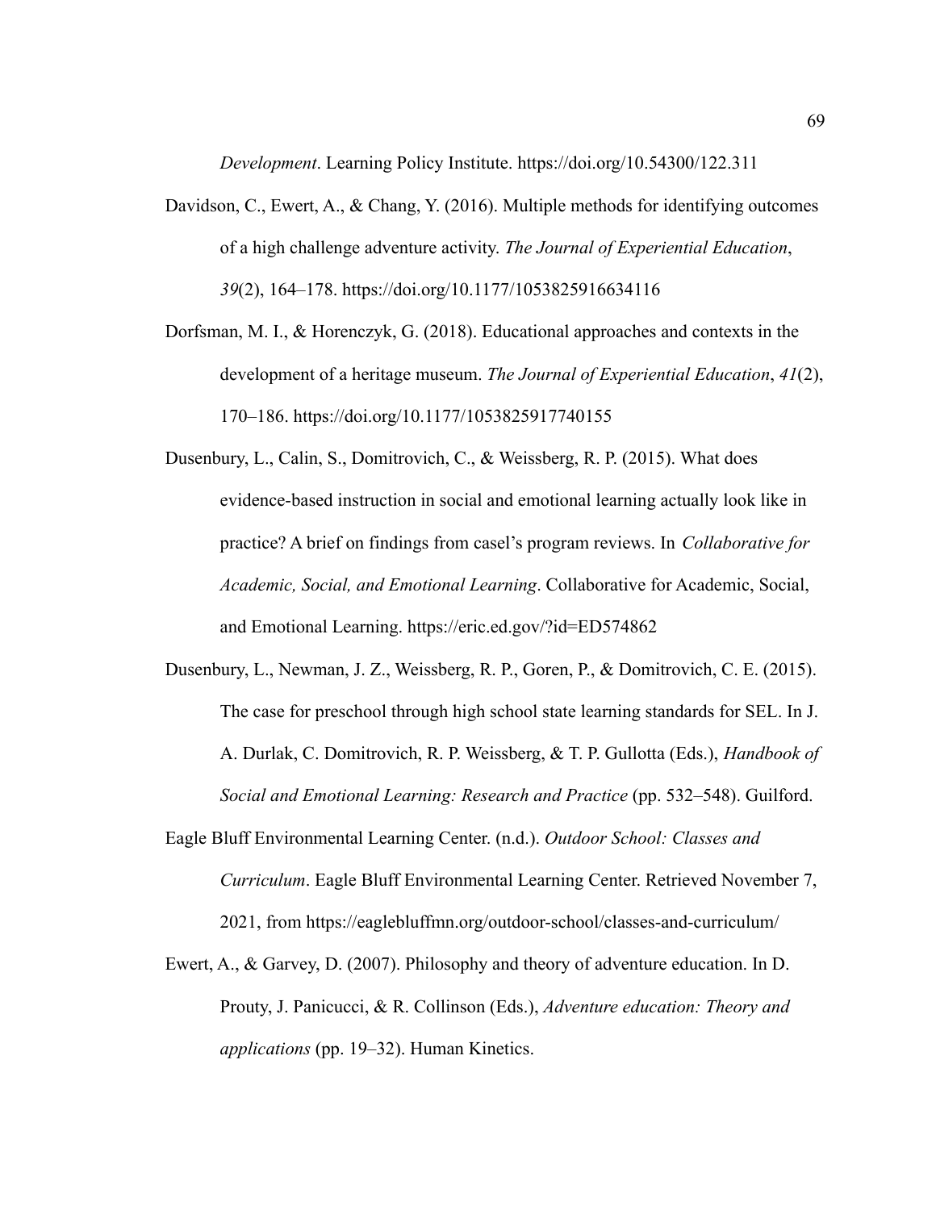*Development*. Learning Policy Institute. https://doi.org/10.54300/122.311

Davidson, C., Ewert, A., & Chang, Y. (2016). Multiple methods for identifying outcomes of a high challenge adventure activity. *The Journal of Experiential Education*, *39*(2), 164–178. https://doi.org/10.1177/1053825916634116

Dorfsman, M. I., & Horenczyk, G. (2018). Educational approaches and contexts in the development of a heritage museum. *The Journal of Experiential Education*, *41*(2), 170–186. https://doi.org/10.1177/1053825917740155

Dusenbury, L., Calin, S., Domitrovich, C., & Weissberg, R. P. (2015). What does evidence-based instruction in social and emotional learning actually look like in practice? A brief on findings from casel's program reviews. In *Collaborative for Academic, Social, and Emotional Learning*. Collaborative for Academic, Social, and Emotional Learning. https://eric.ed.gov/?id=ED574862

Dusenbury, L., Newman, J. Z., Weissberg, R. P., Goren, P., & Domitrovich, C. E. (2015). The case for preschool through high school state learning standards for SEL. In J. A. Durlak, C. Domitrovich, R. P. Weissberg, & T. P. Gullotta (Eds.), *Handbook of Social and Emotional Learning: Research and Practice* (pp. 532–548). Guilford.

Eagle Bluff Environmental Learning Center. (n.d.). *Outdoor School: Classes and Curriculum*. Eagle Bluff Environmental Learning Center. Retrieved November 7, 2021, from https://eaglebluffmn.org/outdoor-school/classes-and-curriculum/

Ewert, A., & Garvey, D. (2007). Philosophy and theory of adventure education. In D. Prouty, J. Panicucci, & R. Collinson (Eds.), *Adventure education: Theory and applications* (pp. 19–32). Human Kinetics.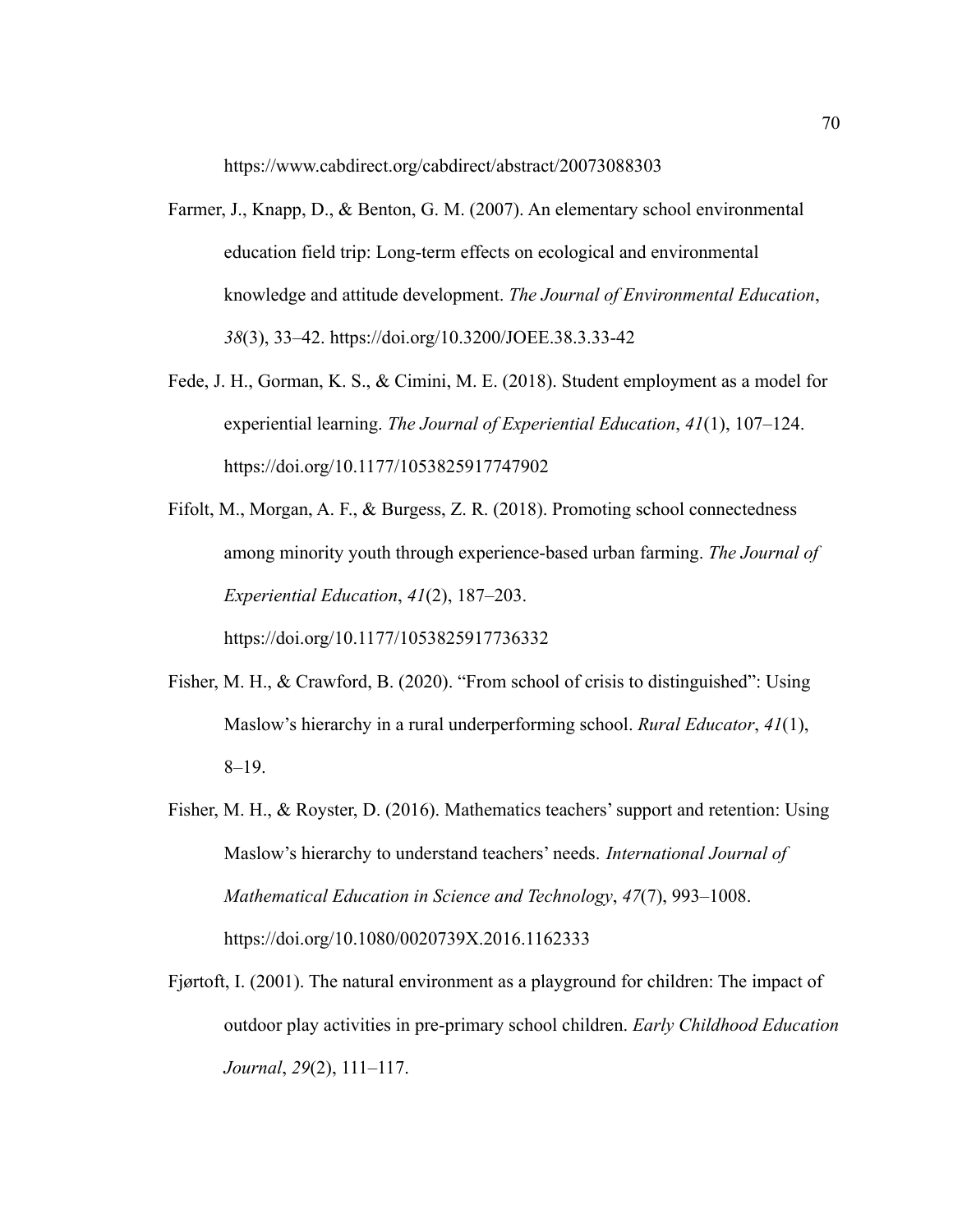https://www.cabdirect.org/cabdirect/abstract/20073088303

Farmer, J., Knapp, D., & Benton, G. M. (2007). An elementary school environmental education field trip: Long-term effects on ecological and environmental knowledge and attitude development. *The Journal of Environmental Education*, *38*(3), 33–42. https://doi.org/10.3200/JOEE.38.3.33-42

Fede, J. H., Gorman, K. S., & Cimini, M. E. (2018). Student employment as a model for experiential learning. *The Journal of Experiential Education*, *41*(1), 107–124. https://doi.org/10.1177/1053825917747902

Fifolt, M., Morgan, A. F., & Burgess, Z. R. (2018). Promoting school connectedness among minority youth through experience-based urban farming. *The Journal of Experiential Education*, *41*(2), 187–203. https://doi.org/10.1177/1053825917736332

Fisher, M. H., & Crawford, B. (2020). "From school of crisis to distinguished": Using Maslow's hierarchy in a rural underperforming school. *Rural Educator*, *41*(1), 8–19.

Fisher, M. H., & Royster, D. (2016). Mathematics teachers' support and retention: Using Maslow's hierarchy to understand teachers' needs. *International Journal of Mathematical Education in Science and Technology*, *47*(7), 993–1008. https://doi.org/10.1080/0020739X.2016.1162333

Fjørtoft, I. (2001). The natural environment as a playground for children: The impact of outdoor play activities in pre-primary school children. *Early Childhood Education Journal*, *29*(2), 111–117.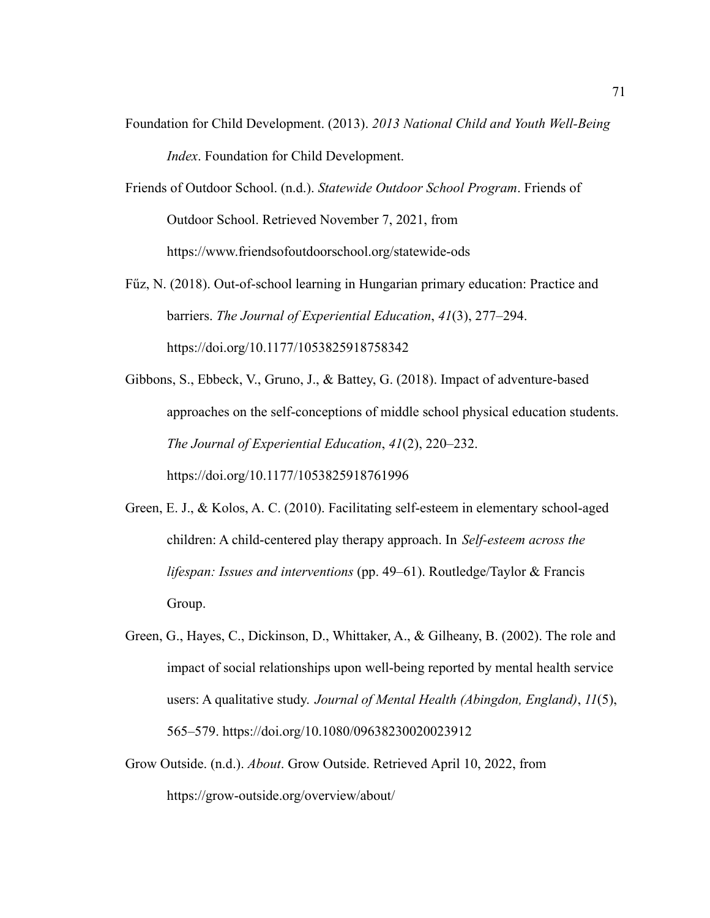Foundation for Child Development. (2013). *2013 National Child and Youth Well-Being Index*. Foundation for Child Development.

Friends of Outdoor School. (n.d.). *Statewide Outdoor School Program*. Friends of Outdoor School. Retrieved November 7, 2021, from https://www.friendsofoutdoorschool.org/statewide-ods

Fűz, N. (2018). Out-of-school learning in Hungarian primary education: Practice and barriers. *The Journal of Experiential Education*, *41*(3), 277–294. https://doi.org/10.1177/1053825918758342

Gibbons, S., Ebbeck, V., Gruno, J., & Battey, G. (2018). Impact of adventure-based approaches on the self-conceptions of middle school physical education students. *The Journal of Experiential Education*, *41*(2), 220–232. https://doi.org/10.1177/1053825918761996

Green, E. J., & Kolos, A. C. (2010). Facilitating self-esteem in elementary school-aged children: A child-centered play therapy approach. In *Self-esteem across the lifespan: Issues and interventions* (pp. 49–61). Routledge/Taylor & Francis Group.

Green, G., Hayes, C., Dickinson, D., Whittaker, A., & Gilheany, B. (2002). The role and impact of social relationships upon well-being reported by mental health service users: A qualitative study. *Journal of Mental Health (Abingdon, England)*, *11*(5), 565–579. https://doi.org/10.1080/09638230020023912

Grow Outside. (n.d.). *About*. Grow Outside. Retrieved April 10, 2022, from https://grow-outside.org/overview/about/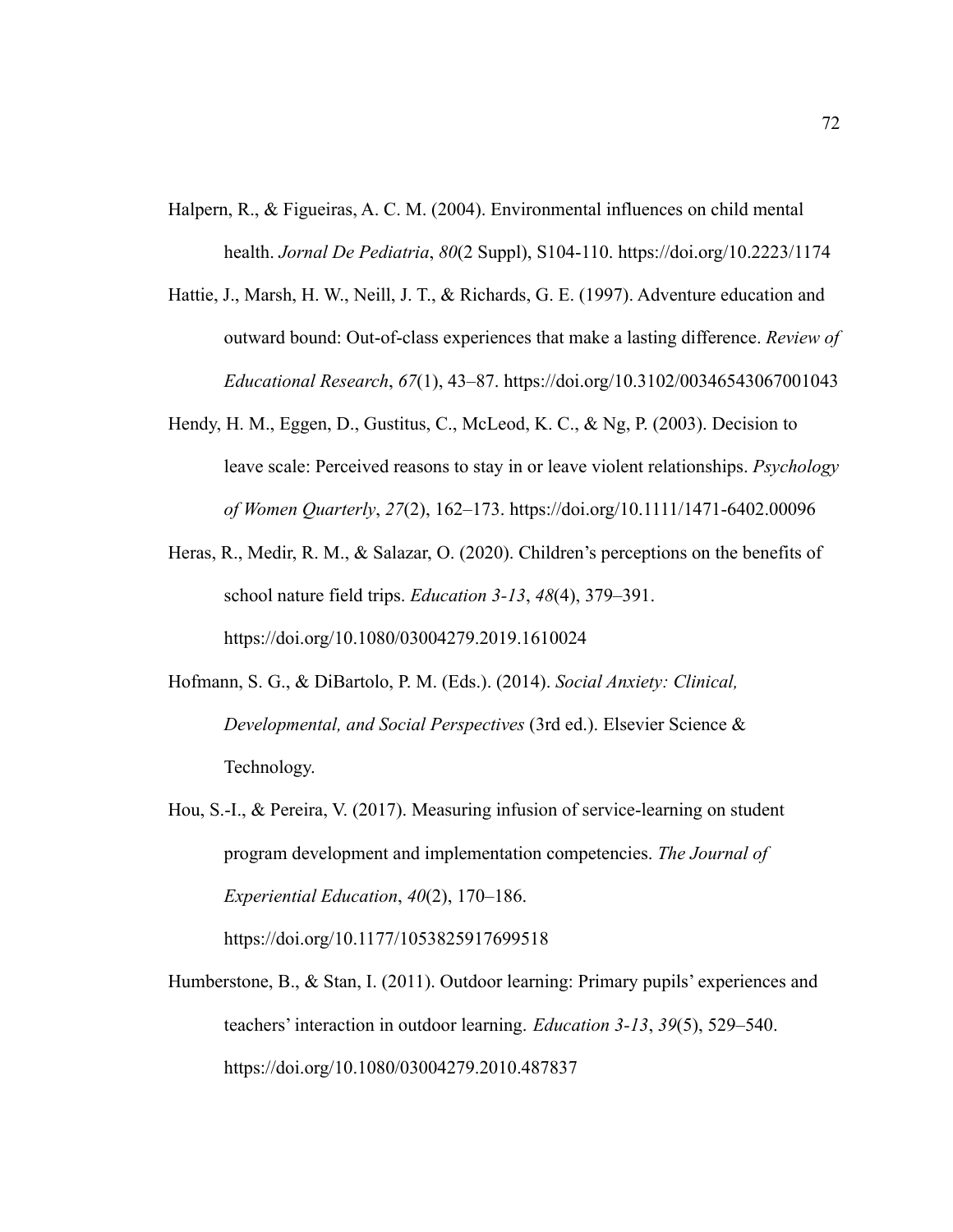Halpern, R., & Figueiras, A. C. M. (2004). Environmental influences on child mental health. *Jornal De Pediatria*, *80*(2 Suppl), S104-110. https://doi.org/10.2223/1174

Hattie, J., Marsh, H. W., Neill, J. T., & Richards, G. E. (1997). Adventure education and outward bound: Out-of-class experiences that make a lasting difference. *Review of Educational Research*, *67*(1), 43–87. https://doi.org/10.3102/00346543067001043

Hendy, H. M., Eggen, D., Gustitus, C., McLeod, K. C., & Ng, P. (2003). Decision to leave scale: Perceived reasons to stay in or leave violent relationships. *Psychology of Women Quarterly*, *27*(2), 162–173. https://doi.org/10.1111/1471-6402.00096

Heras, R., Medir, R. M., & Salazar, O. (2020). Children's perceptions on the benefits of school nature field trips. *Education 3-13*, *48*(4), 379–391. https://doi.org/10.1080/03004279.2019.1610024

Hofmann, S. G., & DiBartolo, P. M. (Eds.). (2014). *Social Anxiety: Clinical, Developmental, and Social Perspectives* (3rd ed.). Elsevier Science & Technology.

Hou, S.-I., & Pereira, V. (2017). Measuring infusion of service-learning on student program development and implementation competencies. *The Journal of Experiential Education*, *40*(2), 170–186. https://doi.org/10.1177/1053825917699518

Humberstone, B., & Stan, I. (2011). Outdoor learning: Primary pupils' experiences and teachers' interaction in outdoor learning. *Education 3-13*, *39*(5), 529–540. https://doi.org/10.1080/03004279.2010.487837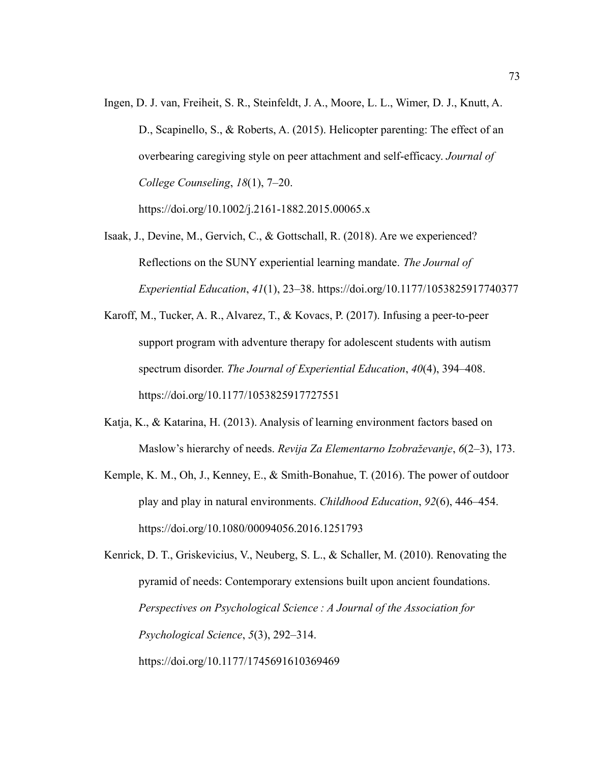Ingen, D. J. van, Freiheit, S. R., Steinfeldt, J. A., Moore, L. L., Wimer, D. J., Knutt, A. D., Scapinello, S., & Roberts, A. (2015). Helicopter parenting: The effect of an overbearing caregiving style on peer attachment and self-efficacy. *Journal of College Counseling*, *18*(1), 7–20. https://doi.org/10.1002/j.2161-1882.2015.00065.x

Isaak, J., Devine, M., Gervich, C., & Gottschall, R. (2018). Are we experienced? Reflections on the SUNY experiential learning mandate. *The Journal of Experiential Education*, *41*(1), 23–38. https://doi.org/10.1177/1053825917740377

Karoff, M., Tucker, A. R., Alvarez, T., & Kovacs, P. (2017). Infusing a peer-to-peer support program with adventure therapy for adolescent students with autism spectrum disorder. *The Journal of Experiential Education*, *40*(4), 394–408. https://doi.org/10.1177/1053825917727551

Katja, K., & Katarina, H. (2013). Analysis of learning environment factors based on Maslow's hierarchy of needs. *Revija Za Elementarno Izobraževanje*, *6*(2–3), 173.

Kemple, K. M., Oh, J., Kenney, E., & Smith-Bonahue, T. (2016). The power of outdoor play and play in natural environments. *Childhood Education*, *92*(6), 446–454. https://doi.org/10.1080/00094056.2016.1251793

Kenrick, D. T., Griskevicius, V., Neuberg, S. L., & Schaller, M. (2010). Renovating the pyramid of needs: Contemporary extensions built upon ancient foundations. *Perspectives on Psychological Science : A Journal of the Association for Psychological Science*, *5*(3), 292–314. https://doi.org/10.1177/1745691610369469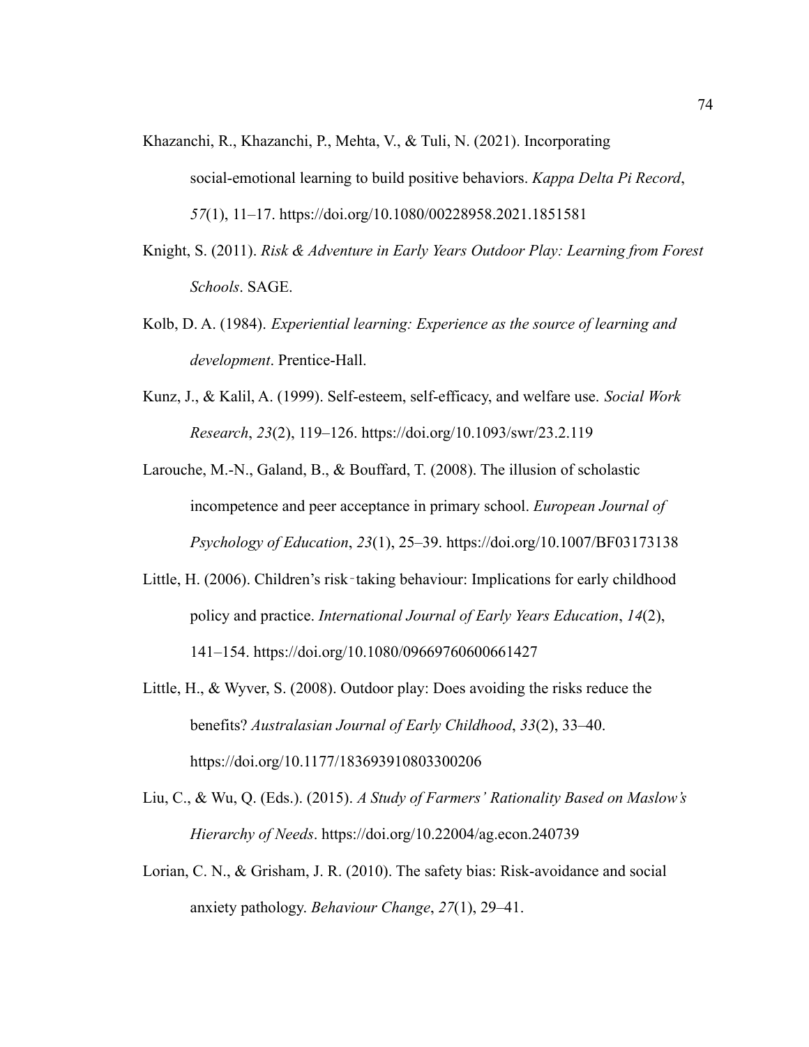Khazanchi, R., Khazanchi, P., Mehta, V., & Tuli, N. (2021). Incorporating social-emotional learning to build positive behaviors. *Kappa Delta Pi Record*, *57*(1), 11–17. https://doi.org/10.1080/00228958.2021.1851581

Knight, S. (2011). *Risk & Adventure in Early Years Outdoor Play: Learning from Forest Schools*. SAGE.

Kolb, D. A. (1984). *Experiential learning: Experience as the source of learning and development*. Prentice-Hall.

Kunz, J., & Kalil, A. (1999). Self-esteem, self-efficacy, and welfare use. *Social Work Research*, *23*(2), 119–126. https://doi.org/10.1093/swr/23.2.119

Larouche, M.-N., Galand, B., & Bouffard, T. (2008). The illusion of scholastic incompetence and peer acceptance in primary school. *European Journal of Psychology of Education*, *23*(1), 25–39. https://doi.org/10.1007/BF03173138

Little, H. (2006). Children's risk‐taking behaviour: Implications for early childhood policy and practice. *International Journal of Early Years Education*, *14*(2), 141–154. https://doi.org/10.1080/09669760600661427

Little, H., & Wyver, S. (2008). Outdoor play: Does avoiding the risks reduce the benefits? *Australasian Journal of Early Childhood*, *33*(2), 33–40. https://doi.org/10.1177/183693910803300206

Liu, C., & Wu, Q. (Eds.). (2015). *A Study of Farmers' Rationality Based on Maslow's Hierarchy of Needs*. https://doi.org/10.22004/ag.econ.240739

Lorian, C. N., & Grisham, J. R. (2010). The safety bias: Risk-avoidance and social anxiety pathology. *Behaviour Change*, *27*(1), 29–41.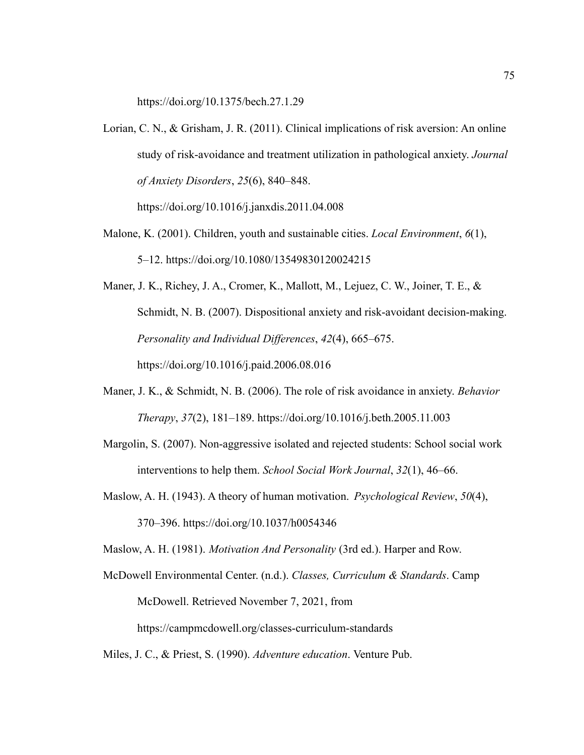https://doi.org/10.1375/bech.27.1.29

Lorian, C. N., & Grisham, J. R. (2011). Clinical implications of risk aversion: An online study of risk-avoidance and treatment utilization in pathological anxiety. *Journal of Anxiety Disorders*, *25*(6), 840–848. https://doi.org/10.1016/j.janxdis.2011.04.008

Malone, K. (2001). Children, youth and sustainable cities. *Local Environment*, *6*(1), 5–12. https://doi.org/10.1080/13549830120024215

Maner, J. K., Richey, J. A., Cromer, K., Mallott, M., Lejuez, C. W., Joiner, T. E., & Schmidt, N. B. (2007). Dispositional anxiety and risk-avoidant decision-making. *Personality and Individual Differences*, *42*(4), 665–675. https://doi.org/10.1016/j.paid.2006.08.016

Maner, J. K., & Schmidt, N. B. (2006). The role of risk avoidance in anxiety. *Behavior Therapy*, *37*(2), 181–189. https://doi.org/10.1016/j.beth.2005.11.003

Margolin, S. (2007). Non-aggressive isolated and rejected students: School social work interventions to help them. *School Social Work Journal*, *32*(1), 46–66.

Maslow, A. H. (1943). A theory of human motivation. *Psychological Review*, *50*(4), 370–396. https://doi.org/10.1037/h0054346

Maslow, A. H. (1981). *Motivation And Personality* (3rd ed.). Harper and Row.

McDowell Environmental Center. (n.d.). *Classes, Curriculum & Standards*. Camp McDowell. Retrieved November 7, 2021, from https://campmcdowell.org/classes-curriculum-standards

Miles, J. C., & Priest, S. (1990). *Adventure education*. Venture Pub.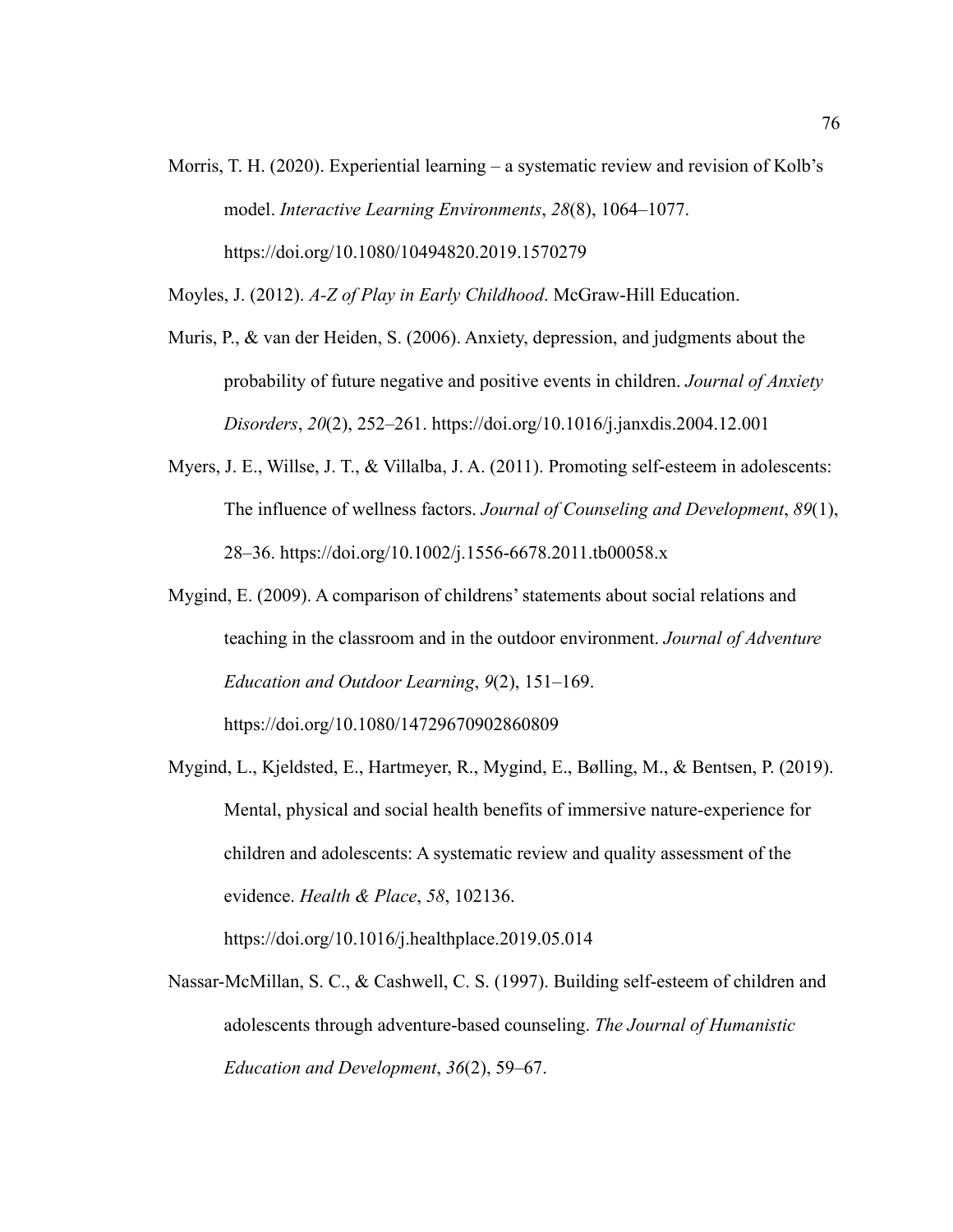Morris, T. H. (2020). Experiential learning – a systematic review and revision of Kolb's model. *Interactive Learning Environments*, *28*(8), 1064–1077. https://doi.org/10.1080/10494820.2019.1570279

Moyles, J. (2012). *A-Z of Play in Early Childhood*. McGraw-Hill Education.

Muris, P., & van der Heiden, S. (2006). Anxiety, depression, and judgments about the probability of future negative and positive events in children. *Journal of Anxiety Disorders*, *20*(2), 252–261. https://doi.org/10.1016/j.janxdis.2004.12.001

Myers, J. E., Willse, J. T., & Villalba, J. A. (2011). Promoting self-esteem in adolescents: The influence of wellness factors. *Journal of Counseling and Development*, *89*(1), 28–36. https://doi.org/10.1002/j.1556-6678.2011.tb00058.x

Mygind, E. (2009). A comparison of childrens' statements about social relations and teaching in the classroom and in the outdoor environment. *Journal of Adventure Education and Outdoor Learning*, *9*(2), 151–169. https://doi.org/10.1080/14729670902860809

Mygind, L., Kjeldsted, E., Hartmeyer, R., Mygind, E., Bølling, M., & Bentsen, P. (2019). Mental, physical and social health benefits of immersive nature-experience for children and adolescents: A systematic review and quality assessment of the evidence. *Health & Place*, *58*, 102136. https://doi.org/10.1016/j.healthplace.2019.05.014

Nassar-McMillan, S. C., & Cashwell, C. S. (1997). Building self-esteem of children and adolescents through adventure-based counseling. *The Journal of Humanistic Education and Development*, *36*(2), 59–67.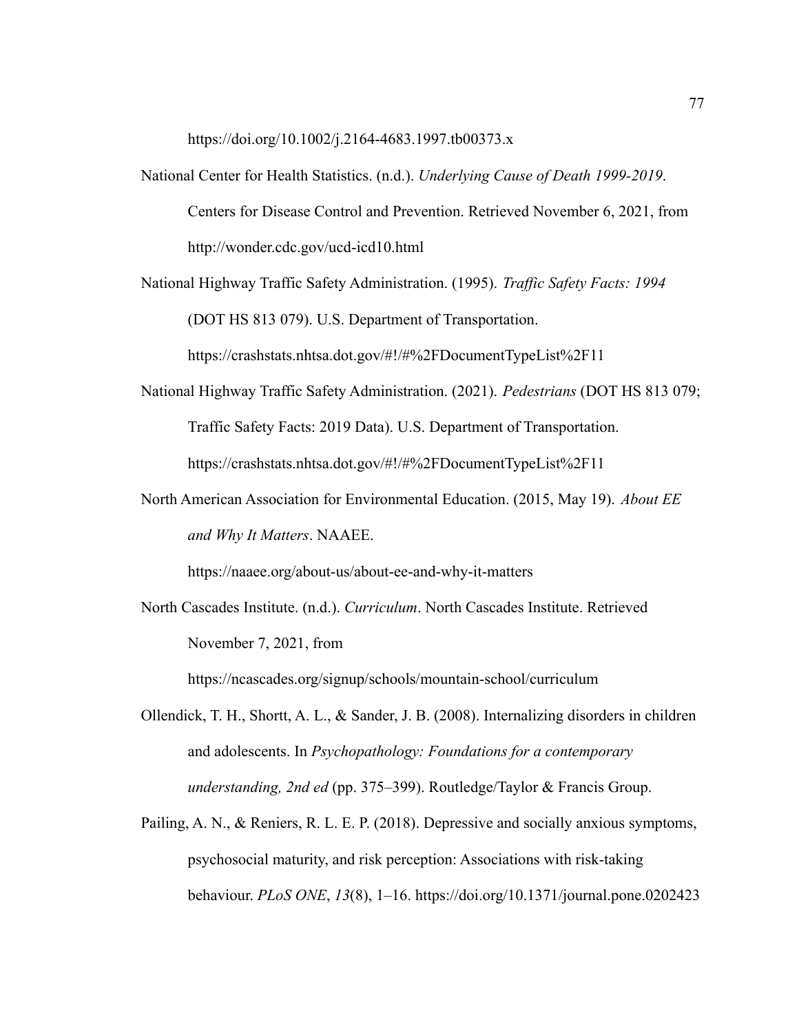https://doi.org/10.1002/j.2164-4683.1997.tb00373.x

National Center for Health Statistics. (n.d.). *Underlying Cause of Death 1999-2019*. Centers for Disease Control and Prevention. Retrieved November 6, 2021, from http://wonder.cdc.gov/ucd-icd10.html

National Highway Traffic Safety Administration. (1995). *Traffic Safety Facts: 1994* (DOT HS 813 079). U.S. Department of Transportation. https://crashstats.nhtsa.dot.gov/#!/#%2FDocumentTypeList%2F11

National Highway Traffic Safety Administration. (2021). *Pedestrians* (DOT HS 813 079; Traffic Safety Facts: 2019 Data). U.S. Department of Transportation. https://crashstats.nhtsa.dot.gov/#!/#%2FDocumentTypeList%2F11

North American Association for Environmental Education. (2015, May 19). *About EE and Why It Matters*. NAAEE. https://naaee.org/about-us/about-ee-and-why-it-matters

North Cascades Institute. (n.d.). *Curriculum*. North Cascades Institute. Retrieved November 7, 2021, from https://ncascades.org/signup/schools/mountain-school/curriculum

Ollendick, T. H., Shortt, A. L., & Sander, J. B. (2008). Internalizing disorders in children and adolescents. In *Psychopathology: Foundations for a contemporary understanding, 2nd ed* (pp. 375–399). Routledge/Taylor & Francis Group.

Pailing, A. N., & Reniers, R. L. E. P. (2018). Depressive and socially anxious symptoms, psychosocial maturity, and risk perception: Associations with risk-taking behaviour. *PLoS ONE*, *13*(8), 1–16. https://doi.org/10.1371/journal.pone.0202423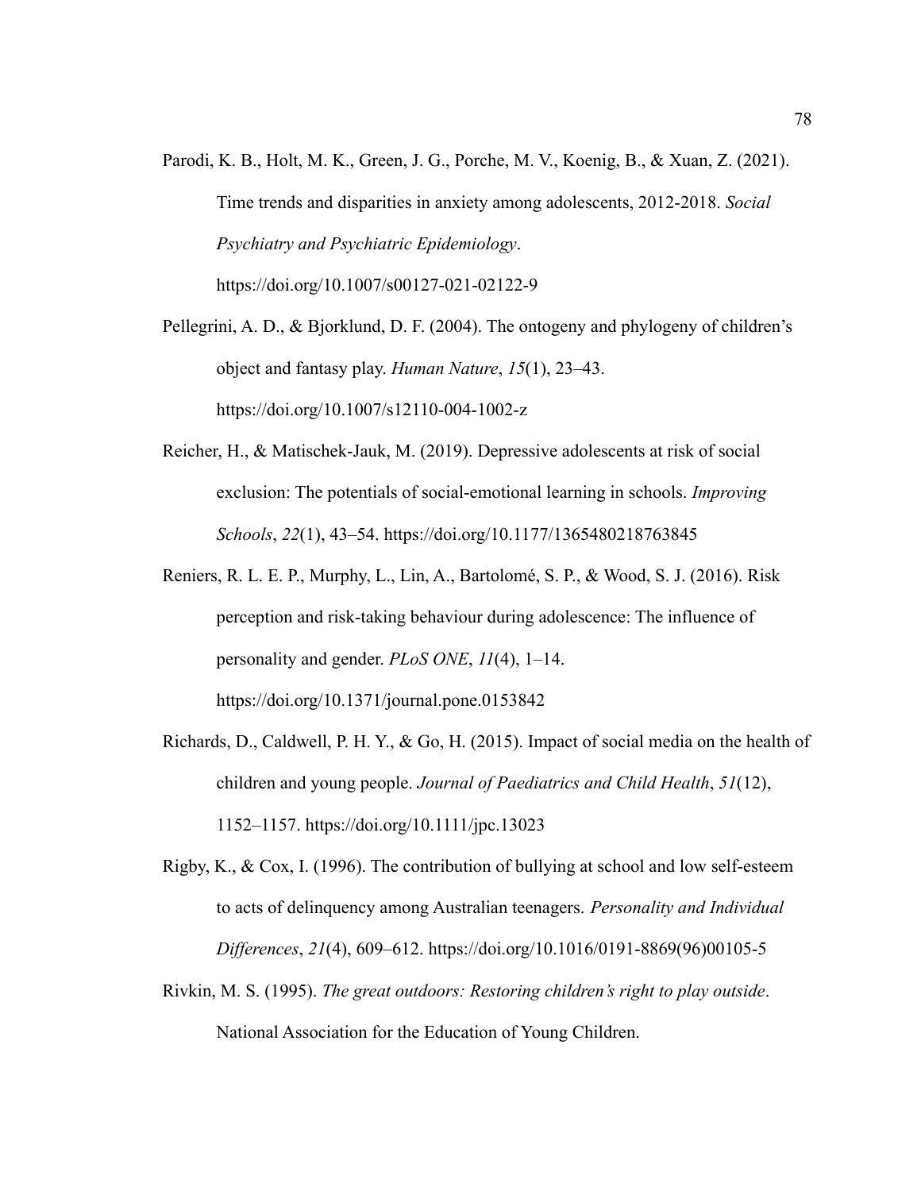Parodi, K. B., Holt, M. K., Green, J. G., Porche, M. V., Koenig, B., & Xuan, Z. (2021). Time trends and disparities in anxiety among adolescents, 2012-2018. *Social Psychiatry and Psychiatric Epidemiology*. https://doi.org/10.1007/s00127-021-02122-9

Pellegrini, A. D., & Bjorklund, D. F. (2004). The ontogeny and phylogeny of children's object and fantasy play. *Human Nature*, *15*(1), 23–43. https://doi.org/10.1007/s12110-004-1002-z

Reicher, H., & Matischek-Jauk, M. (2019). Depressive adolescents at risk of social exclusion: The potentials of social-emotional learning in schools. *Improving Schools*, *22*(1), 43–54. https://doi.org/10.1177/1365480218763845

Reniers, R. L. E. P., Murphy, L., Lin, A., Bartolomé, S. P., & Wood, S. J. (2016). Risk perception and risk-taking behaviour during adolescence: The influence of personality and gender. *PLoS ONE*, *11*(4), 1–14. https://doi.org/10.1371/journal.pone.0153842

Richards, D., Caldwell, P. H. Y., & Go, H. (2015). Impact of social media on the health of children and young people. *Journal of Paediatrics and Child Health*, *51*(12), 1152–1157. https://doi.org/10.1111/jpc.13023

Rigby, K., & Cox, I. (1996). The contribution of bullying at school and low self-esteem to acts of delinquency among Australian teenagers. *Personality and Individual Differences*, *21*(4), 609–612. https://doi.org/10.1016/0191-8869(96)00105-5

Rivkin, M. S. (1995). *The great outdoors: Restoring children's right to play outside*. National Association for the Education of Young Children.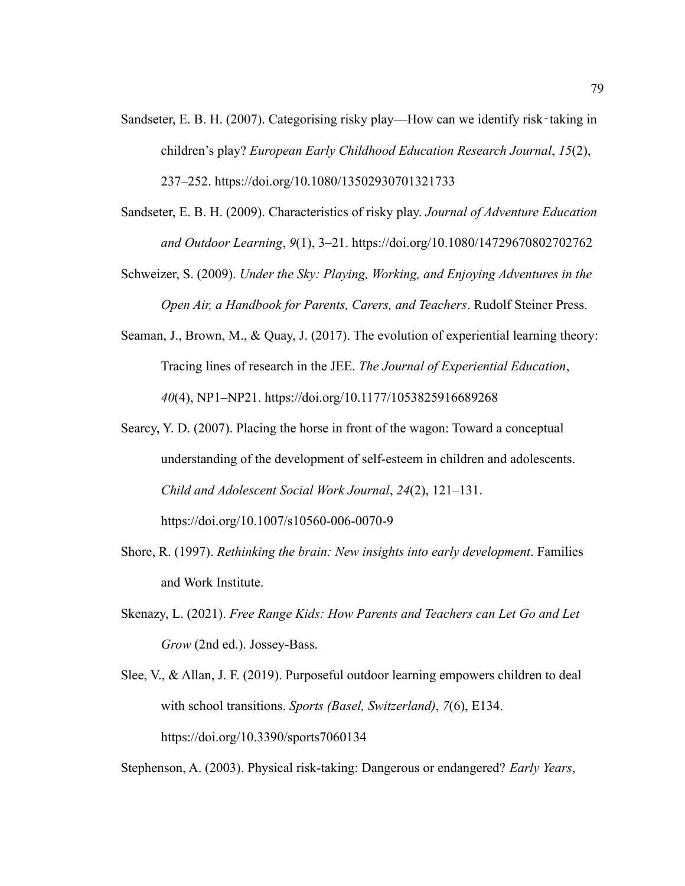Sandseter, E. B. H. (2007). Categorising risky play—How can we identify risk‐taking in children's play? *European Early Childhood Education Research Journal*, *15*(2), 237–252. https://doi.org/10.1080/13502930701321733

Sandseter, E. B. H. (2009). Characteristics of risky play. *Journal of Adventure Education and Outdoor Learning*, *9*(1), 3–21. https://doi.org/10.1080/14729670802702762

Schweizer, S. (2009). *Under the Sky: Playing, Working, and Enjoying Adventures in the Open Air, a Handbook for Parents, Carers, and Teachers*. Rudolf Steiner Press.

Seaman, J., Brown, M., & Quay, J. (2017). The evolution of experiential learning theory: Tracing lines of research in the JEE. *The Journal of Experiential Education*, *40*(4), NP1–NP21. https://doi.org/10.1177/1053825916689268

Searcy, Y. D. (2007). Placing the horse in front of the wagon: Toward a conceptual understanding of the development of self-esteem in children and adolescents. *Child and Adolescent Social Work Journal*, *24*(2), 121–131. https://doi.org/10.1007/s10560-006-0070-9

Shore, R. (1997). *Rethinking the brain: New insights into early development*. Families and Work Institute.

Skenazy, L. (2021). *Free Range Kids: How Parents and Teachers can Let Go and Let Grow* (2nd ed.). Jossey-Bass.

Slee, V., & Allan, J. F. (2019). Purposeful outdoor learning empowers children to deal with school transitions. *Sports (Basel, Switzerland)*, *7*(6), E134. https://doi.org/10.3390/sports7060134

Stephenson, A. (2003). Physical risk-taking: Dangerous or endangered? *Early Years*,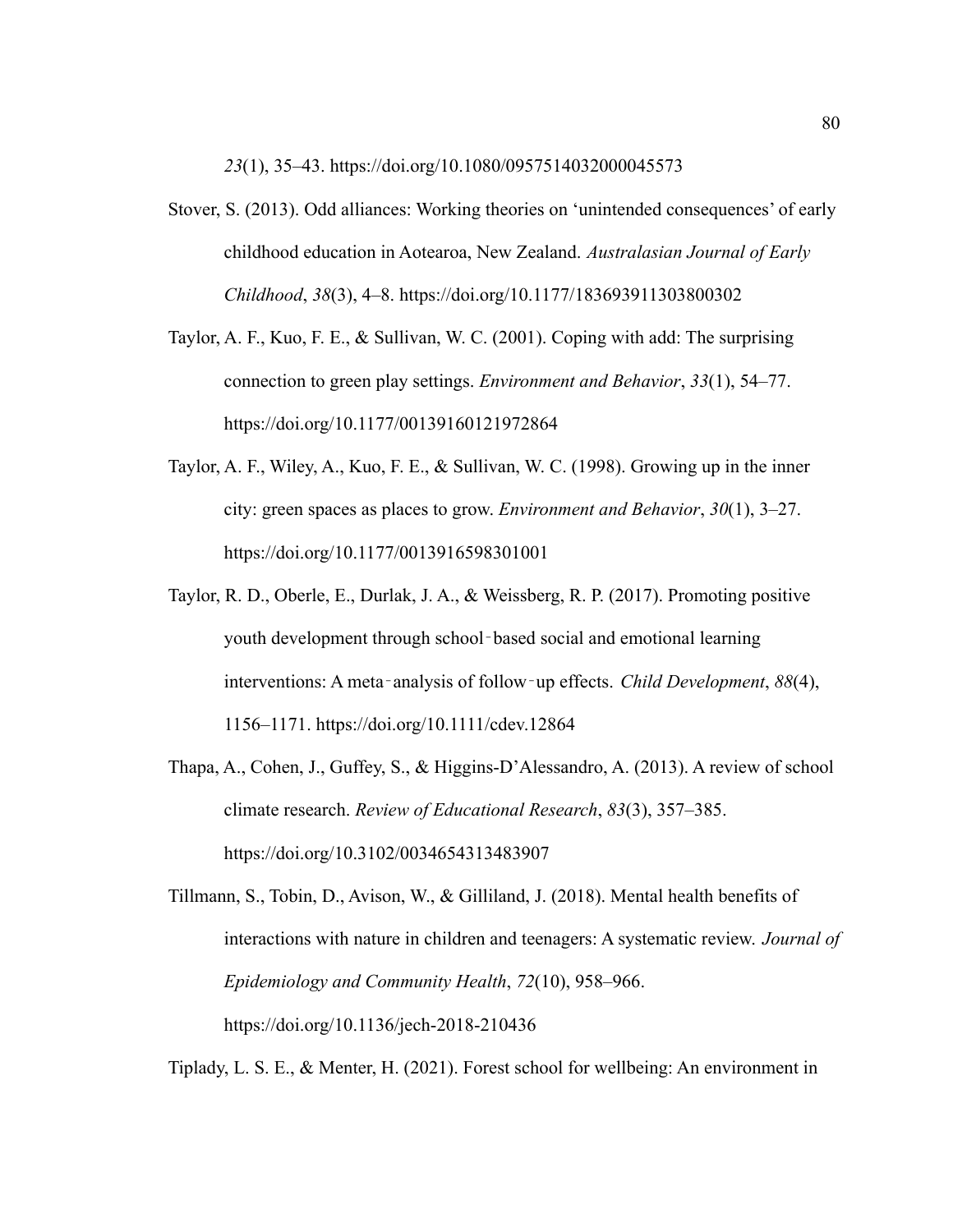*23*(1), 35–43. https://doi.org/10.1080/0957514032000045573

Stover, S. (2013). Odd alliances: Working theories on 'unintended consequences' of early childhood education in Aotearoa, New Zealand. *Australasian Journal of Early Childhood*, *38*(3), 4–8. https://doi.org/10.1177/183693911303800302

Taylor, A. F., Kuo, F. E., & Sullivan, W. C. (2001). Coping with add: The surprising connection to green play settings. *Environment and Behavior*, *33*(1), 54–77. https://doi.org/10.1177/00139160121972864

Taylor, A. F., Wiley, A., Kuo, F. E., & Sullivan, W. C. (1998). Growing up in the inner city: green spaces as places to grow. *Environment and Behavior*, *30*(1), 3–27. https://doi.org/10.1177/0013916598301001

Taylor, R. D., Oberle, E., Durlak, J. A., & Weissberg, R. P. (2017). Promoting positive youth development through school‐based social and emotional learning interventions: A meta‐analysis of follow‐up effects. *Child Development*, *88*(4), 1156–1171. https://doi.org/10.1111/cdev.12864

Thapa, A., Cohen, J., Guffey, S., & Higgins-D'Alessandro, A. (2013). A review of school climate research. *Review of Educational Research*, *83*(3), 357–385. https://doi.org/10.3102/0034654313483907

Tillmann, S., Tobin, D., Avison, W., & Gilliland, J. (2018). Mental health benefits of interactions with nature in children and teenagers: A systematic review. *Journal of Epidemiology and Community Health*, *72*(10), 958–966. https://doi.org/10.1136/jech-2018-210436

Tiplady, L. S. E., & Menter, H. (2021). Forest school for wellbeing: An environment in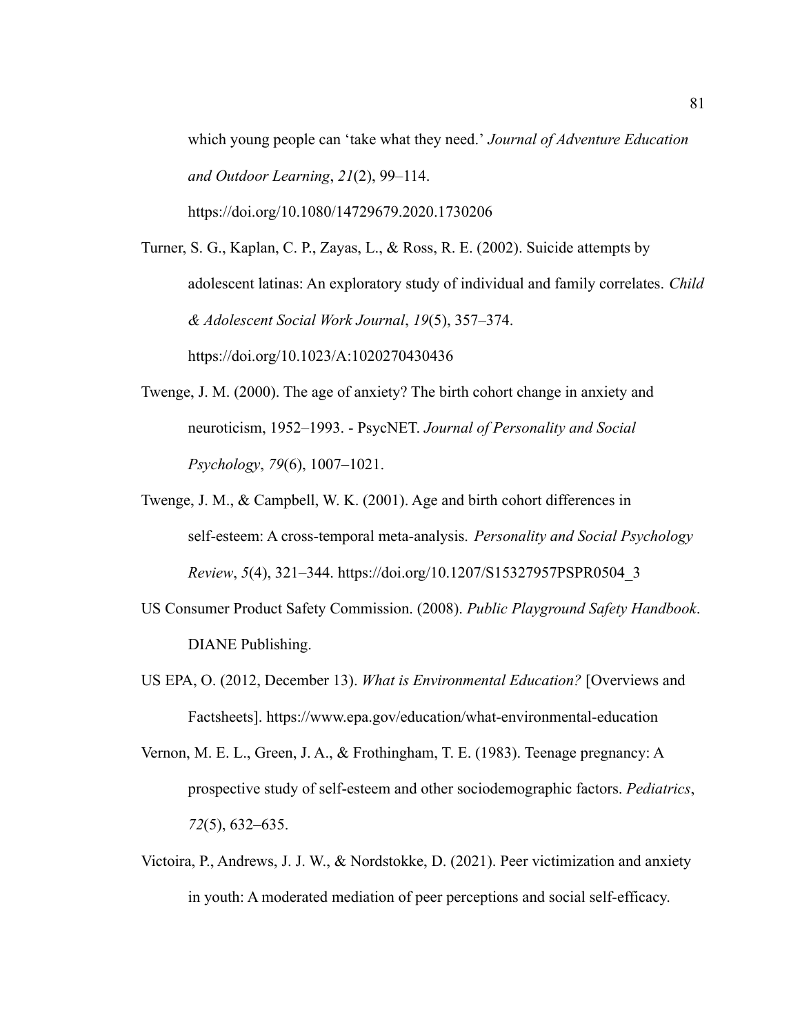which young people can 'take what they need.' *Journal of Adventure Education and Outdoor Learning*, *21*(2), 99–114. https://doi.org/10.1080/14729679.2020.1730206

Turner, S. G., Kaplan, C. P., Zayas, L., & Ross, R. E. (2002). Suicide attempts by adolescent latinas: An exploratory study of individual and family correlates. *Child & Adolescent Social Work Journal*, *19*(5), 357–374. https://doi.org/10.1023/A:1020270430436

Twenge, J. M. (2000). The age of anxiety? The birth cohort change in anxiety and neuroticism, 1952–1993. - PsycNET. *Journal of Personality and Social Psychology*, *79*(6), 1007–1021.

Twenge, J. M., & Campbell, W. K. (2001). Age and birth cohort differences in self-esteem: A cross-temporal meta-analysis. *Personality and Social Psychology Review*, *5*(4), 321–344. https://doi.org/10.1207/S15327957PSPR0504_3

US Consumer Product Safety Commission. (2008). *Public Playground Safety Handbook*. DIANE Publishing.

US EPA, O. (2012, December 13). *What is Environmental Education?* [Overviews and Factsheets]. https://www.epa.gov/education/what-environmental-education

Vernon, M. E. L., Green, J. A., & Frothingham, T. E. (1983). Teenage pregnancy: A prospective study of self-esteem and other sociodemographic factors. *Pediatrics*, *72*(5), 632–635.

Victoira, P., Andrews, J. J. W., & Nordstokke, D. (2021). Peer victimization and anxiety in youth: A moderated mediation of peer perceptions and social self-efficacy.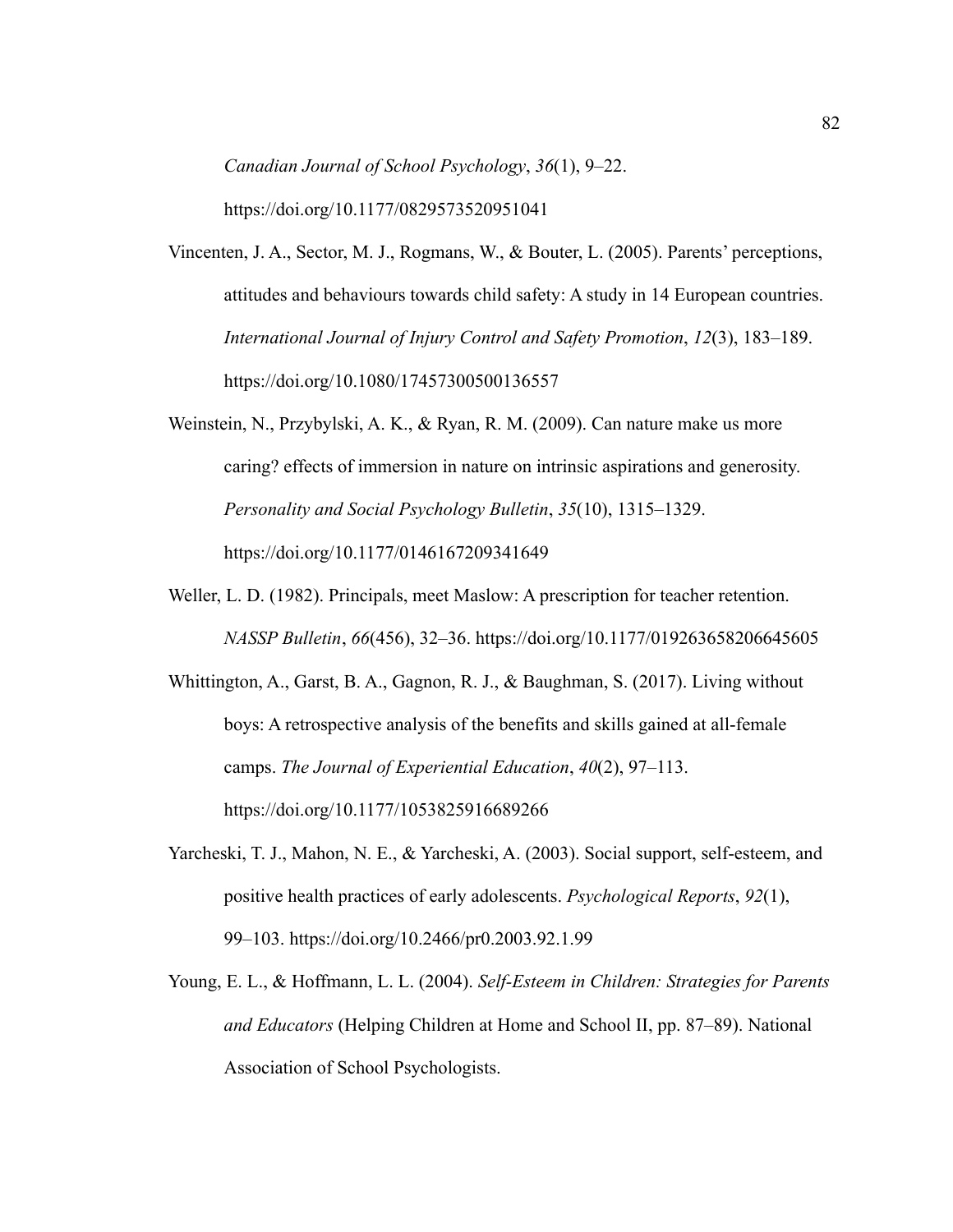*Canadian Journal of School Psychology*, *36*(1), 9–22. https://doi.org/10.1177/0829573520951041

Vincenten, J. A., Sector, M. J., Rogmans, W., & Bouter, L. (2005). Parents' perceptions, attitudes and behaviours towards child safety: A study in 14 European countries. *International Journal of Injury Control and Safety Promotion*, *12*(3), 183–189. https://doi.org/10.1080/17457300500136557

Weinstein, N., Przybylski, A. K., & Ryan, R. M. (2009). Can nature make us more caring? effects of immersion in nature on intrinsic aspirations and generosity. *Personality and Social Psychology Bulletin*, *35*(10), 1315–1329. https://doi.org/10.1177/0146167209341649

Weller, L. D. (1982). Principals, meet Maslow: A prescription for teacher retention. *NASSP Bulletin*, *66*(456), 32–36. https://doi.org/10.1177/019263658206645605

Whittington, A., Garst, B. A., Gagnon, R. J., & Baughman, S. (2017). Living without boys: A retrospective analysis of the benefits and skills gained at all-female camps. *The Journal of Experiential Education*, *40*(2), 97–113. https://doi.org/10.1177/1053825916689266

Yarcheski, T. J., Mahon, N. E., & Yarcheski, A. (2003). Social support, self-esteem, and positive health practices of early adolescents. *Psychological Reports*, *92*(1), 99–103. https://doi.org/10.2466/pr0.2003.92.1.99

Young, E. L., & Hoffmann, L. L. (2004). *Self-Esteem in Children: Strategies for Parents and Educators* (Helping Children at Home and School II, pp. 87–89). National Association of School Psychologists.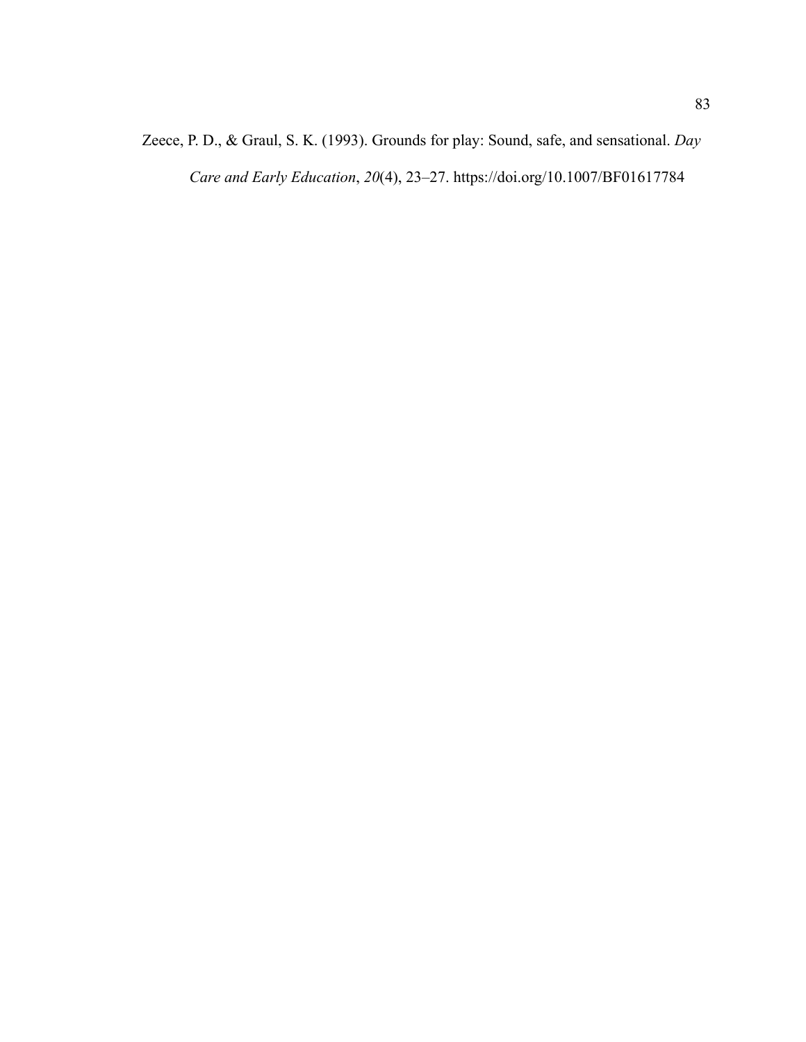Zeece, P. D., & Graul, S. K. (1993). Grounds for play: Sound, safe, and sensational. *Day Care and Early Education*, *20*(4), 23–27. https://doi.org/10.1007/BF01617784